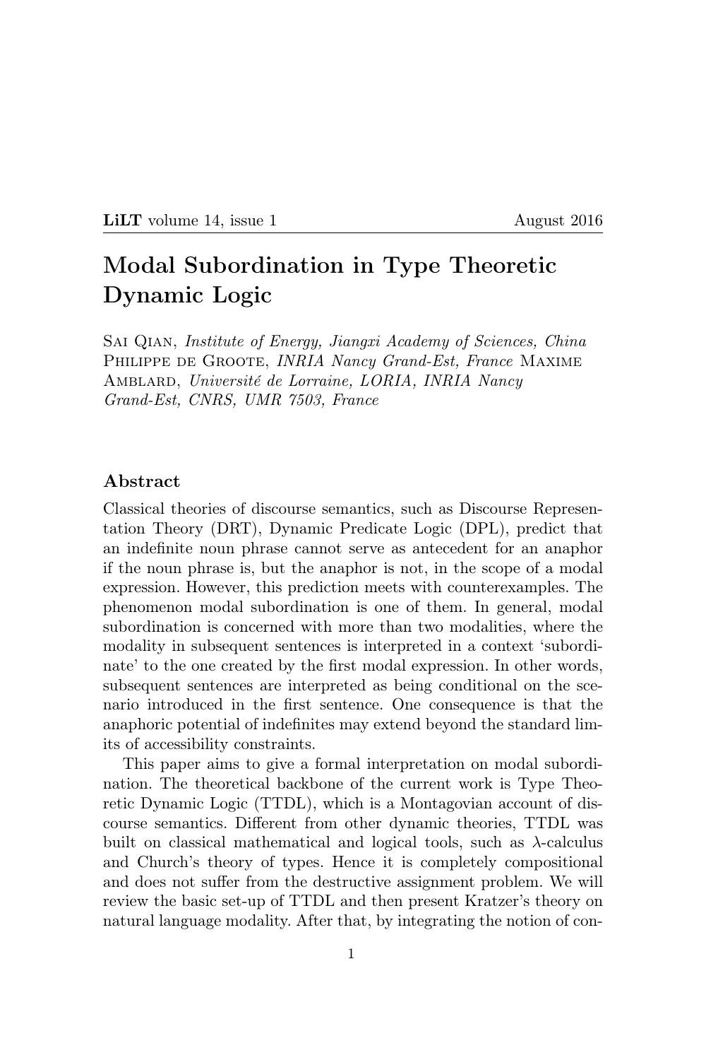# Modal Subordination in Type Theoretic Dynamic Logic

Sai Qian, *Institute of Energy, Jiangxi Academy of Sciences, China*
Philippe de Groote, *INRIA Nancy Grand-Est, France* Maxime Amblard, *Université de Lorraine, LORIA, INRIA Nancy Grand-Est, CNRS, UMR 7503, France*

## Abstract

Classical theories of discourse semantics, such as Discourse Representation Theory (DRT), Dynamic Predicate Logic (DPL), predict that an indefinite noun phrase cannot serve as antecedent for an anaphor if the noun phrase is, but the anaphor is not, in the scope of a modal expression. However, this prediction meets with counterexamples. The phenomenon modal subordination is one of them. In general, modal subordination is concerned with more than two modalities, where the modality in subsequent sentences is interpreted in a context 'subordinate' to the one created by the first modal expression. In other words, subsequent sentences are interpreted as being conditional on the scenario introduced in the first sentence. One consequence is that the anaphoric potential of indefinites may extend beyond the standard limits of accessibility constraints.

This paper aims to give a formal interpretation on modal subordination. The theoretical backbone of the current work is Type Theoretic Dynamic Logic (TTDL), which is a Montagovian account of discourse semantics. Different from other dynamic theories, TTDL was built on classical mathematical and logical tools, such as $\lambda$-calculus and Church's theory of types. Hence it is completely compositional and does not suffer from the destructive assignment problem. We will review the basic set-up of TTDL and then present Kratzer's theory on natural language modality. After that, by integrating the notion of con-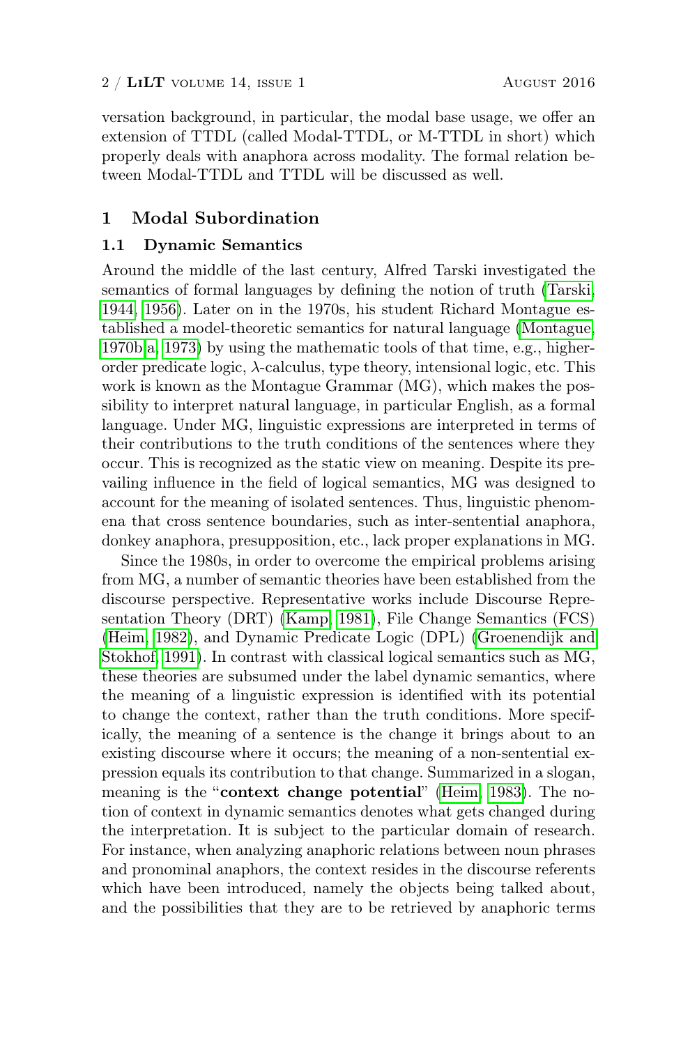versation background, in particular, the modal base usage, we offer an extension of TTDL (called Modal-TTDL, or M-TTDL in short) which properly deals with anaphora across modality. The formal relation between Modal-TTDL and TTDL will be discussed as well.

## 1 Modal Subordination

### 1.1 Dynamic Semantics

Around the middle of the last century, Alfred Tarski investigated the semantics of formal languages by defining the notion of truth (Tarski, 1944, 1956). Later on in the 1970s, his student Richard Montague established a model-theoretic semantics for natural language (Montague, 1970b,a, 1973) by using the mathematic tools of that time, e.g., higher-order predicate logic, λ-calculus, type theory, intensional logic, etc. This work is known as the Montague Grammar (MG), which makes the possibility to interpret natural language, in particular English, as a formal language. Under MG, linguistic expressions are interpreted in terms of their contributions to the truth conditions of the sentences where they occur. This is recognized as the static view on meaning. Despite its prevailing influence in the field of logical semantics, MG was designed to account for the meaning of isolated sentences. Thus, linguistic phenomena that cross sentence boundaries, such as inter-sentential anaphora, donkey anaphora, presupposition, etc., lack proper explanations in MG.

Since the 1980s, in order to overcome the empirical problems arising from MG, a number of semantic theories have been established from the discourse perspective. Representative works include Discourse Representation Theory (DRT) (Kamp, 1981), File Change Semantics (FCS) (Heim, 1982), and Dynamic Predicate Logic (DPL) (Groenendijk and Stokhof, 1991). In contrast with classical logical semantics such as MG, these theories are subsumed under the label dynamic semantics, where the meaning of a linguistic expression is identified with its potential to change the context, rather than the truth conditions. More specifically, the meaning of a sentence is the change it brings about to an existing discourse where it occurs; the meaning of a non-sentential expression equals its contribution to that change. Summarized in a slogan, meaning is the "**context change potential**" (Heim, 1983). The notion of context in dynamic semantics denotes what gets changed during the interpretation. It is subject to the particular domain of research. For instance, when analyzing anaphoric relations between noun phrases and pronominal anaphors, the context resides in the discourse referents which have been introduced, namely the objects being talked about, and the possibilities that they are to be retrieved by anaphoric terms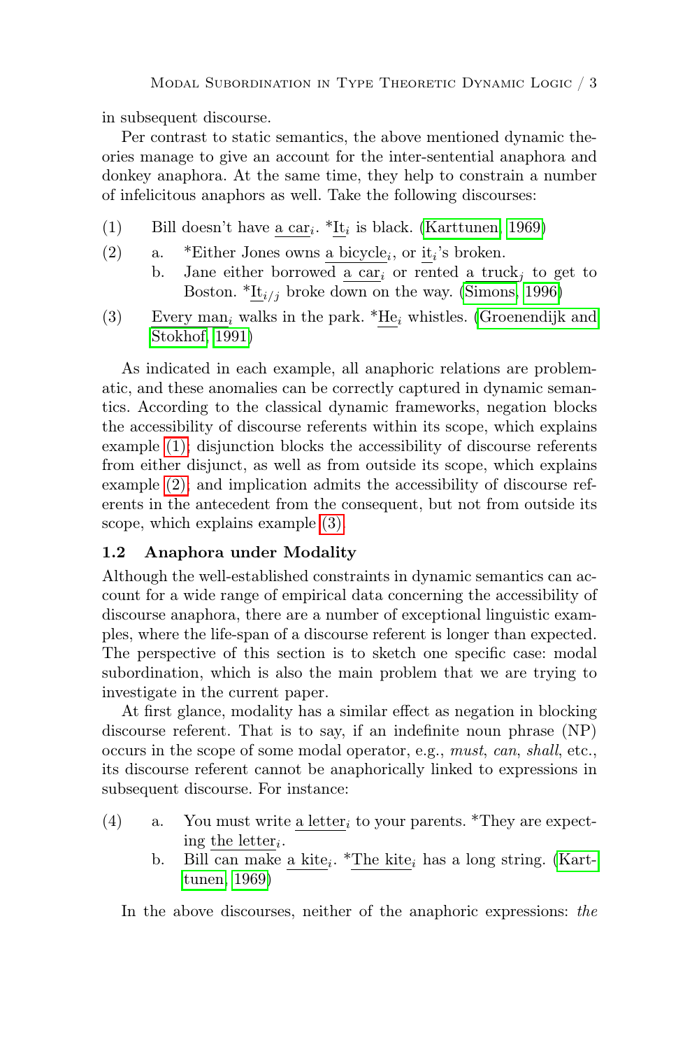in subsequent discourse.

Per contrast to static semantics, the above mentioned dynamic theories manage to give an account for the inter-sentential anaphora and donkey anaphora. At the same time, they help to constrain a number of infelicitous anaphors as well. Take the following discourses:

(1) Bill doesn't have a $\text{car}_i$. *$\text{It}_i$ is black. (Karttunen, 1969)

(2) a. *Either Jones owns a $\text{bicycle}_i$, or $\text{it}_i$'s broken.
    b. Jane either borrowed a $\text{car}_i$ or rented a $\text{truck}_j$ to get to Boston. *$\text{It}_{i/j}$ broke down on the way. (Simons, 1996)

(3) Every $\text{man}_i$ walks in the park. *$\text{He}_i$ whistles. (Groenendijk and Stokhof, 1991)

As indicated in each example, all anaphoric relations are problematic, and these anomalies can be correctly captured in dynamic semantics. According to the classical dynamic frameworks, negation blocks the accessibility of discourse referents within its scope, which explains example (1); disjunction blocks the accessibility of discourse referents from either disjunct, as well as from outside its scope, which explains example (2); and implication admits the accessibility of discourse referents in the antecedent from the consequent, but not from outside its scope, which explains example (3).

### 1.2 Anaphora under Modality

Although the well-established constraints in dynamic semantics can account for a wide range of empirical data concerning the accessibility of discourse anaphora, there are a number of exceptional linguistic examples, where the life-span of a discourse referent is longer than expected. The perspective of this section is to sketch one specific case: modal subordination, which is also the main problem that we are trying to investigate in the current paper.

At first glance, modality has a similar effect as negation in blocking discourse referent. That is to say, if an indefinite noun phrase (NP) occurs in the scope of some modal operator, e.g., *must*, *can*, *shall*, etc., its discourse referent cannot be anaphorically linked to expressions in subsequent discourse. For instance:

(4) a. You must write a $\text{letter}_i$ to your parents. *They are expecting the $\text{letter}_i$.
    b. Bill can make a $\text{kite}_i$. *The $\text{kite}_i$ has a long string. (Karttunen, 1969)

In the above discourses, neither of the anaphoric expressions: *the*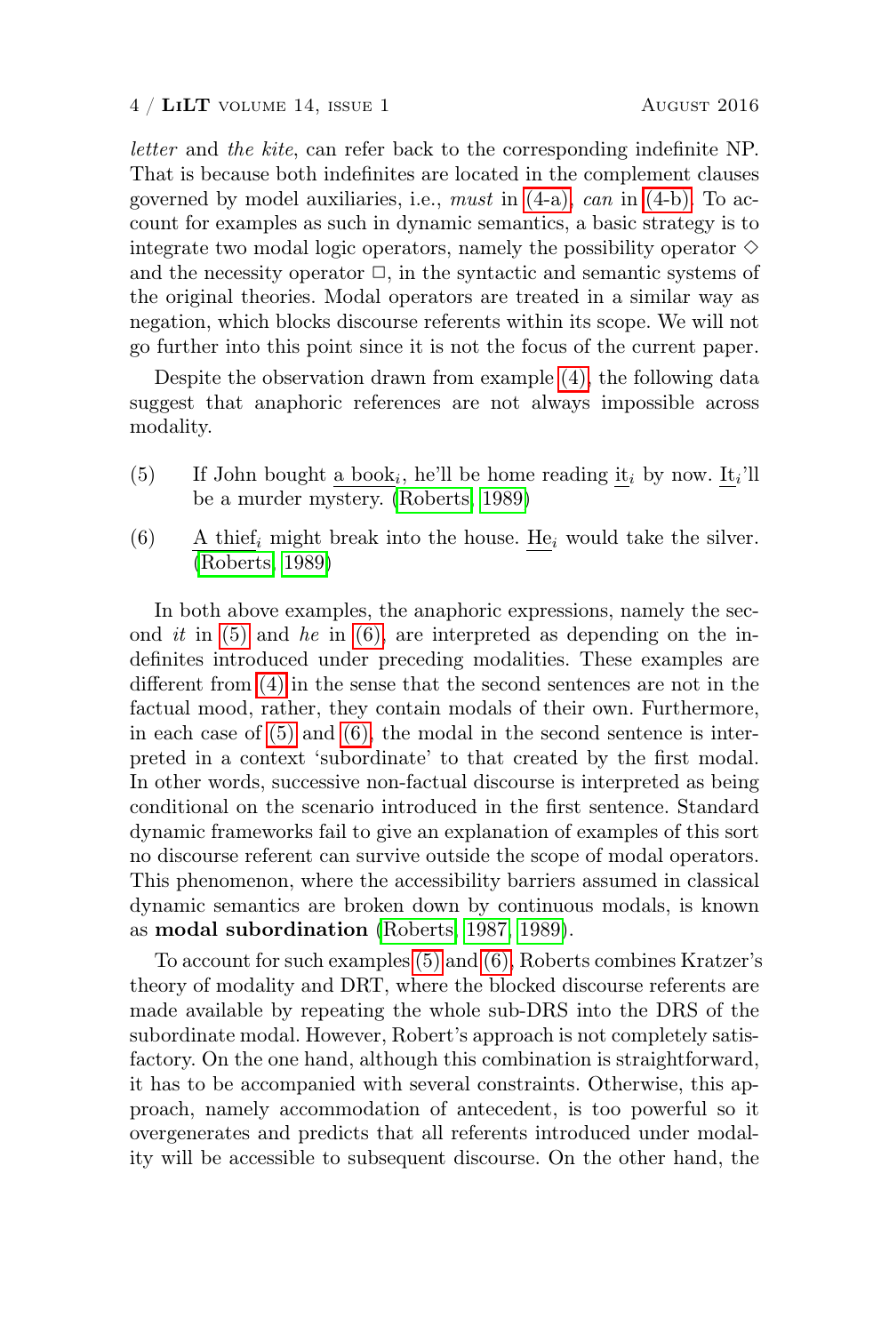*letter* and *the kite*, can refer back to the corresponding indefinite NP. That is because both indefinites are located in the complement clauses governed by model auxiliaries, i.e., *must* in (4-a), *can* in (4-b). To account for examples as such in dynamic semantics, a basic strategy is to integrate two modal logic operators, namely the possibility operator $\Diamond$ and the necessity operator $\Box$, in the syntactic and semantic systems of the original theories. Modal operators are treated in a similar way as negation, which blocks discourse referents within its scope. We will not go further into this point since it is not the focus of the current paper.

Despite the observation drawn from example (4), the following data suggest that anaphoric references are not always impossible across modality.

(5) If John bought a book$_i$, he'll be home reading it$_i$ by now. It$_i$'ll be a murder mystery. (Roberts, 1989)

(6) A thief$_i$ might break into the house. He$_i$ would take the silver. (Roberts, 1989)

In both above examples, the anaphoric expressions, namely the second *it* in (5) and *he* in (6), are interpreted as depending on the indefinites introduced under preceding modalities. These examples are different from (4) in the sense that the second sentences are not in the factual mood, rather, they contain modals of their own. Furthermore, in each case of (5) and (6), the modal in the second sentence is interpreted in a context 'subordinate' to that created by the first modal. In other words, successive non-factual discourse is interpreted as being conditional on the scenario introduced in the first sentence. Standard dynamic frameworks fail to give an explanation of examples of this sort no discourse referent can survive outside the scope of modal operators. This phenomenon, where the accessibility barriers assumed in classical dynamic semantics are broken down by continuous modals, is known as **modal subordination** (Roberts, 1987, 1989).

To account for such examples (5) and (6), Roberts combines Kratzer's theory of modality and DRT, where the blocked discourse referents are made available by repeating the whole sub-DRS into the DRS of the subordinate modal. However, Robert's approach is not completely satisfactory. On the one hand, although this combination is straightforward, it has to be accompanied with several constraints. Otherwise, this approach, namely accommodation of antecedent, is too powerful so it overgenerates and predicts that all referents introduced under modality will be accessible to subsequent discourse. On the other hand, the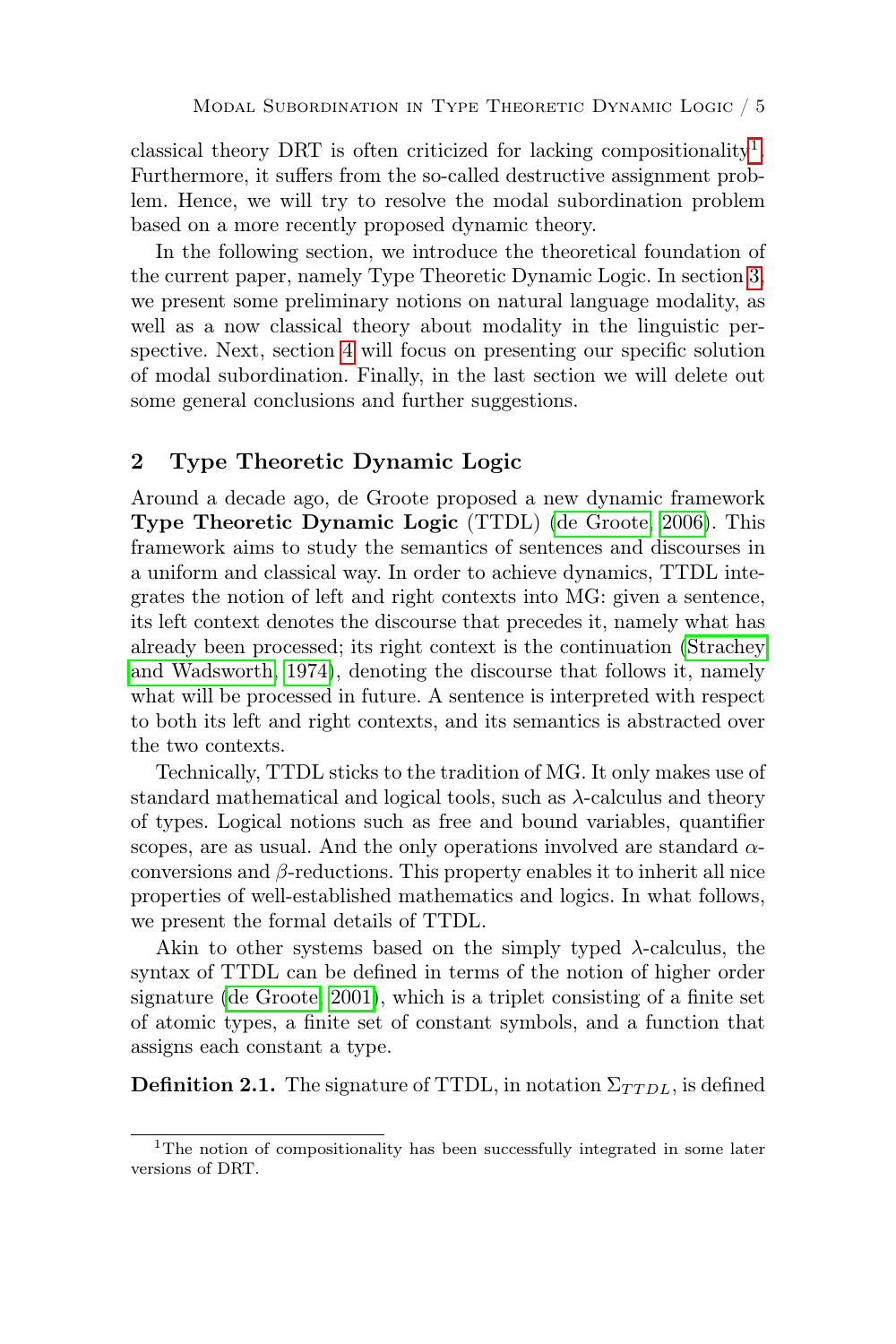classical theory DRT is often criticized for lacking compositionality[1]. Furthermore, it suffers from the so-called destructive assignment problem. Hence, we will try to resolve the modal subordination problem based on a more recently proposed dynamic theory.

In the following section, we introduce the theoretical foundation of the current paper, namely Type Theoretic Dynamic Logic. In section 3, we present some preliminary notions on natural language modality, as well as a now classical theory about modality in the linguistic perspective. Next, section 4 will focus on presenting our specific solution of modal subordination. Finally, in the last section we will delete out some general conclusions and further suggestions.

## 2 Type Theoretic Dynamic Logic

Around a decade ago, de Groote proposed a new dynamic framework **Type Theoretic Dynamic Logic** (TTDL) (de Groote, 2006). This framework aims to study the semantics of sentences and discourses in a uniform and classical way. In order to achieve dynamics, TTDL integrates the notion of left and right contexts into MG: given a sentence, its left context denotes the discourse that precedes it, namely what has already been processed; its right context is the continuation (Strachey and Wadsworth, 1974), denoting the discourse that follows it, namely what will be processed in future. A sentence is interpreted with respect to both its left and right contexts, and its semantics is abstracted over the two contexts.

Technically, TTDL sticks to the tradition of MG. It only makes use of standard mathematical and logical tools, such as $\lambda$-calculus and theory of types. Logical notions such as free and bound variables, quantifier scopes, are as usual. And the only operations involved are standard $\alpha$-conversions and $\beta$-reductions. This property enables it to inherit all nice properties of well-established mathematics and logics. In what follows, we present the formal details of TTDL.

Akin to other systems based on the simply typed $\lambda$-calculus, the syntax of TTDL can be defined in terms of the notion of higher order signature (de Groote, 2001), which is a triplet consisting of a finite set of atomic types, a finite set of constant symbols, and a function that assigns each constant a type.

**Definition 2.1.** The signature of TTDL, in notation $\Sigma_{TTDL}$, is defined

[1]The notion of compositionality has been successfully integrated in some later versions of DRT.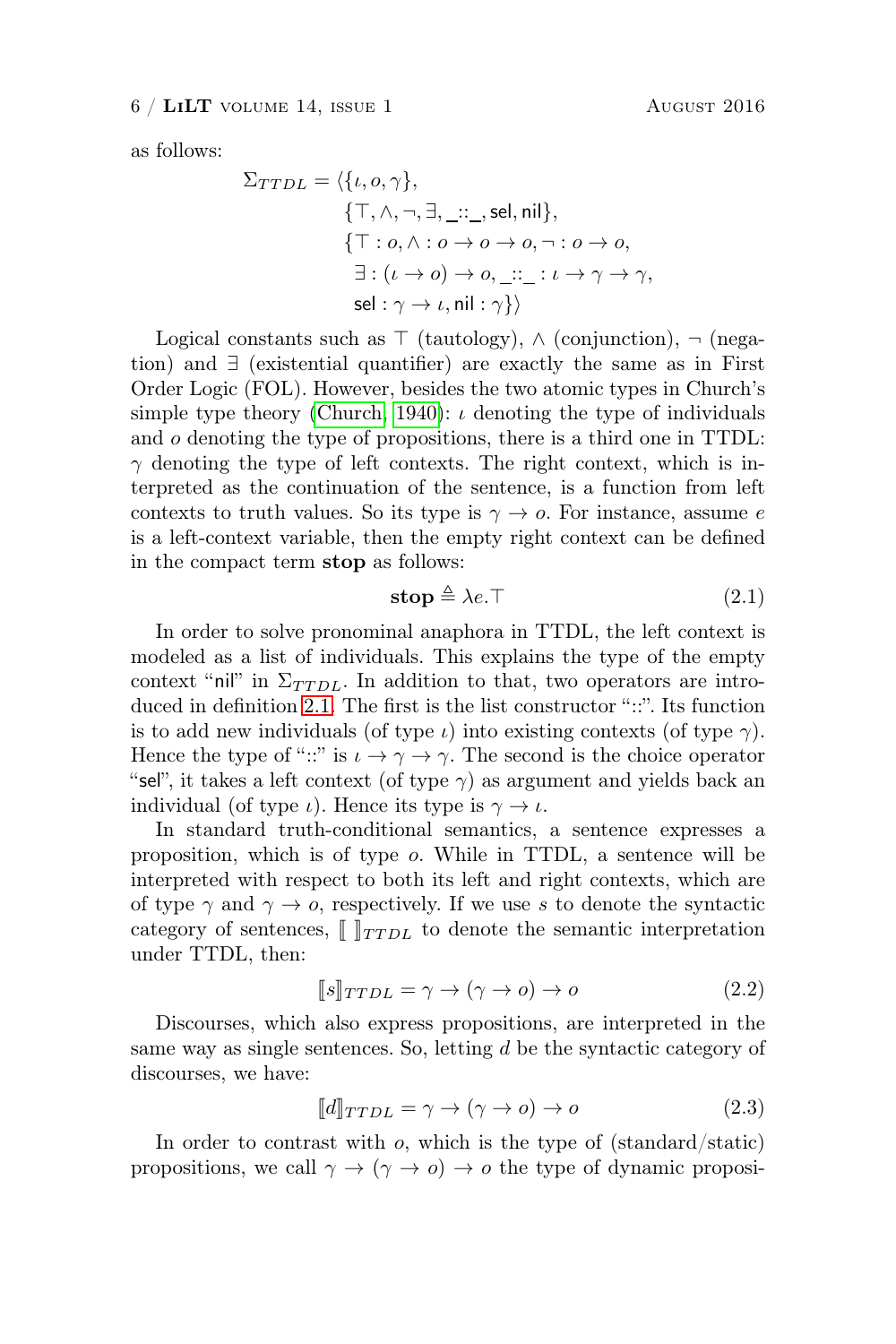as follows:

$$
\begin{aligned}
\Sigma_{TTDL} = \langle & \{\iota, o, \gamma\}, \\
& \{\top, \wedge, \neg, \exists, \_::\_, \mathsf{sel}, \mathsf{nil}\}, \\
& \{\top : o, \wedge : o \to o \to o, \neg : o \to o, \\
& \ \exists : (\iota \to o) \to o, \_::\_ : \iota \to \gamma \to \gamma, \\
& \ \mathsf{sel} : \gamma \to \iota, \mathsf{nil} : \gamma\}\rangle
\end{aligned}
$$

Logical constants such as $\top$ (tautology), $\wedge$ (conjunction), $\neg$ (negation) and $\exists$ (existential quantifier) are exactly the same as in First Order Logic (FOL). However, besides the two atomic types in Church's simple type theory (Church, 1940): $\iota$ denoting the type of individuals and $o$ denoting the type of propositions, there is a third one in TTDL: $\gamma$ denoting the type of left contexts. The right context, which is interpreted as the continuation of the sentence, is a function from left contexts to truth values. So its type is $\gamma \to o$. For instance, assume $e$ is a left-context variable, then the empty right context can be defined in the compact term **stop** as follows:

$$
\textbf{stop} \triangleq \lambda e.\top \tag{2.1}
$$

In order to solve pronominal anaphora in TTDL, the left context is modeled as a list of individuals. This explains the type of the empty context "nil" in $\Sigma_{TTDL}$. In addition to that, two operators are introduced in definition 2.1. The first is the list constructor "::". Its function is to add new individuals (of type $\iota$) into existing contexts (of type $\gamma$). Hence the type of "::" is $\iota \to \gamma \to \gamma$. The second is the choice operator "sel", it takes a left context (of type $\gamma$) as argument and yields back an individual (of type $\iota$). Hence its type is $\gamma \to \iota$.

In standard truth-conditional semantics, a sentence expresses a proposition, which is of type $o$. While in TTDL, a sentence will be interpreted with respect to both its left and right contexts, which are of type $\gamma$ and $\gamma \to o$, respectively. If we use $s$ to denote the syntactic category of sentences, $\llbracket\ \rrbracket_{TTDL}$ to denote the semantic interpretation under TTDL, then:

$$
\llbracket s \rrbracket_{TTDL} = \gamma \to (\gamma \to o) \to o \tag{2.2}
$$

Discourses, which also express propositions, are interpreted in the same way as single sentences. So, letting $d$ be the syntactic category of discourses, we have:

$$
\llbracket d \rrbracket_{TTDL} = \gamma \to (\gamma \to o) \to o \tag{2.3}
$$

In order to contrast with $o$, which is the type of (standard/static) propositions, we call $\gamma \to (\gamma \to o) \to o$ the type of dynamic proposi-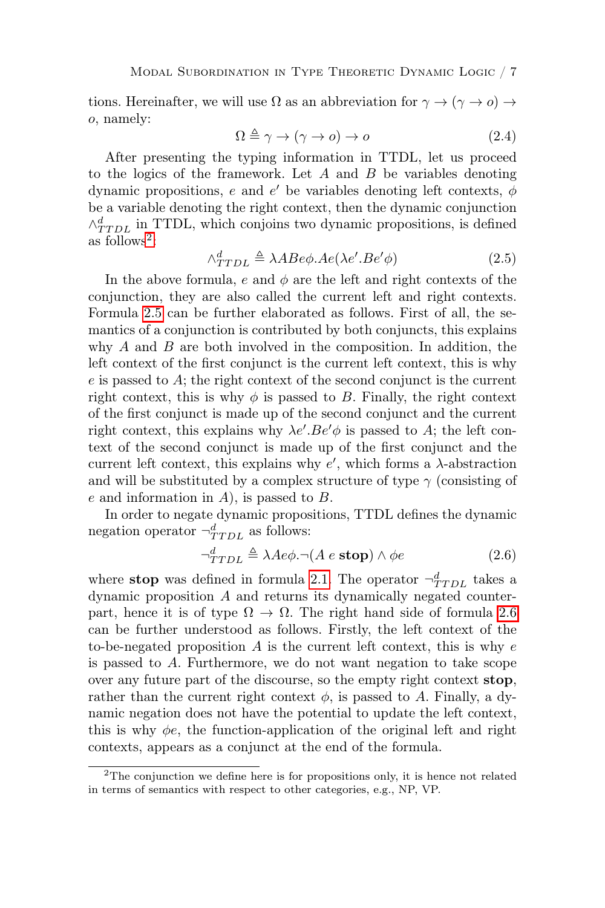tions. Hereinafter, we will use $\Omega$ as an abbreviation for $\gamma \to (\gamma \to o) \to o$, namely:

$$\Omega \triangleq \gamma \to (\gamma \to o) \to o \tag{2.4}$$

After presenting the typing information in TTDL, let us proceed to the logics of the framework. Let $A$ and $B$ be variables denoting dynamic propositions, $e$ and $e'$ be variables denoting left contexts, $\phi$ be a variable denoting the right context, then the dynamic conjunction $\wedge^d_{TTDL}$ in TTDL, which conjoins two dynamic propositions, is defined as follows[2]:

$$\wedge^d_{TTDL} \triangleq \lambda ABe\phi.Ae(\lambda e'.Be'\phi) \tag{2.5}$$

In the above formula, $e$ and $\phi$ are the left and right contexts of the conjunction, they are also called the current left and right contexts. Formula 2.5 can be further elaborated as follows. First of all, the semantics of a conjunction is contributed by both conjuncts, this explains why $A$ and $B$ are both involved in the composition. In addition, the left context of the first conjunct is the current left context, this is why $e$ is passed to $A$; the right context of the second conjunct is the current right context, this is why $\phi$ is passed to $B$. Finally, the right context of the first conjunct is made up of the second conjunct and the current right context, this explains why $\lambda e'.Be'\phi$ is passed to $A$; the left context of the second conjunct is made up of the first conjunct and the current left context, this explains why $e'$, which forms a $\lambda$-abstraction and will be substituted by a complex structure of type $\gamma$ (consisting of $e$ and information in $A$), is passed to $B$.

In order to negate dynamic propositions, TTDL defines the dynamic negation operator $\neg^d_{TTDL}$ as follows:

$$\neg^d_{TTDL} \triangleq \lambda Ae\phi.\neg(A\ e\ \mathbf{stop}) \wedge \phi e \tag{2.6}$$

where **stop** was defined in formula 2.1. The operator $\neg^d_{TTDL}$ takes a dynamic proposition $A$ and returns its dynamically negated counterpart, hence it is of type $\Omega \to \Omega$. The right hand side of formula 2.6 can be further understood as follows. Firstly, the left context of the to-be-negated proposition $A$ is the current left context, this is why $e$ is passed to $A$. Furthermore, we do not want negation to take scope over any future part of the discourse, so the empty right context **stop**, rather than the current right context $\phi$, is passed to $A$. Finally, a dynamic negation does not have the potential to update the left context, this is why $\phi e$, the function-application of the original left and right contexts, appears as a conjunct at the end of the formula.

[2]The conjunction we define here is for propositions only, it is hence not related in terms of semantics with respect to other categories, e.g., NP, VP.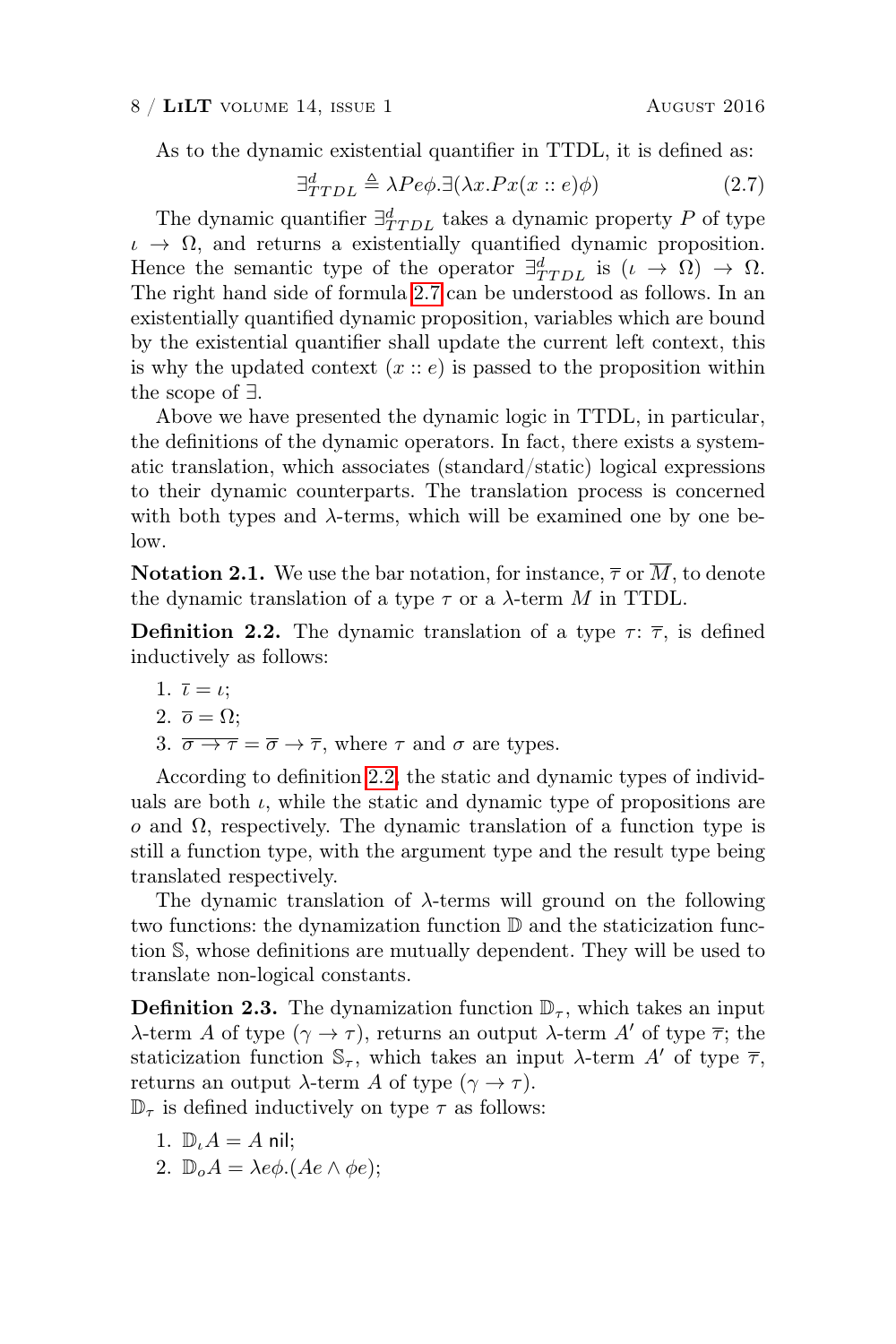As to the dynamic existential quantifier in TTDL, it is defined as:

$$\exists^d_{TTDL} \triangleq \lambda Pe\phi.\exists(\lambda x.Px(x :: e)\phi) \tag{2.7}$$

The dynamic quantifier $\exists^d_{TTDL}$ takes a dynamic property $P$ of type $\iota \to \Omega$, and returns a existentially quantified dynamic proposition. Hence the semantic type of the operator $\exists^d_{TTDL}$ is $(\iota \to \Omega) \to \Omega$. The right hand side of formula 2.7 can be understood as follows. In an existentially quantified dynamic proposition, variables which are bound by the existential quantifier shall update the current left context, this is why the updated context $(x :: e)$ is passed to the proposition within the scope of $\exists$.

Above we have presented the dynamic logic in TTDL, in particular, the definitions of the dynamic operators. In fact, there exists a systematic translation, which associates (standard/static) logical expressions to their dynamic counterparts. The translation process is concerned with both types and $\lambda$-terms, which will be examined one by one below.

**Notation 2.1.** We use the bar notation, for instance, $\overline{\tau}$ or $\overline{M}$, to denote the dynamic translation of a type $\tau$ or a $\lambda$-term $M$ in TTDL.

**Definition 2.2.** The dynamic translation of a type $\tau$: $\overline{\tau}$, is defined inductively as follows:

1. $\overline{\iota} = \iota$;
2. $\overline{o} = \Omega$;
3. $\overline{\sigma \to \tau} = \overline{\sigma} \to \overline{\tau}$, where $\tau$ and $\sigma$ are types.

According to definition 2.2, the static and dynamic types of individuals are both $\iota$, while the static and dynamic type of propositions are $o$ and $\Omega$, respectively. The dynamic translation of a function type is still a function type, with the argument type and the result type being translated respectively.

The dynamic translation of $\lambda$-terms will ground on the following two functions: the dynamization function $\mathbb{D}$ and the staticization function $\mathbb{S}$, whose definitions are mutually dependent. They will be used to translate non-logical constants.

**Definition 2.3.** The dynamization function $\mathbb{D}_\tau$, which takes an input $\lambda$-term $A$ of type $(\gamma \to \tau)$, returns an output $\lambda$-term $A'$ of type $\overline{\tau}$; the staticization function $\mathbb{S}_\tau$, which takes an input $\lambda$-term $A'$ of type $\overline{\tau}$, returns an output $\lambda$-term $A$ of type $(\gamma \to \tau)$.

$\mathbb{D}_\tau$ is defined inductively on type $\tau$ as follows:

1. $\mathbb{D}_\iota A = A\ \mathsf{nil}$;
2. $\mathbb{D}_o A = \lambda e\phi.(Ae \wedge \phi e)$;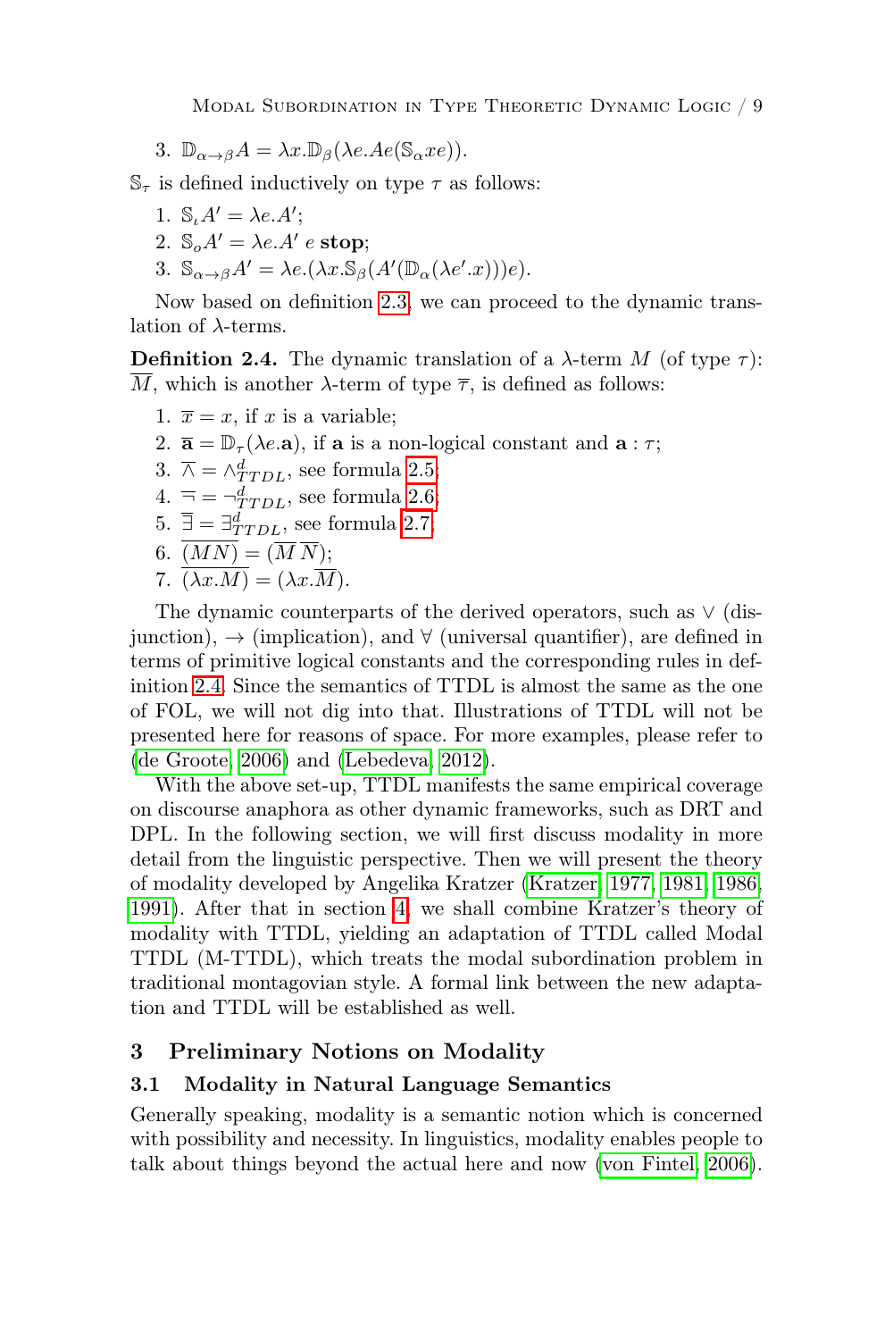3. $\mathbb{D}_{\alpha \to \beta} A = \lambda x.\mathbb{D}_\beta(\lambda e.Ae(\mathbb{S}_\alpha xe))$.

$\mathbb{S}_\tau$ is defined inductively on type $\tau$ as follows:

1. $\mathbb{S}_\iota A' = \lambda e.A'$;
2. $\mathbb{S}_o A' = \lambda e.A'\ e\ \mathbf{stop}$;
3. $\mathbb{S}_{\alpha \to \beta} A' = \lambda e.(\lambda x.\mathbb{S}_\beta(A'(\mathbb{D}_\alpha(\lambda e'.x)))e)$.

Now based on definition 2.3, we can proceed to the dynamic translation of λ-terms.

**Definition 2.4.** The dynamic translation of a λ-term $M$ (of type $\tau$): $\overline{M}$, which is another λ-term of type $\overline{\tau}$, is defined as follows:

1. $\overline{x} = x$, if $x$ is a variable;
2. $\overline{\mathbf{a}} = \mathbb{D}_\tau(\lambda e.\mathbf{a})$, if $\mathbf{a}$ is a non-logical constant and $\mathbf{a} : \tau$;
3. $\overline{\wedge} = \wedge^d_{TTDL}$, see formula 2.5;
4. $\overline{\neg} = \neg^d_{TTDL}$, see formula 2.6;
5. $\overline{\exists} = \exists^d_{TTDL}$, see formula 2.7;
6. $\overline{(MN)} = (\overline{M}\,\overline{N})$;
7. $\overline{(\lambda x.M)} = (\lambda x.\overline{M})$.

The dynamic counterparts of the derived operators, such as $\vee$ (disjunction), $\to$ (implication), and $\forall$ (universal quantifier), are defined in terms of primitive logical constants and the corresponding rules in definition 2.4. Since the semantics of TTDL is almost the same as the one of FOL, we will not dig into that. Illustrations of TTDL will not be presented here for reasons of space. For more examples, please refer to (de Groote, 2006) and (Lebedeva, 2012).

With the above set-up, TTDL manifests the same empirical coverage on discourse anaphora as other dynamic frameworks, such as DRT and DPL. In the following section, we will first discuss modality in more detail from the linguistic perspective. Then we will present the theory of modality developed by Angelika Kratzer (Kratzer, 1977, 1981, 1986, 1991). After that in section 4, we shall combine Kratzer's theory of modality with TTDL, yielding an adaptation of TTDL called Modal TTDL (M-TTDL), which treats the modal subordination problem in traditional montagovian style. A formal link between the new adaptation and TTDL will be established as well.

## 3 Preliminary Notions on Modality

### 3.1 Modality in Natural Language Semantics

Generally speaking, modality is a semantic notion which is concerned with possibility and necessity. In linguistics, modality enables people to talk about things beyond the actual here and now (von Fintel, 2006).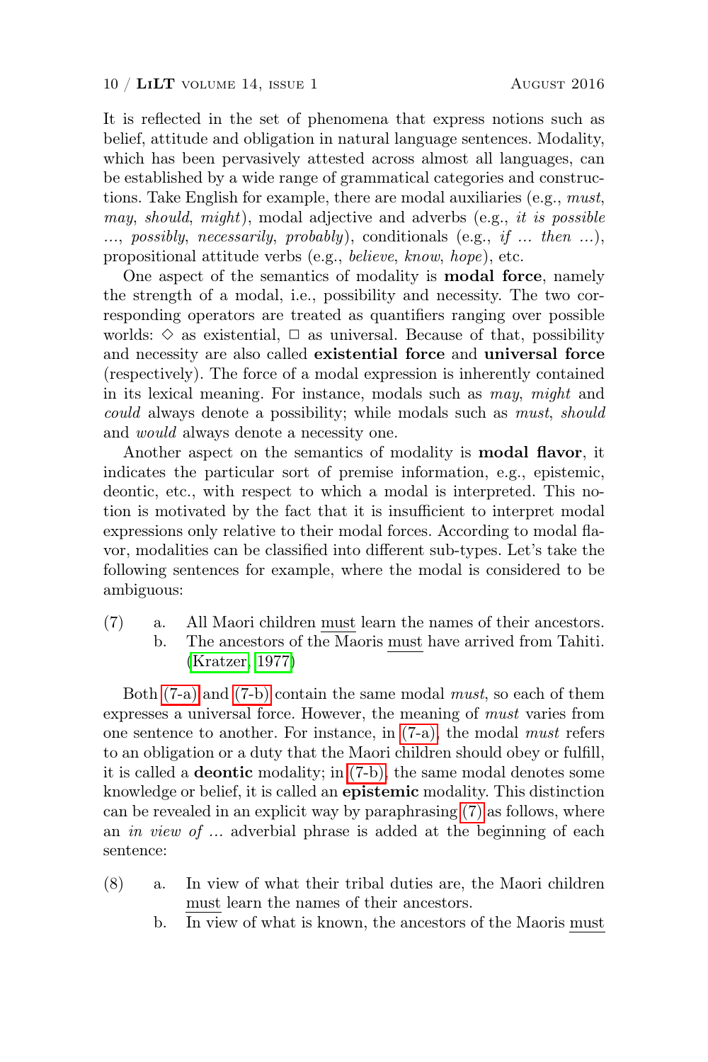It is reflected in the set of phenomena that express notions such as belief, attitude and obligation in natural language sentences. Modality, which has been pervasively attested across almost all languages, can be established by a wide range of grammatical categories and constructions. Take English for example, there are modal auxiliaries (e.g., *must*, *may*, *should*, *might*), modal adjective and adverbs (e.g., *it is possible ...*, *possibly*, *necessarily*, *probably*), conditionals (e.g., *if ... then ...*), propositional attitude verbs (e.g., *believe*, *know*, *hope*), etc.

One aspect of the semantics of modality is **modal force**, namely the strength of a modal, i.e., possibility and necessity. The two corresponding operators are treated as quantifiers ranging over possible worlds: $\Diamond$ as existential, $\Box$ as universal. Because of that, possibility and necessity are also called **existential force** and **universal force** (respectively). The force of a modal expression is inherently contained in its lexical meaning. For instance, modals such as *may*, *might* and *could* always denote a possibility; while modals such as *must*, *should* and *would* always denote a necessity one.

Another aspect on the semantics of modality is **modal flavor**, it indicates the particular sort of premise information, e.g., epistemic, deontic, etc., with respect to which a modal is interpreted. This notion is motivated by the fact that it is insufficient to interpret modal expressions only relative to their modal forces. According to modal flavor, modalities can be classified into different sub-types. Let's take the following sentences for example, where the modal is considered to be ambiguous:

(7) a. All Maori children must learn the names of their ancestors.
    b. The ancestors of the Maoris must have arrived from Tahiti. (Kratzer, 1977)

Both (7-a) and (7-b) contain the same modal *must*, so each of them expresses a universal force. However, the meaning of *must* varies from one sentence to another. For instance, in (7-a), the modal *must* refers to an obligation or a duty that the Maori children should obey or fulfill, it is called a **deontic** modality; in (7-b), the same modal denotes some knowledge or belief, it is called an **epistemic** modality. This distinction can be revealed in an explicit way by paraphrasing (7) as follows, where an *in view of ...* adverbial phrase is added at the beginning of each sentence:

(8) a. In view of what their tribal duties are, the Maori children must learn the names of their ancestors.
    b. In view of what is known, the ancestors of the Maoris must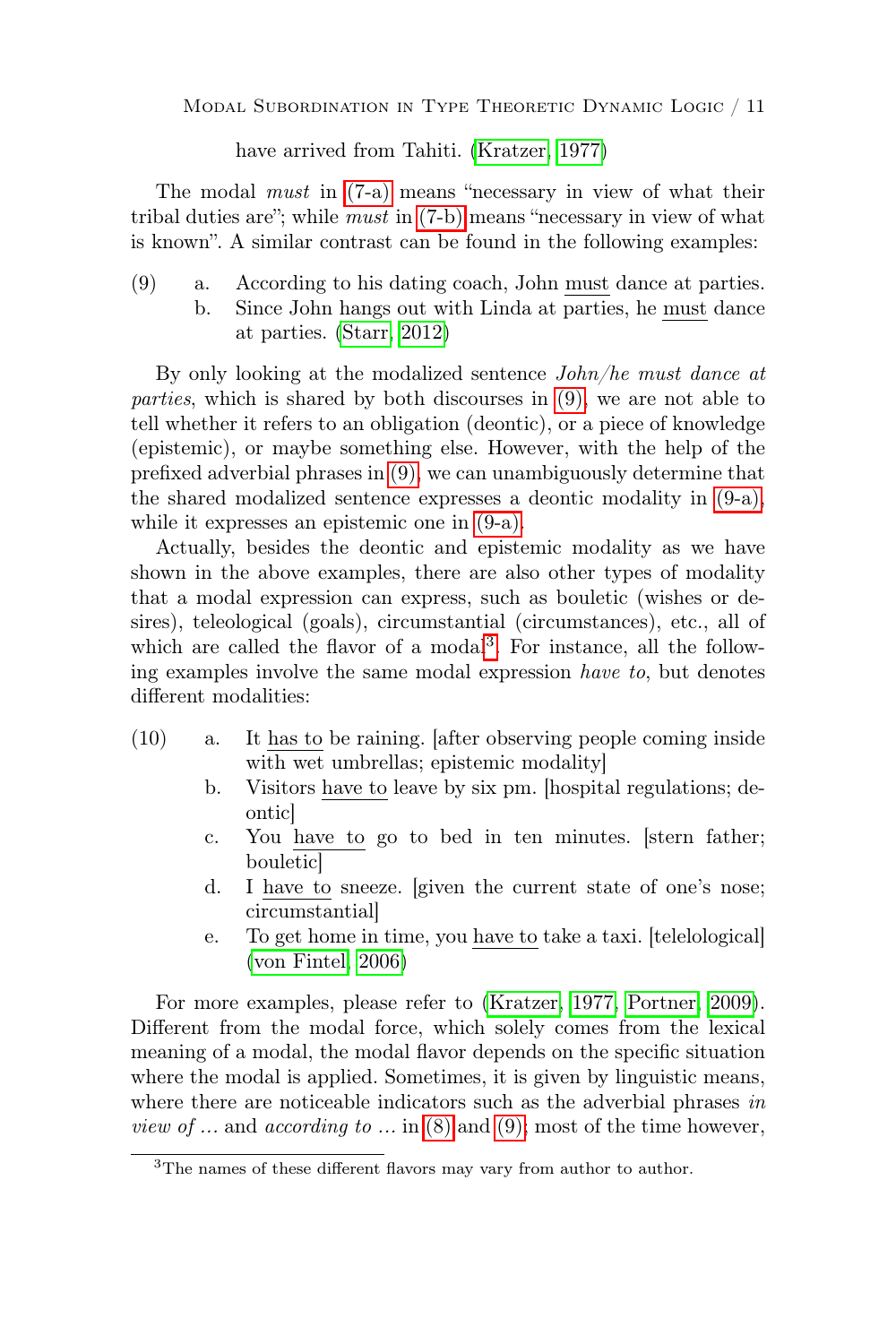have arrived from Tahiti. (Kratzer, 1977)

The modal *must* in (7-a) means "necessary in view of what their tribal duties are"; while *must* in (7-b) means "necessary in view of what is known". A similar contrast can be found in the following examples:

(9) a. According to his dating coach, John must dance at parties.
    b. Since John hangs out with Linda at parties, he must dance at parties. (Starr, 2012)

By only looking at the modalized sentence *John/he must dance at parties*, which is shared by both discourses in (9), we are not able to tell whether it refers to an obligation (deontic), or a piece of knowledge (epistemic), or maybe something else. However, with the help of the prefixed adverbial phrases in (9), we can unambiguously determine that the shared modalized sentence expresses a deontic modality in (9-a), while it expresses an epistemic one in (9-a).

Actually, besides the deontic and epistemic modality as we have shown in the above examples, there are also other types of modality that a modal expression can express, such as bouletic (wishes or desires), teleological (goals), circumstantial (circumstances), etc., all of which are called the flavor of a modal[3]. For instance, all the following examples involve the same modal expression *have to*, but denotes different modalities:

(10) a. It has to be raining. [after observing people coming inside with wet umbrellas; epistemic modality]
     b. Visitors have to leave by six pm. [hospital regulations; deontic]
     c. You have to go to bed in ten minutes. [stern father; bouletic]
     d. I have to sneeze. [given the current state of one's nose; circumstantial]
     e. To get home in time, you have to take a taxi. [telelological] (von Fintel, 2006)

For more examples, please refer to (Kratzer, 1977, Portner, 2009). Different from the modal force, which solely comes from the lexical meaning of a modal, the modal flavor depends on the specific situation where the modal is applied. Sometimes, it is given by linguistic means, where there are noticeable indicators such as the adverbial phrases *in view of ...* and *according to ...* in (8) and (9); most of the time however,

[3] The names of these different flavors may vary from author to author.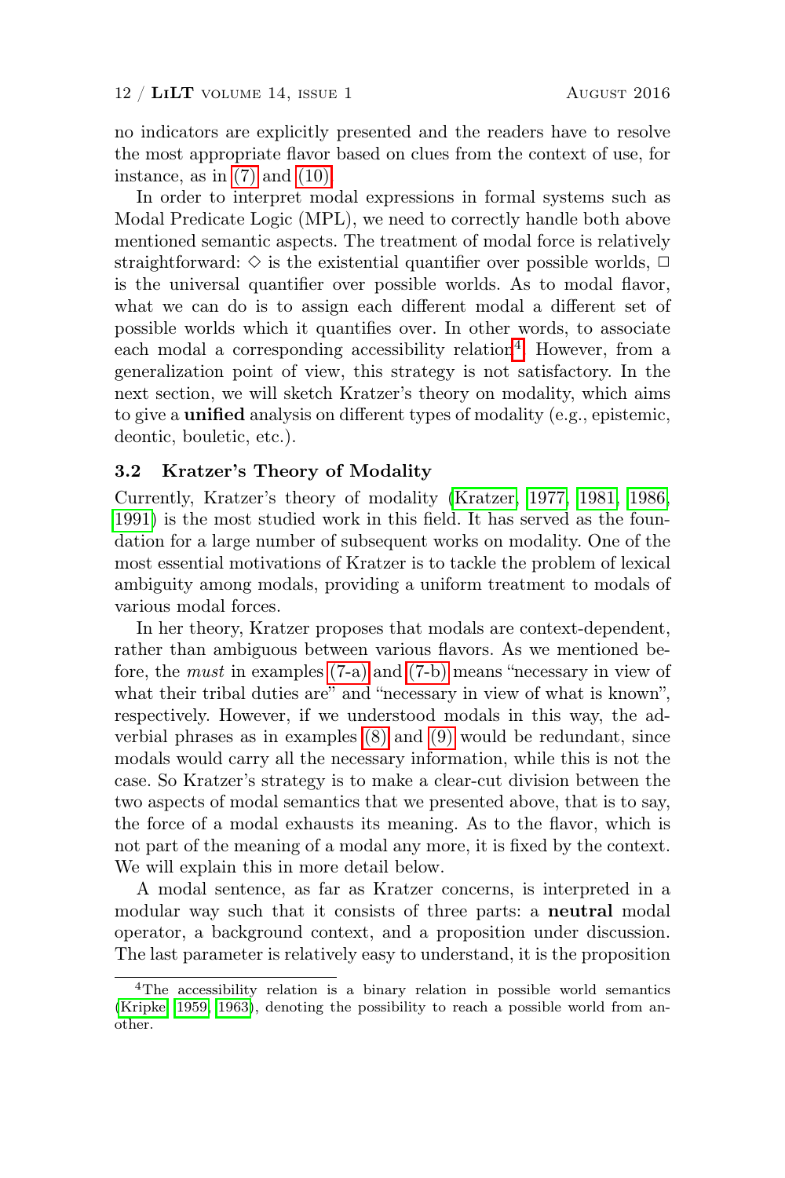no indicators are explicitly presented and the readers have to resolve the most appropriate flavor based on clues from the context of use, for instance, as in (7) and (10).

In order to interpret modal expressions in formal systems such as Modal Predicate Logic (MPL), we need to correctly handle both above mentioned semantic aspects. The treatment of modal force is relatively straightforward: $\Diamond$ is the existential quantifier over possible worlds, $\Box$ is the universal quantifier over possible worlds. As to modal flavor, what we can do is to assign each different modal a different set of possible worlds which it quantifies over. In other words, to associate each modal a corresponding accessibility relation[4]. However, from a generalization point of view, this strategy is not satisfactory. In the next section, we will sketch Kratzer's theory on modality, which aims to give a **unified** analysis on different types of modality (e.g., epistemic, deontic, bouletic, etc.).

### 3.2 Kratzer's Theory of Modality

Currently, Kratzer's theory of modality (Kratzer, 1977, 1981, 1986, 1991) is the most studied work in this field. It has served as the foundation for a large number of subsequent works on modality. One of the most essential motivations of Kratzer is to tackle the problem of lexical ambiguity among modals, providing a uniform treatment to modals of various modal forces.

In her theory, Kratzer proposes that modals are context-dependent, rather than ambiguous between various flavors. As we mentioned before, the *must* in examples (7-a) and (7-b) means "necessary in view of what their tribal duties are" and "necessary in view of what is known", respectively. However, if we understood modals in this way, the adverbial phrases as in examples (8) and (9) would be redundant, since modals would carry all the necessary information, while this is not the case. So Kratzer's strategy is to make a clear-cut division between the two aspects of modal semantics that we presented above, that is to say, the force of a modal exhausts its meaning. As to the flavor, which is not part of the meaning of a modal any more, it is fixed by the context. We will explain this in more detail below.

A modal sentence, as far as Kratzer concerns, is interpreted in a modular way such that it consists of three parts: a **neutral** modal operator, a background context, and a proposition under discussion. The last parameter is relatively easy to understand, it is the proposition

[4] The accessibility relation is a binary relation in possible world semantics (Kripke, 1959, 1963), denoting the possibility to reach a possible world from another.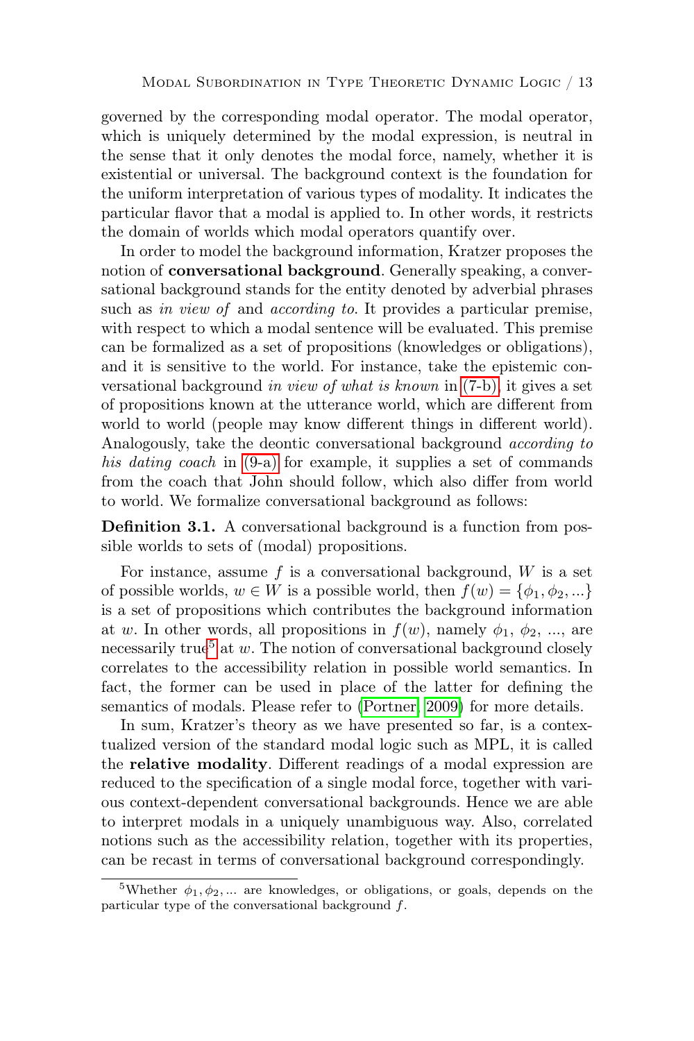governed by the corresponding modal operator. The modal operator, which is uniquely determined by the modal expression, is neutral in the sense that it only denotes the modal force, namely, whether it is existential or universal. The background context is the foundation for the uniform interpretation of various types of modality. It indicates the particular flavor that a modal is applied to. In other words, it restricts the domain of worlds which modal operators quantify over.

In order to model the background information, Kratzer proposes the notion of **conversational background**. Generally speaking, a conversational background stands for the entity denoted by adverbial phrases such as *in view of* and *according to*. It provides a particular premise, with respect to which a modal sentence will be evaluated. This premise can be formalized as a set of propositions (knowledges or obligations), and it is sensitive to the world. For instance, take the epistemic conversational background *in view of what is known* in (7-b), it gives a set of propositions known at the utterance world, which are different from world to world (people may know different things in different world). Analogously, take the deontic conversational background *according to his dating coach* in (9-a) for example, it supplies a set of commands from the coach that John should follow, which also differ from world to world. We formalize conversational background as follows:

**Definition 3.1.** A conversational background is a function from possible worlds to sets of (modal) propositions.

For instance, assume $f$ is a conversational background, $W$ is a set of possible worlds, $w \in W$ is a possible world, then $f(w) = \{\phi_1, \phi_2, ...\}$ is a set of propositions which contributes the background information at $w$. In other words, all propositions in $f(w)$, namely $\phi_1$, $\phi_2$, ..., are necessarily true[5] at $w$. The notion of conversational background closely correlates to the accessibility relation in possible world semantics. In fact, the former can be used in place of the latter for defining the semantics of modals. Please refer to (Portner, 2009) for more details.

In sum, Kratzer's theory as we have presented so far, is a contextualized version of the standard modal logic such as MPL, it is called the **relative modality**. Different readings of a modal expression are reduced to the specification of a single modal force, together with various context-dependent conversational backgrounds. Hence we are able to interpret modals in a uniquely unambiguous way. Also, correlated notions such as the accessibility relation, together with its properties, can be recast in terms of conversational background correspondingly.

[5]Whether $\phi_1, \phi_2, ...$ are knowledges, or obligations, or goals, depends on the particular type of the conversational background $f$.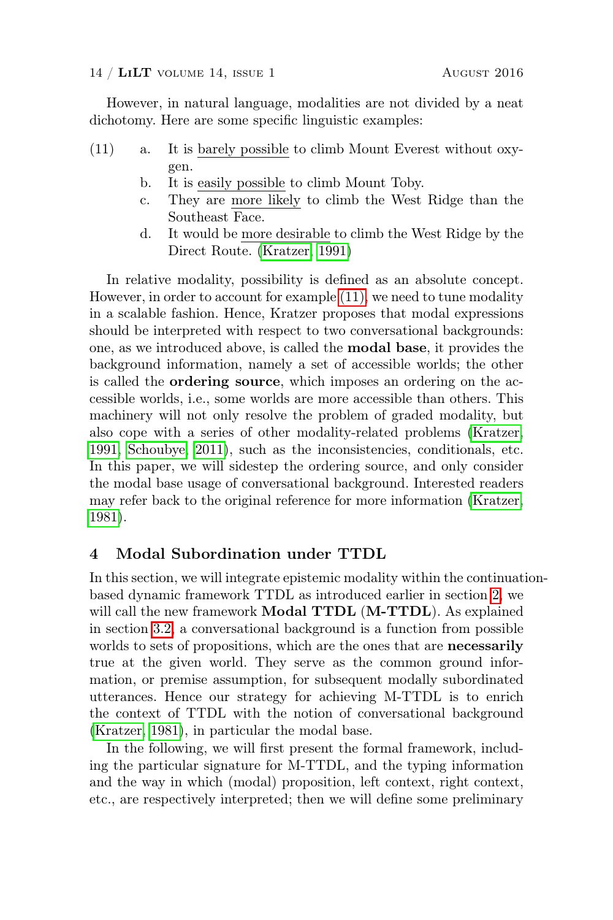However, in natural language, modalities are not divided by a neat dichotomy. Here are some specific linguistic examples:

(11) a. It is barely possible to climb Mount Everest without oxygen.
  b. It is easily possible to climb Mount Toby.
  c. They are more likely to climb the West Ridge than the Southeast Face.
  d. It would be more desirable to climb the West Ridge by the Direct Route. (Kratzer, 1991)

In relative modality, possibility is defined as an absolute concept. However, in order to account for example (11), we need to tune modality in a scalable fashion. Hence, Kratzer proposes that modal expressions should be interpreted with respect to two conversational backgrounds: one, as we introduced above, is called the **modal base**, it provides the background information, namely a set of accessible worlds; the other is called the **ordering source**, which imposes an ordering on the accessible worlds, i.e., some worlds are more accessible than others. This machinery will not only resolve the problem of graded modality, but also cope with a series of other modality-related problems (Kratzer, 1991, Schoubye, 2011), such as the inconsistencies, conditionals, etc. In this paper, we will sidestep the ordering source, and only consider the modal base usage of conversational background. Interested readers may refer back to the original reference for more information (Kratzer, 1981).

## 4 Modal Subordination under TTDL

In this section, we will integrate epistemic modality within the continuation-based dynamic framework TTDL as introduced earlier in section 2, we will call the new framework **Modal TTDL** (**M-TTDL**). As explained in section 3.2, a conversational background is a function from possible worlds to sets of propositions, which are the ones that are **necessarily** true at the given world. They serve as the common ground information, or premise assumption, for subsequent modally subordinated utterances. Hence our strategy for achieving M-TTDL is to enrich the context of TTDL with the notion of conversational background (Kratzer, 1981), in particular the modal base.

In the following, we will first present the formal framework, including the particular signature for M-TTDL, and the typing information and the way in which (modal) proposition, left context, right context, etc., are respectively interpreted; then we will define some preliminary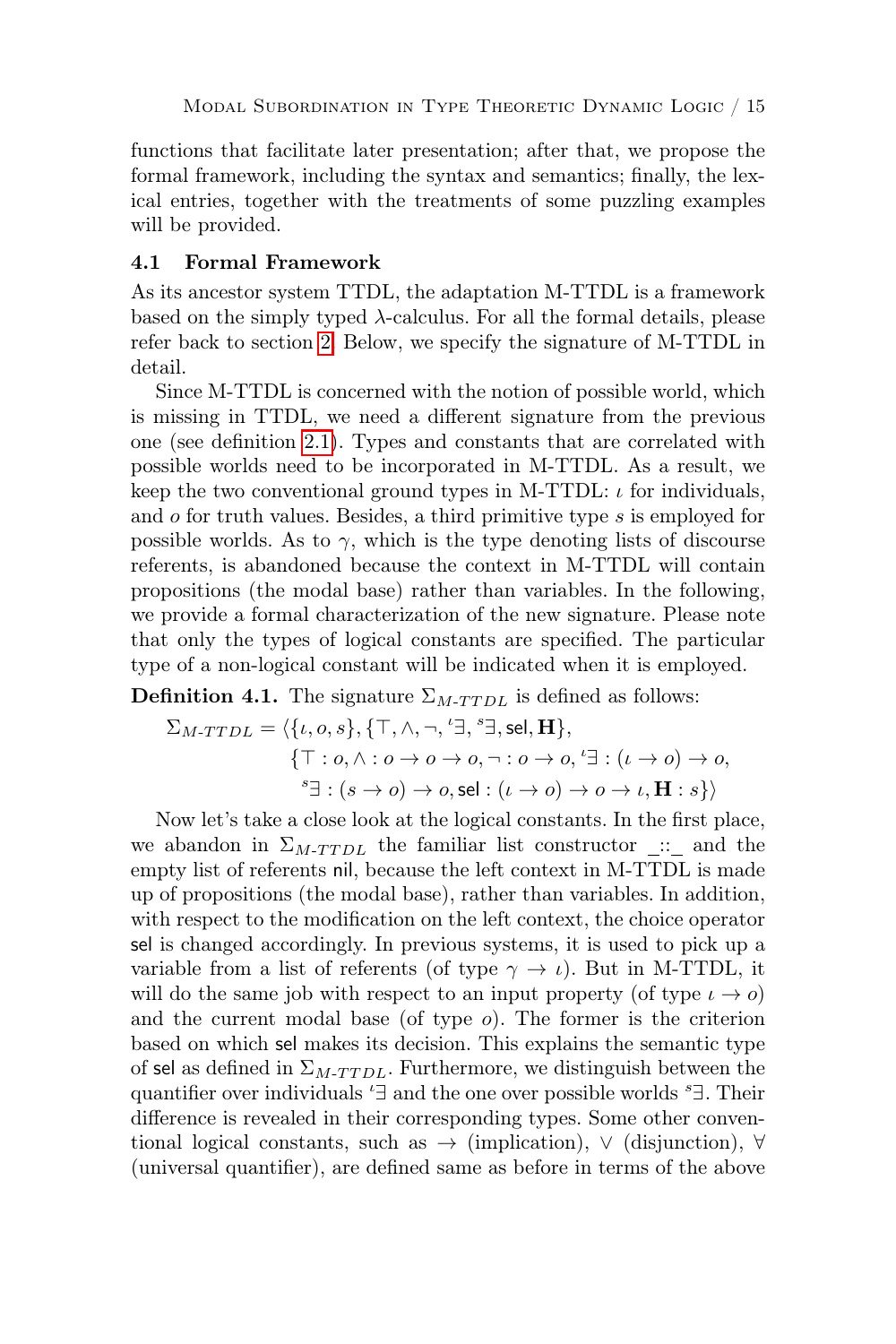functions that facilitate later presentation; after that, we propose the formal framework, including the syntax and semantics; finally, the lexical entries, together with the treatments of some puzzling examples will be provided.

### 4.1 Formal Framework

As its ancestor system TTDL, the adaptation M-TTDL is a framework based on the simply typed $\lambda$-calculus. For all the formal details, please refer back to section 2. Below, we specify the signature of M-TTDL in detail.

Since M-TTDL is concerned with the notion of possible world, which is missing in TTDL, we need a different signature from the previous one (see definition 2.1). Types and constants that are correlated with possible worlds need to be incorporated in M-TTDL. As a result, we keep the two conventional ground types in M-TTDL: $\iota$ for individuals, and $o$ for truth values. Besides, a third primitive type $s$ is employed for possible worlds. As to $\gamma$, which is the type denoting lists of discourse referents, is abandoned because the context in M-TTDL will contain propositions (the modal base) rather than variables. In the following, we provide a formal characterization of the new signature. Please note that only the types of logical constants are specified. The particular type of a non-logical constant will be indicated when it is employed.

**Definition 4.1.** The signature $\Sigma_{M\text{-}TTDL}$ is defined as follows:

$$\Sigma_{M\text{-}TTDL} = \langle \{\iota, o, s\}, \{\top, \wedge, \neg, {}^{\iota}\exists, {}^{s}\exists, \mathsf{sel}, \mathbf{H}\}, \{\top : o, \wedge : o \to o \to o, \neg : o \to o, {}^{\iota}\exists : (\iota \to o) \to o, {}^{s}\exists : (s \to o) \to o, \mathsf{sel} : (\iota \to o) \to o \to \iota, \mathbf{H} : s\} \rangle$$

Now let's take a close look at the logical constants. In the first place, we abandon in $\Sigma_{M\text{-}TTDL}$ the familiar list constructor $\_ :: \_$ and the empty list of referents $\mathsf{nil}$, because the left context in M-TTDL is made up of propositions (the modal base), rather than variables. In addition, with respect to the modification on the left context, the choice operator $\mathsf{sel}$ is changed accordingly. In previous systems, it is used to pick up a variable from a list of referents (of type $\gamma \to \iota$). But in M-TTDL, it will do the same job with respect to an input property (of type $\iota \to o$) and the current modal base (of type $o$). The former is the criterion based on which $\mathsf{sel}$ makes its decision. This explains the semantic type of $\mathsf{sel}$ as defined in $\Sigma_{M\text{-}TTDL}$. Furthermore, we distinguish between the quantifier over individuals ${}^{\iota}\exists$ and the one over possible worlds ${}^{s}\exists$. Their difference is revealed in their corresponding types. Some other conventional logical constants, such as $\to$ (implication), $\vee$ (disjunction), $\forall$ (universal quantifier), are defined same as before in terms of the above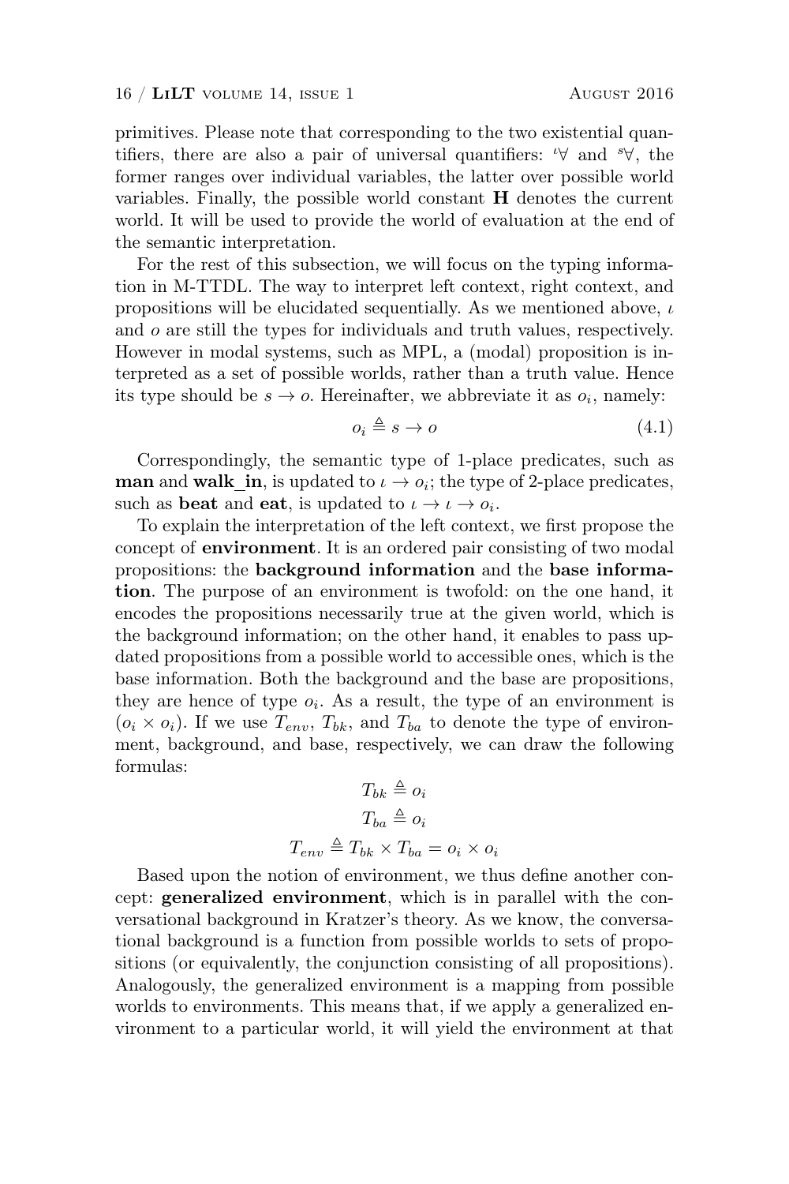primitives. Please note that corresponding to the two existential quantifiers, there are also a pair of universal quantifiers: ${}^{\iota}\forall$ and ${}^{s}\forall$, the former ranges over individual variables, the latter over possible world variables. Finally, the possible world constant $\mathbf{H}$ denotes the current world. It will be used to provide the world of evaluation at the end of the semantic interpretation.

For the rest of this subsection, we will focus on the typing information in M-TTDL. The way to interpret left context, right context, and propositions will be elucidated sequentially. As we mentioned above, $\iota$ and $o$ are still the types for individuals and truth values, respectively. However in modal systems, such as MPL, a (modal) proposition is interpreted as a set of possible worlds, rather than a truth value. Hence its type should be $s \to o$. Hereinafter, we abbreviate it as $o_i$, namely:

$$o_i \triangleq s \to o \tag{4.1}$$

Correspondingly, the semantic type of 1-place predicates, such as **man** and **walk_in**, is updated to $\iota \to o_i$; the type of 2-place predicates, such as **beat** and **eat**, is updated to $\iota \to \iota \to o_i$.

To explain the interpretation of the left context, we first propose the concept of **environment**. It is an ordered pair consisting of two modal propositions: the **background information** and the **base information**. The purpose of an environment is twofold: on the one hand, it encodes the propositions necessarily true at the given world, which is the background information; on the other hand, it enables to pass updated propositions from a possible world to accessible ones, which is the base information. Both the background and the base are propositions, they are hence of type $o_i$. As a result, the type of an environment is $(o_i \times o_i)$. If we use $T_{env}$, $T_{bk}$, and $T_{ba}$ to denote the type of environment, background, and base, respectively, we can draw the following formulas:

$$T_{bk} \triangleq o_i$$

$$T_{ba} \triangleq o_i$$

$$T_{env} \triangleq T_{bk} \times T_{ba} = o_i \times o_i$$

Based upon the notion of environment, we thus define another concept: **generalized environment**, which is in parallel with the conversational background in Kratzer's theory. As we know, the conversational background is a function from possible worlds to sets of propositions (or equivalently, the conjunction consisting of all propositions). Analogously, the generalized environment is a mapping from possible worlds to environments. This means that, if we apply a generalized environment to a particular world, it will yield the environment at that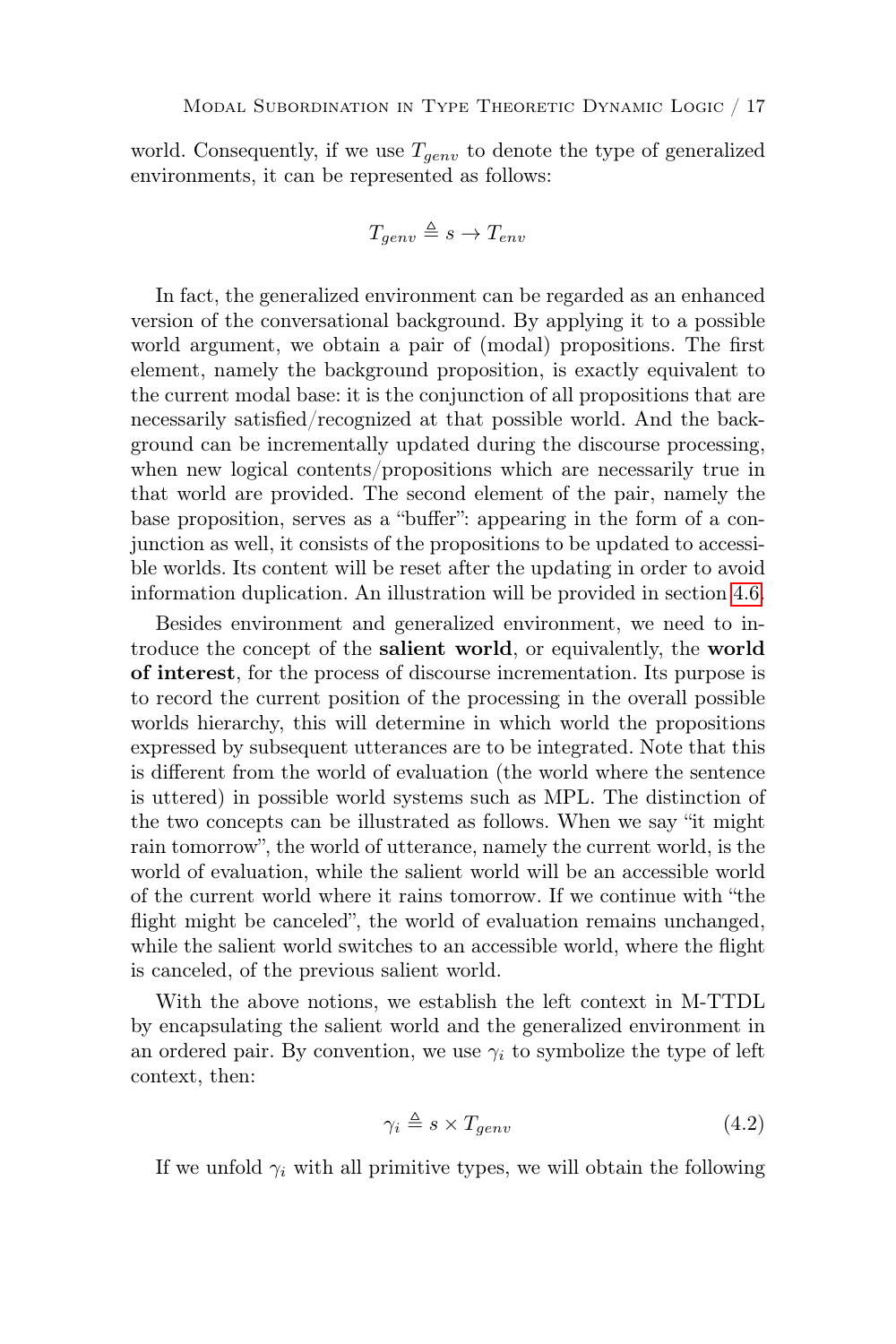world. Consequently, if we use $T_{genv}$ to denote the type of generalized environments, it can be represented as follows:

$$T_{genv} \triangleq s \rightarrow T_{env}$$

In fact, the generalized environment can be regarded as an enhanced version of the conversational background. By applying it to a possible world argument, we obtain a pair of (modal) propositions. The first element, namely the background proposition, is exactly equivalent to the current modal base: it is the conjunction of all propositions that are necessarily satisfied/recognized at that possible world. And the background can be incrementally updated during the discourse processing, when new logical contents/propositions which are necessarily true in that world are provided. The second element of the pair, namely the base proposition, serves as a "buffer": appearing in the form of a conjunction as well, it consists of the propositions to be updated to accessible worlds. Its content will be reset after the updating in order to avoid information duplication. An illustration will be provided in section 4.6.

Besides environment and generalized environment, we need to introduce the concept of the **salient world**, or equivalently, the **world of interest**, for the process of discourse incrementation. Its purpose is to record the current position of the processing in the overall possible worlds hierarchy, this will determine in which world the propositions expressed by subsequent utterances are to be integrated. Note that this is different from the world of evaluation (the world where the sentence is uttered) in possible world systems such as MPL. The distinction of the two concepts can be illustrated as follows. When we say "it might rain tomorrow", the world of utterance, namely the current world, is the world of evaluation, while the salient world will be an accessible world of the current world where it rains tomorrow. If we continue with "the flight might be canceled", the world of evaluation remains unchanged, while the salient world switches to an accessible world, where the flight is canceled, of the previous salient world.

With the above notions, we establish the left context in M-TTDL by encapsulating the salient world and the generalized environment in an ordered pair. By convention, we use $\gamma_i$ to symbolize the type of left context, then:

$$\gamma_i \triangleq s \times T_{genv} \tag{4.2}$$

If we unfold $\gamma_i$ with all primitive types, we will obtain the following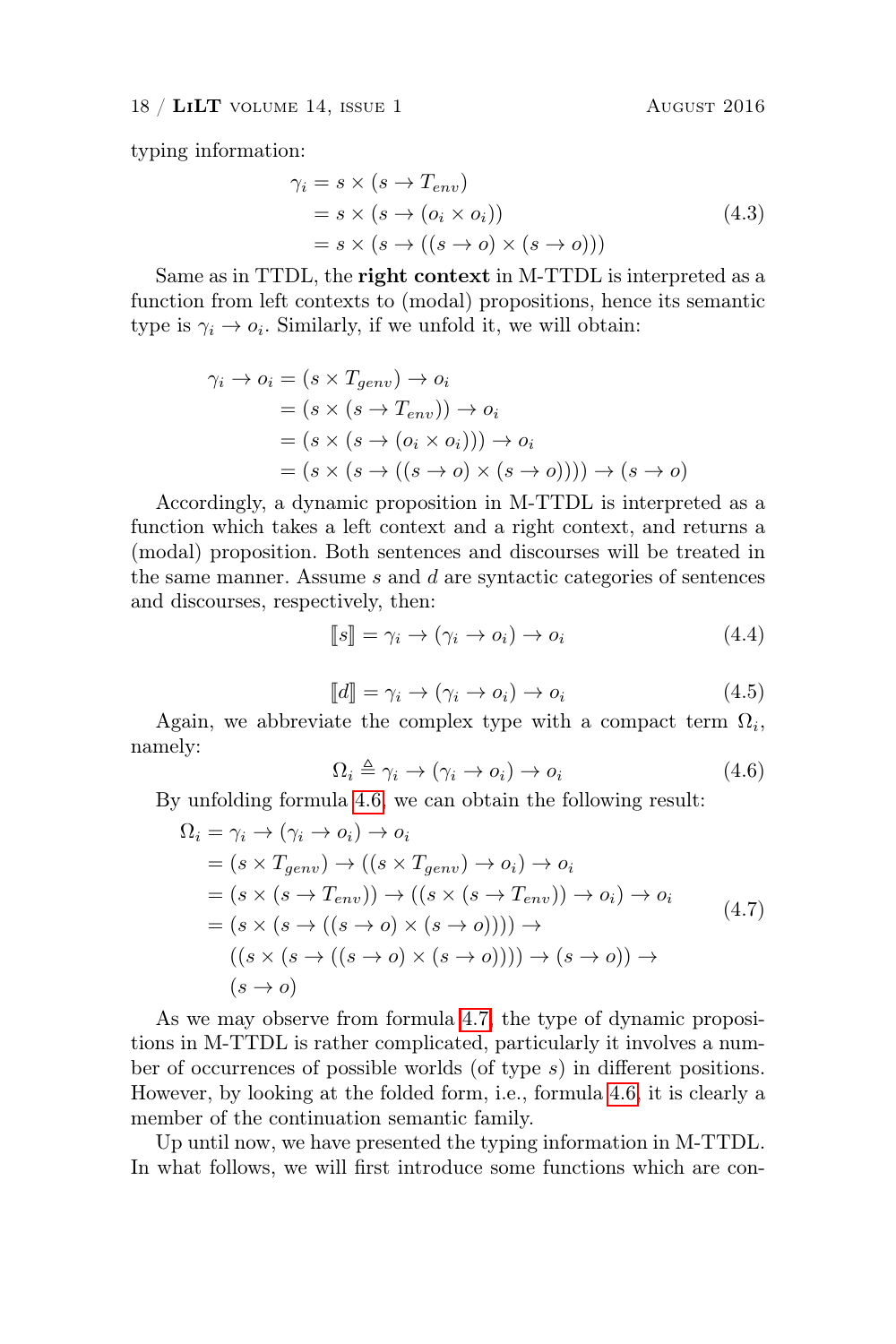typing information:

$$
\begin{aligned}
\gamma_i &= s \times (s \rightarrow T_{env}) \\
&= s \times (s \rightarrow (o_i \times o_i)) \\
&= s \times (s \rightarrow ((s \rightarrow o) \times (s \rightarrow o)))
\end{aligned}
\tag{4.3}
$$

Same as in TTDL, the **right context** in M-TTDL is interpreted as a function from left contexts to (modal) propositions, hence its semantic type is $\gamma_i \rightarrow o_i$. Similarly, if we unfold it, we will obtain:

$$
\begin{aligned}
\gamma_i \rightarrow o_i &= (s \times T_{genv}) \rightarrow o_i \\
&= (s \times (s \rightarrow T_{env})) \rightarrow o_i \\
&= (s \times (s \rightarrow (o_i \times o_i))) \rightarrow o_i \\
&= (s \times (s \rightarrow ((s \rightarrow o) \times (s \rightarrow o)))) \rightarrow (s \rightarrow o)
\end{aligned}
$$

Accordingly, a dynamic proposition in M-TTDL is interpreted as a function which takes a left context and a right context, and returns a (modal) proposition. Both sentences and discourses will be treated in the same manner. Assume $s$ and $d$ are syntactic categories of sentences and discourses, respectively, then:

$$
[\![s]\!] = \gamma_i \rightarrow (\gamma_i \rightarrow o_i) \rightarrow o_i \tag{4.4}
$$

$$
[\![d]\!] = \gamma_i \rightarrow (\gamma_i \rightarrow o_i) \rightarrow o_i \tag{4.5}
$$

Again, we abbreviate the complex type with a compact term $\Omega_i$, namely:

$$
\Omega_i \triangleq \gamma_i \rightarrow (\gamma_i \rightarrow o_i) \rightarrow o_i \tag{4.6}
$$

By unfolding formula 4.6, we can obtain the following result:

$$
\begin{aligned}
\Omega_i &= \gamma_i \rightarrow (\gamma_i \rightarrow o_i) \rightarrow o_i \\
&= (s \times T_{genv}) \rightarrow ((s \times T_{genv}) \rightarrow o_i) \rightarrow o_i \\
&= (s \times (s \rightarrow T_{env})) \rightarrow ((s \times (s \rightarrow T_{env})) \rightarrow o_i) \rightarrow o_i \\
&= (s \times (s \rightarrow ((s \rightarrow o) \times (s \rightarrow o)))) \rightarrow \\
&\quad ((s \times (s \rightarrow ((s \rightarrow o) \times (s \rightarrow o)))) \rightarrow (s \rightarrow o)) \rightarrow \\
&\quad (s \rightarrow o)
\end{aligned}
\tag{4.7}
$$

As we may observe from formula 4.7, the type of dynamic propositions in M-TTDL is rather complicated, particularly it involves a number of occurrences of possible worlds (of type $s$) in different positions. However, by looking at the folded form, i.e., formula 4.6, it is clearly a member of the continuation semantic family.

Up until now, we have presented the typing information in M-TTDL. In what follows, we will first introduce some functions which are con-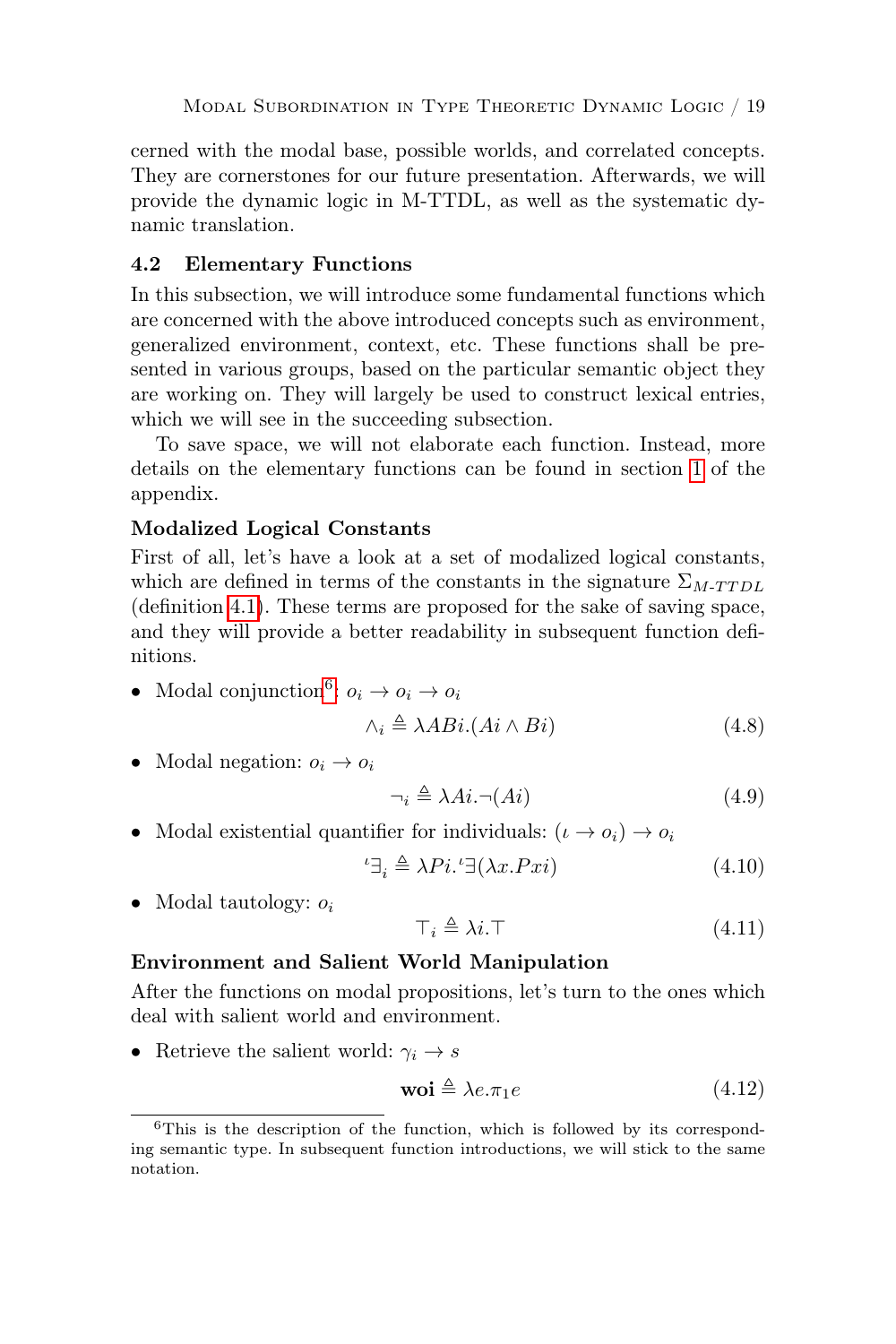cerned with the modal base, possible worlds, and correlated concepts. They are cornerstones for our future presentation. Afterwards, we will provide the dynamic logic in M-TTDL, as well as the systematic dynamic translation.

### 4.2 Elementary Functions

In this subsection, we will introduce some fundamental functions which are concerned with the above introduced concepts such as environment, generalized environment, context, etc. These functions shall be presented in various groups, based on the particular semantic object they are working on. They will largely be used to construct lexical entries, which we will see in the succeeding subsection.

To save space, we will not elaborate each function. Instead, more details on the elementary functions can be found in section 1 of the appendix.

#### Modalized Logical Constants

First of all, let's have a look at a set of modalized logical constants, which are defined in terms of the constants in the signature $\Sigma_{M\text{-}TTDL}$ (definition 4.1). These terms are proposed for the sake of saving space, and they will provide a better readability in subsequent function definitions.

- Modal conjunction[6]: $o_i \to o_i \to o_i$

$$\wedge_i \triangleq \lambda ABi.(Ai \wedge Bi) \tag{4.8}$$

- Modal negation: $o_i \to o_i$

$$\neg_i \triangleq \lambda Ai.\neg(Ai) \tag{4.9}$$

- Modal existential quantifier for individuals: $(\iota \to o_i) \to o_i$

$$^{\iota}\exists_i \triangleq \lambda Pi.^{\iota}\exists(\lambda x.Pxi) \tag{4.10}$$

- Modal tautology: $o_i$

$$\top_i \triangleq \lambda i.\top \tag{4.11}$$

#### Environment and Salient World Manipulation

After the functions on modal propositions, let's turn to the ones which deal with salient world and environment.

- Retrieve the salient world: $\gamma_i \to s$

$$\mathbf{woi} \triangleq \lambda e.\pi_1 e \tag{4.12}$$

[6] This is the description of the function, which is followed by its corresponding semantic type. In subsequent function introductions, we will stick to the same notation.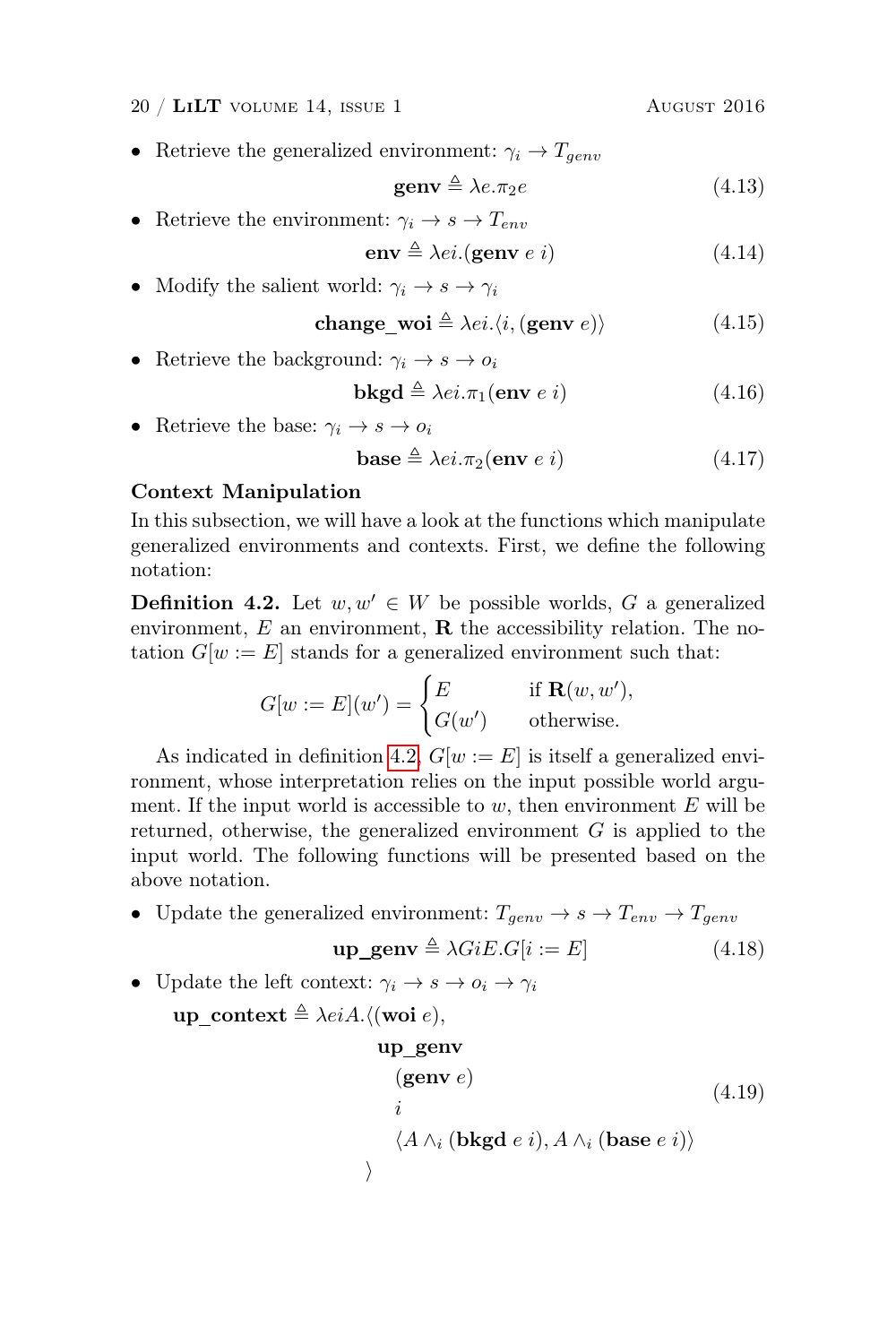- Retrieve the generalized environment: $\gamma_i \to T_{genv}$

$$\textbf{genv} \triangleq \lambda e.\pi_2 e \tag{4.13}$$

- Retrieve the environment: $\gamma_i \to s \to T_{env}$

$$\textbf{env} \triangleq \lambda ei.(\textbf{genv}\ e\ i) \tag{4.14}$$

- Modify the salient world: $\gamma_i \to s \to \gamma_i$

$$\textbf{change\_woi} \triangleq \lambda ei.\langle i, (\textbf{genv}\ e)\rangle \tag{4.15}$$

- Retrieve the background: $\gamma_i \to s \to o_i$

$$\textbf{bkgd} \triangleq \lambda ei.\pi_1(\textbf{env}\ e\ i) \tag{4.16}$$

- Retrieve the base: $\gamma_i \to s \to o_i$

$$\textbf{base} \triangleq \lambda ei.\pi_2(\textbf{env}\ e\ i) \tag{4.17}$$

**Context Manipulation**

In this subsection, we will have a look at the functions which manipulate generalized environments and contexts. First, we define the following notation:

**Definition 4.2.** Let $w, w' \in W$ be possible worlds, $G$ a generalized environment, $E$ an environment, $\mathbf{R}$ the accessibility relation. The notation $G[w := E]$ stands for a generalized environment such that:

$$G[w := E](w') = \begin{cases} E & \text{if } \mathbf{R}(w, w'), \\ G(w') & \text{otherwise.} \end{cases}$$

As indicated in definition 4.2, $G[w := E]$ is itself a generalized environment, whose interpretation relies on the input possible world argument. If the input world is accessible to $w$, then environment $E$ will be returned, otherwise, the generalized environment $G$ is applied to the input world. The following functions will be presented based on the above notation.

- Update the generalized environment: $T_{genv} \to s \to T_{env} \to T_{genv}$

$$\textbf{up\_genv} \triangleq \lambda GiE.G[i := E] \tag{4.18}$$

- Update the left context: $\gamma_i \to s \to o_i \to \gamma_i$

$$\begin{aligned}\textbf{up\_context} \triangleq \lambda eiA.\langle & (\textbf{woi}\ e), \\ & \textbf{up\_genv} \\ & \quad (\textbf{genv}\ e) \\ & \quad i \\ & \quad \langle A \wedge_i (\textbf{bkgd}\ e\ i), A \wedge_i (\textbf{base}\ e\ i)\rangle \\ & \rangle\end{aligned} \tag{4.19}$$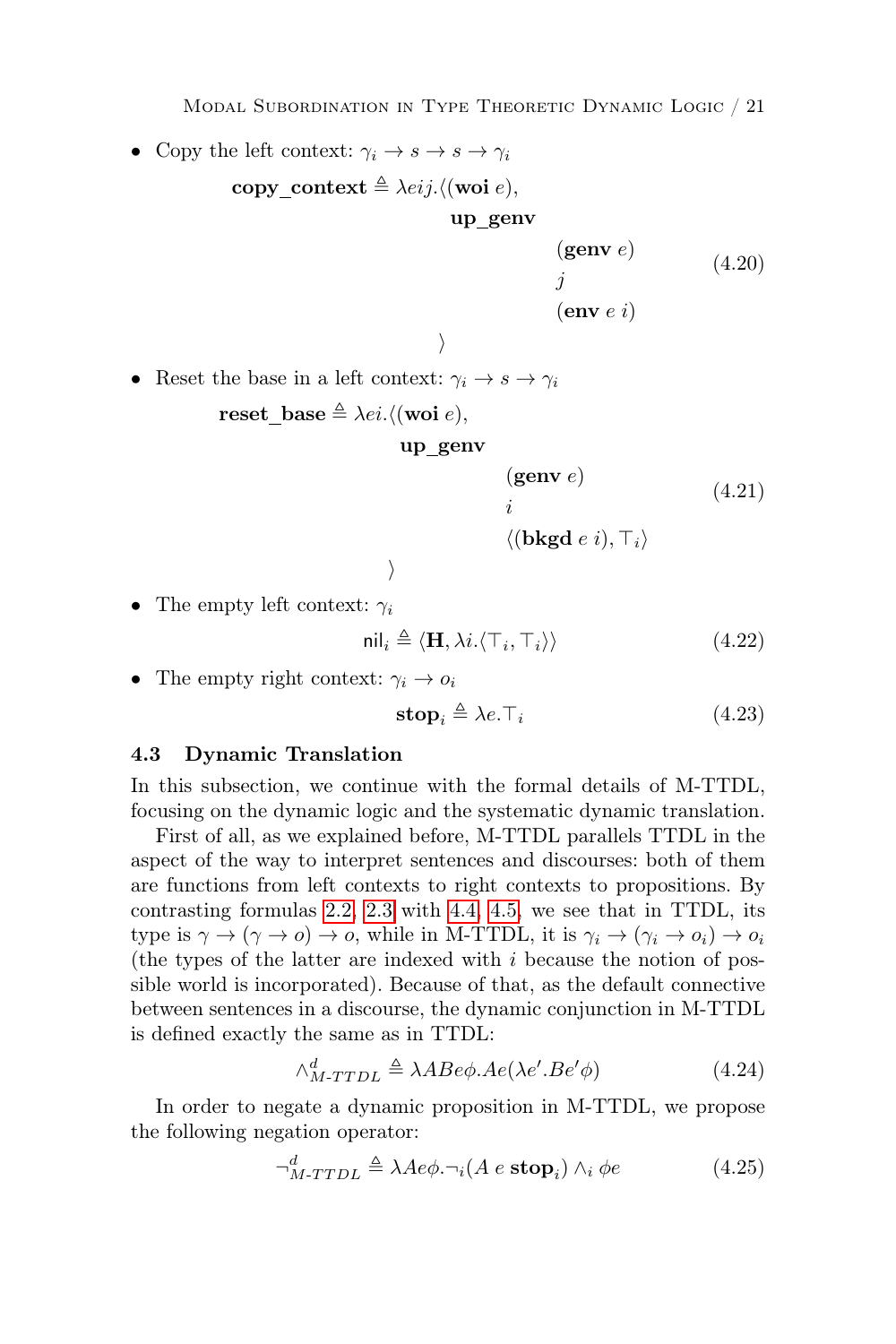- Copy the left context: $\gamma_i \rightarrow s \rightarrow s \rightarrow \gamma_i$

$$\begin{aligned}\textbf{copy\_context} \triangleq \lambda eij.\langle(\textbf{woi}\ e),\ & \\ & \textbf{up\_genv} \\ & \quad (\textbf{genv}\ e) \\ & \quad j \\ & \quad (\textbf{env}\ e\ i) \\ \rangle & \end{aligned} \tag{4.20}$$

- Reset the base in a left context: $\gamma_i \rightarrow s \rightarrow \gamma_i$

$$\begin{aligned}\textbf{reset\_base} \triangleq \lambda ei.\langle(\textbf{woi}\ e),\ & \\ & \textbf{up\_genv} \\ & \quad (\textbf{genv}\ e) \\ & \quad i \\ & \quad \langle(\textbf{bkgd}\ e\ i), \top_i\rangle \\ \rangle & \end{aligned} \tag{4.21}$$

- The empty left context: $\gamma_i$

$$\mathsf{nil}_i \triangleq \langle \mathbf{H}, \lambda i.\langle \top_i, \top_i \rangle\rangle \tag{4.22}$$

- The empty right context: $\gamma_i \rightarrow o_i$

$$\textbf{stop}_i \triangleq \lambda e.\top_i \tag{4.23}$$

### 4.3 Dynamic Translation

In this subsection, we continue with the formal details of M-TTDL, focusing on the dynamic logic and the systematic dynamic translation.

First of all, as we explained before, M-TTDL parallels TTDL in the aspect of the way to interpret sentences and discourses: both of them are functions from left contexts to right contexts to propositions. By contrasting formulas 2.2, 2.3 with 4.4, 4.5, we see that in TTDL, its type is $\gamma \rightarrow (\gamma \rightarrow o) \rightarrow o$, while in M-TTDL, it is $\gamma_i \rightarrow (\gamma_i \rightarrow o_i) \rightarrow o_i$ (the types of the latter are indexed with $i$ because the notion of possible world is incorporated). Because of that, as the default connective between sentences in a discourse, the dynamic conjunction in M-TTDL is defined exactly the same as in TTDL:

$$\wedge^d_{M\text{-}TTDL} \triangleq \lambda ABe\phi.Ae(\lambda e'.Be'\phi) \tag{4.24}$$

In order to negate a dynamic proposition in M-TTDL, we propose the following negation operator:

$$\neg^d_{M\text{-}TTDL} \triangleq \lambda Ae\phi.\neg_i(A\ e\ \textbf{stop}_i) \wedge_i \phi e \tag{4.25}$$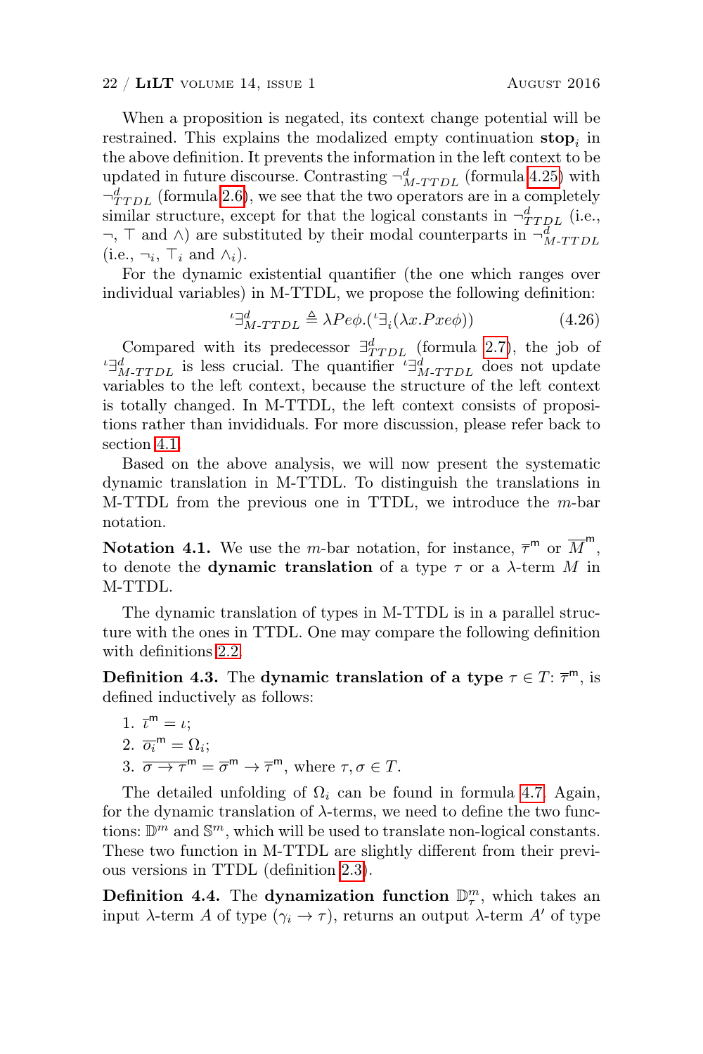When a proposition is negated, its context change potential will be restrained. This explains the modalized empty continuation $\mathbf{stop}_i$ in the above definition. It prevents the information in the left context to be updated in future discourse. Contrasting $\neg^d_{M\text{-}TTDL}$ (formula 4.25) with $\neg^d_{TTDL}$ (formula 2.6), we see that the two operators are in a completely similar structure, except for that the logical constants in $\neg^d_{TTDL}$ (i.e., $\neg$, $\top$ and $\wedge$) are substituted by their modal counterparts in $\neg^d_{M\text{-}TTDL}$ (i.e., $\neg_i$, $\top_i$ and $\wedge_i$).

For the dynamic existential quantifier (the one which ranges over individual variables) in M-TTDL, we propose the following definition:

$$
{}^{\iota}\exists^d_{M\text{-}TTDL} \triangleq \lambda Pe\phi.({}^{\iota}\exists_i(\lambda x.Pxe\phi)) \tag{4.26}
$$

Compared with its predecessor $\exists^d_{TTDL}$ (formula 2.7), the job of ${}^{\iota}\exists^d_{M\text{-}TTDL}$ is less crucial. The quantifier ${}^{\iota}\exists^d_{M\text{-}TTDL}$ does not update variables to the left context, because the structure of the left context is totally changed. In M-TTDL, the left context consists of propositions rather than invididuals. For more discussion, please refer back to section 4.1.

Based on the above analysis, we will now present the systematic dynamic translation in M-TTDL. To distinguish the translations in M-TTDL from the previous one in TTDL, we introduce the $m$-bar notation.

**Notation 4.1.** We use the $m$-bar notation, for instance, $\overline{\tau}^{\mathsf{m}}$ or $\overline{M}^{\mathsf{m}}$, to denote the **dynamic translation** of a type $\tau$ or a $\lambda$-term $M$ in M-TTDL.

The dynamic translation of types in M-TTDL is in a parallel structure with the ones in TTDL. One may compare the following definition with definitions 2.2.

**Definition 4.3.** The **dynamic translation of a type** $\tau \in T$: $\overline{\tau}^{\mathsf{m}}$, is defined inductively as follows:

1. $\overline{\iota}^{\mathsf{m}} = \iota$;
2. $\overline{o_i}^{\mathsf{m}} = \Omega_i$;
3. $\overline{\sigma \rightarrow \tau}^{\mathsf{m}} = \overline{\sigma}^{\mathsf{m}} \rightarrow \overline{\tau}^{\mathsf{m}}$, where $\tau, \sigma \in T$.

The detailed unfolding of $\Omega_i$ can be found in formula 4.7. Again, for the dynamic translation of $\lambda$-terms, we need to define the two functions: $\mathbb{D}^m$ and $\mathbb{S}^m$, which will be used to translate non-logical constants. These two function in M-TTDL are slightly different from their previous versions in TTDL (definition 2.3).

**Definition 4.4.** The **dynamization function** $\mathbb{D}^m_\tau$, which takes an input $\lambda$-term $A$ of type $(\gamma_i \rightarrow \tau)$, returns an output $\lambda$-term $A'$ of type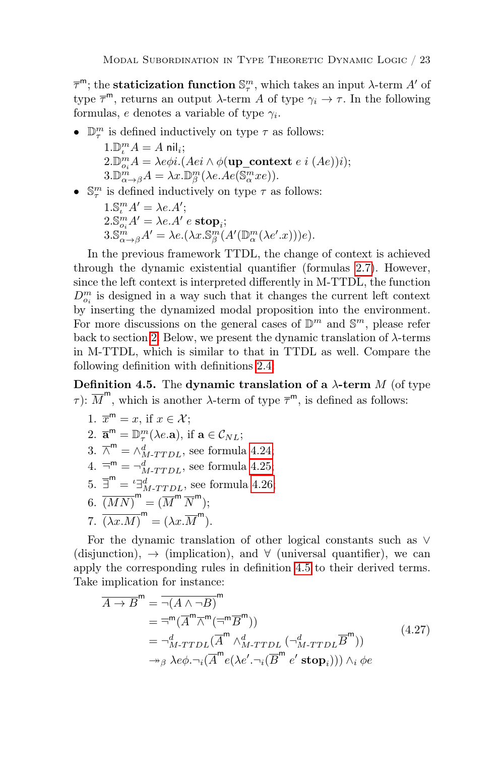$\overline{\tau}^{\mathsf{m}}$; the **staticization function** $\mathbb{S}^m_\tau$, which takes an input $\lambda$-term $A'$ of type $\overline{\tau}^{\mathsf{m}}$, returns an output $\lambda$-term $A$ of type $\gamma_i \to \tau$. In the following formulas, $e$ denotes a variable of type $\gamma_i$.

- $\mathbb{D}^m_\tau$ is defined inductively on type $\tau$ as follows:
  1. $\mathbb{D}^m_\iota A = A\ \mathsf{nil}_i$;
  2. $\mathbb{D}^m_{o_i} A = \lambda e \phi i.(Aei \wedge \phi(\mathbf{up\_context}\ e\ i\ (Ae))i)$;
  3. $\mathbb{D}^m_{\alpha\to\beta} A = \lambda x.\mathbb{D}^m_\beta(\lambda e.Ae(\mathbb{S}^m_\alpha xe))$.
- $\mathbb{S}^m_\tau$ is defined inductively on type $\tau$ as follows:
  1. $\mathbb{S}^m_\iota A' = \lambda e.A'$;
  2. $\mathbb{S}^m_{o_i} A' = \lambda e.A'\ e\ \mathbf{stop}_i$;
  3. $\mathbb{S}^m_{\alpha\to\beta} A' = \lambda e.(\lambda x.\mathbb{S}^m_\beta(A'(\mathbb{D}^m_\alpha(\lambda e'.x)))e)$.

In the previous framework TTDL, the change of context is achieved through the dynamic existential quantifier (formulas 2.7). However, since the left context is interpreted differently in M-TTDL, the function $D^m_{o_i}$ is designed in a way such that it changes the current left context by inserting the dynamized modal proposition into the environment. For more discussions on the general cases of $\mathbb{D}^m$ and $\mathbb{S}^m$, please refer back to section 2. Below, we present the dynamic translation of $\lambda$-terms in M-TTDL, which is similar to that in TTDL as well. Compare the following definition with definitions 2.4.

**Definition 4.5.** The **dynamic translation of a $\lambda$-term** $M$ (of type $\tau$): $\overline{M}^{\mathsf{m}}$, which is another $\lambda$-term of type $\overline{\tau}^{\mathsf{m}}$, is defined as follows:

1. $\overline{x}^{\mathsf{m}} = x$, if $x \in \mathcal{X}$;
2. $\overline{\mathbf{a}}^{\mathsf{m}} = \mathbb{D}^m_\tau(\lambda e.\mathbf{a})$, if $\mathbf{a} \in \mathcal{C}_{NL}$;
3. $\overline{\wedge}^{\mathsf{m}} = \wedge^d_{M\text{-}TTDL}$, see formula 4.24;
4. $\overline{\neg}^{\mathsf{m}} = \neg^d_{M\text{-}TTDL}$, see formula 4.25;
5. $\overline{\exists}^{\mathsf{m}} = {}^{\iota}\exists^d_{M\text{-}TTDL}$, see formula 4.26;
6. $\overline{(MN)}^{\mathsf{m}} = (\overline{M}^{\mathsf{m}}\,\overline{N}^{\mathsf{m}})$;
7. $\overline{(\lambda x.M)}^{\mathsf{m}} = (\lambda x.\overline{M}^{\mathsf{m}})$.

For the dynamic translation of other logical constants such as $\vee$ (disjunction), $\to$ (implication), and $\forall$ (universal quantifier), we can apply the corresponding rules in definition 4.5 to their derived terms. Take implication for instance:

$$
\begin{aligned}
\overline{A \to B}^{\mathsf{m}} &= \overline{\neg(A \wedge \neg B)}^{\mathsf{m}} \\
&= \overline{\neg}^{\mathsf{m}}(\overline{A}^{\mathsf{m}}\overline{\wedge}^{\mathsf{m}}(\overline{\neg}^{\mathsf{m}}\overline{B}^{\mathsf{m}})) \\
&= \neg^d_{M\text{-}TTDL}(\overline{A}^{\mathsf{m}} \wedge^d_{M\text{-}TTDL} (\neg^d_{M\text{-}TTDL}\overline{B}^{\mathsf{m}})) \\
&\twoheadrightarrow_\beta \lambda e\phi.\neg_i(\overline{A}^{\mathsf{m}} e(\lambda e'.\neg_i(\overline{B}^{\mathsf{m}}\ e'\ \mathbf{stop}_i))) \wedge_i \phi e
\end{aligned}
\tag{4.27}
$$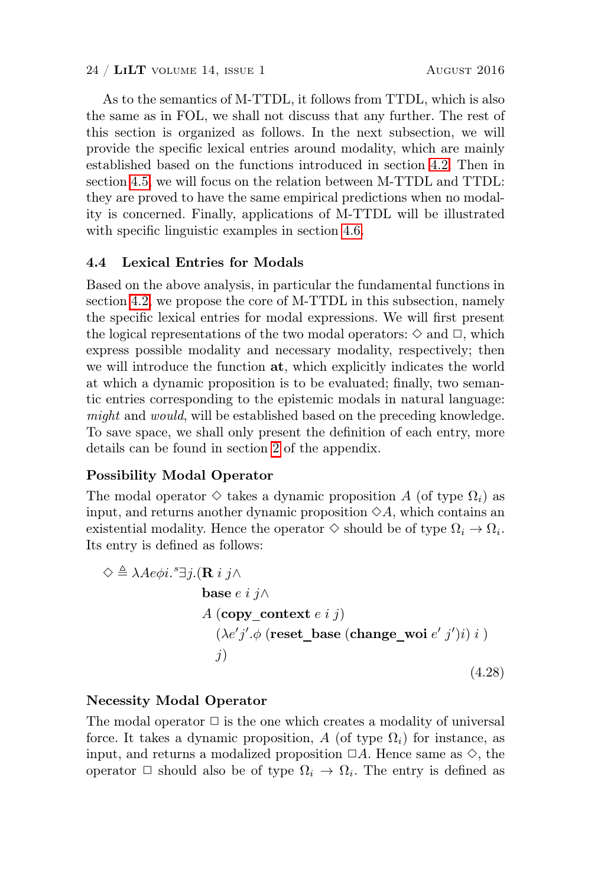As to the semantics of M-TTDL, it follows from TTDL, which is also the same as in FOL, we shall not discuss that any further. The rest of this section is organized as follows. In the next subsection, we will provide the specific lexical entries around modality, which are mainly established based on the functions introduced in section 4.2. Then in section 4.5, we will focus on the relation between M-TTDL and TTDL: they are proved to have the same empirical predictions when no modality is concerned. Finally, applications of M-TTDL will be illustrated with specific linguistic examples in section 4.6.

## 4.4 Lexical Entries for Modals

Based on the above analysis, in particular the fundamental functions in section 4.2, we propose the core of M-TTDL in this subsection, namely the specific lexical entries for modal expressions. We will first present the logical representations of the two modal operators: $\diamond$ and $\Box$, which express possible modality and necessary modality, respectively; then we will introduce the function **at**, which explicitly indicates the world at which a dynamic proposition is to be evaluated; finally, two semantic entries corresponding to the epistemic modals in natural language: *might* and *would*, will be established based on the preceding knowledge. To save space, we shall only present the definition of each entry, more details can be found in section 2 of the appendix.

### Possibility Modal Operator

The modal operator $\diamond$ takes a dynamic proposition $A$ (of type $\Omega_i$) as input, and returns another dynamic proposition $\diamond A$, which contains an existential modality. Hence the operator $\diamond$ should be of type $\Omega_i \rightarrow \Omega_i$. Its entry is defined as follows:

$$\begin{aligned}\diamond \triangleq \lambda A e \phi i.{}^{s}\exists j.(&\mathbf{R}\ i\ j \wedge \\ &\mathbf{base}\ e\ i\ j \wedge \\ &A\ (\mathbf{copy\_context}\ e\ i\ j) \\ &\quad (\lambda e' j'.\phi\ (\mathbf{reset\_base}\ (\mathbf{change\_woi}\ e'\ j')i)\ i\ ) \\ &\quad j)\end{aligned} \tag{4.28}$$

### Necessity Modal Operator

The modal operator $\Box$ is the one which creates a modality of universal force. It takes a dynamic proposition, $A$ (of type $\Omega_i$) for instance, as input, and returns a modalized proposition $\Box A$. Hence same as $\diamond$, the operator $\Box$ should also be of type $\Omega_i \rightarrow \Omega_i$. The entry is defined as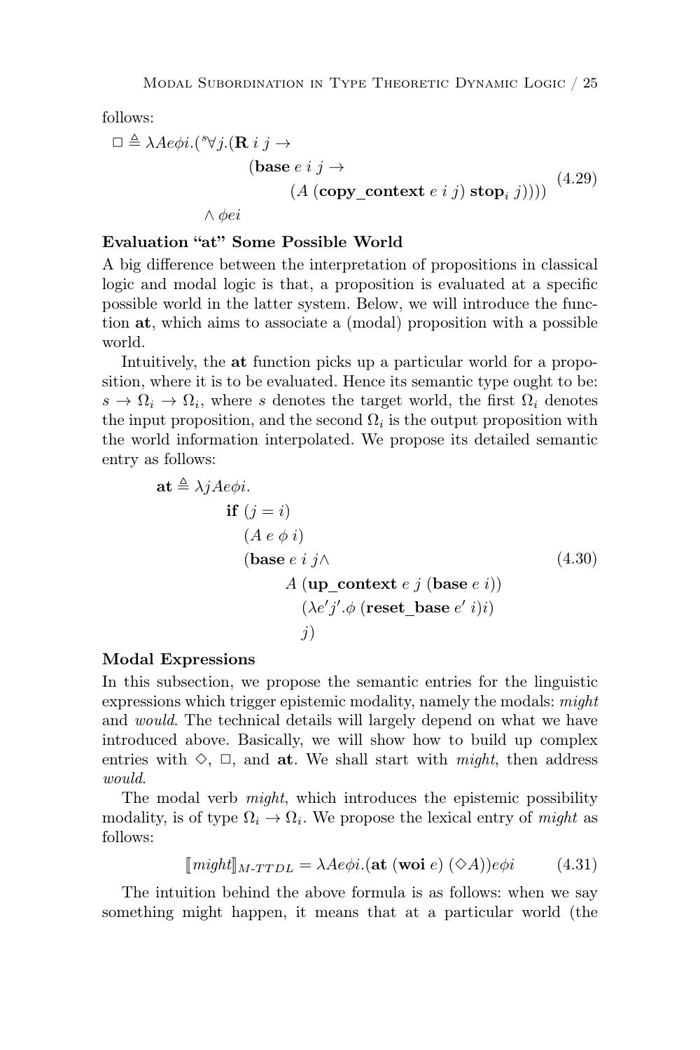follows:

$$\Box \triangleq \lambda Ae\phi i.({}^{s}\forall j.(\mathbf{R}\ i\ j \rightarrow (\mathbf{base}\ e\ i\ j \rightarrow (A\ (\mathbf{copy\_context}\ e\ i\ j)\ \mathbf{stop}_i\ j)))) \wedge \phi ei \tag{4.29}$$

### Evaluation "at" Some Possible World

A big difference between the interpretation of propositions in classical logic and modal logic is that, a proposition is evaluated at a specific possible world in the latter system. Below, we will introduce the function **at**, which aims to associate a (modal) proposition with a possible world.

Intuitively, the **at** function picks up a particular world for a proposition, where it is to be evaluated. Hence its semantic type ought to be: $s \rightarrow \Omega_i \rightarrow \Omega_i$, where $s$ denotes the target world, the first $\Omega_i$ denotes the input proposition, and the second $\Omega_i$ is the output proposition with the world information interpolated. We propose its detailed semantic entry as follows:

$$\begin{aligned}\mathbf{at} \triangleq \lambda jAe\phi i.\ & \mathbf{if}\ (j = i) \\ & (A\ e\ \phi\ i) \\ & (\mathbf{base}\ e\ i\ j \wedge \\ & \quad A\ (\mathbf{up\_context}\ e\ j\ (\mathbf{base}\ e\ i)) \\ & \quad (\lambda e'j'.\phi\ (\mathbf{reset\_base}\ e'\ i)i) \\ & \quad j)\end{aligned} \tag{4.30}$$

### Modal Expressions

In this subsection, we propose the semantic entries for the linguistic expressions which trigger epistemic modality, namely the modals: *might* and *would*. The technical details will largely depend on what we have introduced above. Basically, we will show how to build up complex entries with $\Diamond$, $\Box$, and **at**. We shall start with *might*, then address *would*.

The modal verb *might*, which introduces the epistemic possibility modality, is of type $\Omega_i \rightarrow \Omega_i$. We propose the lexical entry of *might* as follows:

$$[\![ might ]\!]_{M\text{-}TTDL} = \lambda Ae\phi i.(\mathbf{at}\ (\mathbf{woi}\ e)\ (\Diamond A))e\phi i \tag{4.31}$$

The intuition behind the above formula is as follows: when we say something might happen, it means that at a particular world (the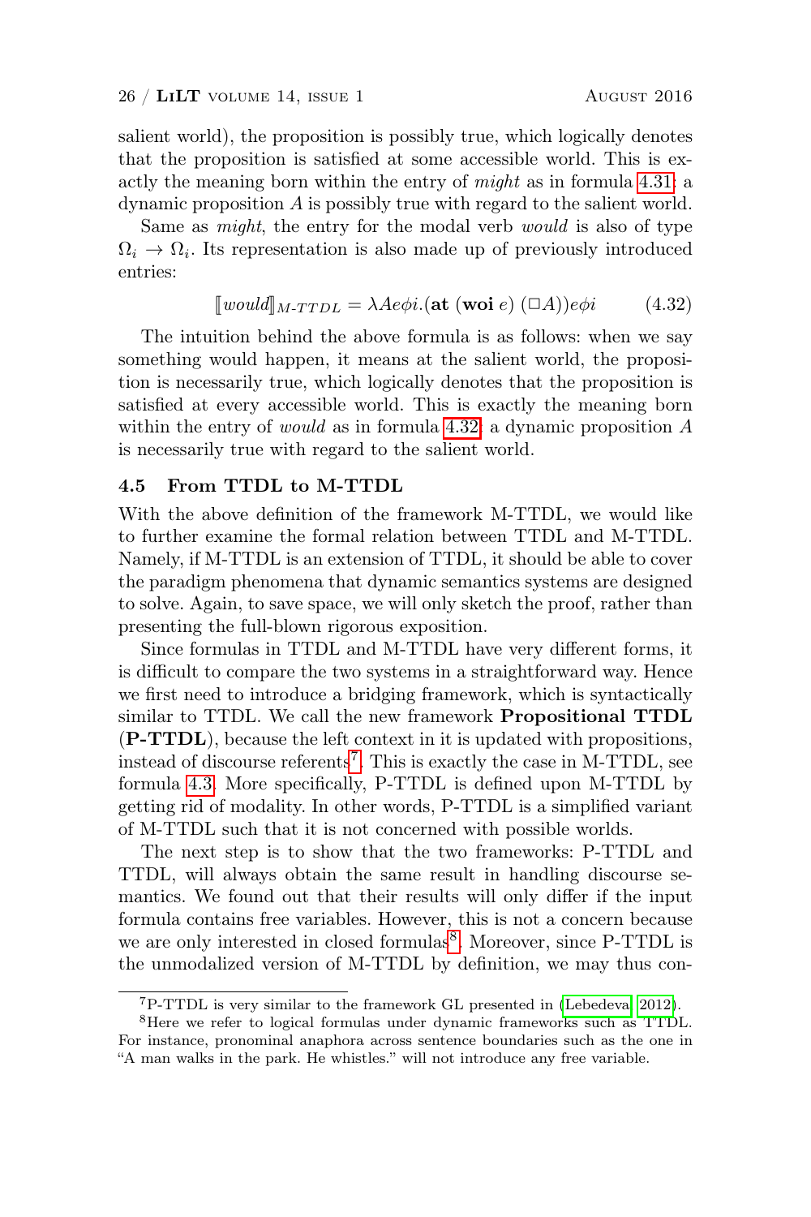salient world), the proposition is possibly true, which logically denotes that the proposition is satisfied at some accessible world. This is exactly the meaning born within the entry of *might* as in formula 4.31: a dynamic proposition $A$ is possibly true with regard to the salient world.

Same as *might*, the entry for the modal verb *would* is also of type $\Omega_i \to \Omega_i$. Its representation is also made up of previously introduced entries:

$$[\![would]\!]_{M\text{-}TTDL} = \lambda A e \phi i.(\mathbf{at}\ (\mathbf{woi}\ e)\ (\Box A)) e \phi i \tag{4.32}$$

The intuition behind the above formula is as follows: when we say something would happen, it means at the salient world, the proposition is necessarily true, which logically denotes that the proposition is satisfied at every accessible world. This is exactly the meaning born within the entry of *would* as in formula 4.32: a dynamic proposition $A$ is necessarily true with regard to the salient world.

### 4.5 From TTDL to M-TTDL

With the above definition of the framework M-TTDL, we would like to further examine the formal relation between TTDL and M-TTDL. Namely, if M-TTDL is an extension of TTDL, it should be able to cover the paradigm phenomena that dynamic semantics systems are designed to solve. Again, to save space, we will only sketch the proof, rather than presenting the full-blown rigorous exposition.

Since formulas in TTDL and M-TTDL have very different forms, it is difficult to compare the two systems in a straightforward way. Hence we first need to introduce a bridging framework, which is syntactically similar to TTDL. We call the new framework **Propositional TTDL** (**P-TTDL**), because the left context in it is updated with propositions, instead of discourse referents[7]. This is exactly the case in M-TTDL, see formula 4.3. More specifically, P-TTDL is defined upon M-TTDL by getting rid of modality. In other words, P-TTDL is a simplified variant of M-TTDL such that it is not concerned with possible worlds.

The next step is to show that the two frameworks: P-TTDL and TTDL, will always obtain the same result in handling discourse semantics. We found out that their results will only differ if the input formula contains free variables. However, this is not a concern because we are only interested in closed formulas[8]. Moreover, since P-TTDL is the unmodalized version of M-TTDL by definition, we may thus con-

[7] P-TTDL is very similar to the framework GL presented in (Lebedeva 2012).

[8] Here we refer to logical formulas under dynamic frameworks such as TTDL. For instance, pronominal anaphora across sentence boundaries such as the one in "A man walks in the park. He whistles." will not introduce any free variable.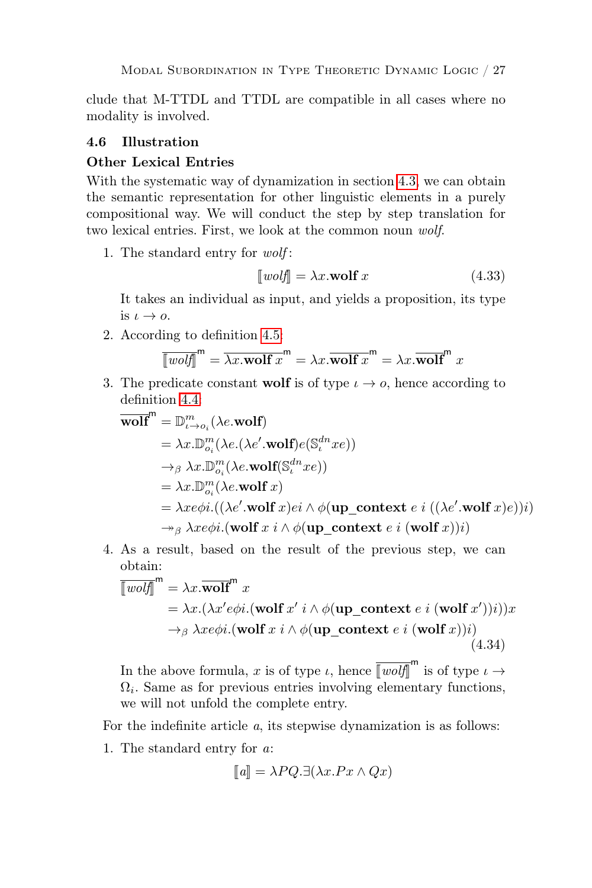clude that M-TTDL and TTDL are compatible in all cases where no modality is involved.

### 4.6 Illustration

#### Other Lexical Entries

With the systematic way of dynamization in section 4.3, we can obtain the semantic representation for other linguistic elements in a purely compositional way. We will conduct the step by step translation for two lexical entries. First, we look at the common noun *wolf*.

1. The standard entry for *wolf*:

$$[\![wolf]\!] = \lambda x.\textbf{wolf}\ x \tag{4.33}$$

   It takes an individual as input, and yields a proposition, its type is $\iota \rightarrow o$.

2. According to definition 4.5:

$$\overline{[\![wolf]\!]}^{\mathsf{m}} = \overline{\lambda x.\textbf{wolf}\ x}^{\mathsf{m}} = \lambda x.\overline{\textbf{wolf}\ x}^{\mathsf{m}} = \lambda x.\overline{\textbf{wolf}}^{\mathsf{m}}\ x$$

3. The predicate constant **wolf** is of type $\iota \rightarrow o$, hence according to definition 4.4:

$$\begin{aligned}
\overline{\textbf{wolf}}^{\mathsf{m}} &= \mathbb{D}^{m}_{\iota \rightarrow o_i}(\lambda e.\textbf{wolf}) \\
&= \lambda x.\mathbb{D}^{m}_{o_i}(\lambda e.(\lambda e'.\textbf{wolf})e(\mathbb{S}^{dn}_{\iota} xe)) \\
&\rightarrow_\beta \lambda x.\mathbb{D}^{m}_{o_i}(\lambda e.\textbf{wolf}(\mathbb{S}^{dn}_{\iota} xe)) \\
&= \lambda x.\mathbb{D}^{m}_{o_i}(\lambda e.\textbf{wolf}\ x) \\
&= \lambda xe\phi i.((\lambda e'.\textbf{wolf}\ x)ei \wedge \phi(\textbf{up\_context}\ e\ i\ ((\lambda e'.\textbf{wolf}\ x)e))i) \\
&\twoheadrightarrow_\beta \lambda xe\phi i.(\textbf{wolf}\ x\ i \wedge \phi(\textbf{up\_context}\ e\ i\ (\textbf{wolf}\ x))i)
\end{aligned}$$

4. As a result, based on the result of the previous step, we can obtain:

$$\begin{aligned}
\overline{[\![wolf]\!]}^{\mathsf{m}} &= \lambda x.\overline{\textbf{wolf}}^{\mathsf{m}}\ x \\
&= \lambda x.(\lambda x' e\phi i.(\textbf{wolf}\ x'\ i \wedge \phi(\textbf{up\_context}\ e\ i\ (\textbf{wolf}\ x'))i))x \\
&\rightarrow_\beta \lambda xe\phi i.(\textbf{wolf}\ x\ i \wedge \phi(\textbf{up\_context}\ e\ i\ (\textbf{wolf}\ x))i)
\end{aligned} \tag{4.34}$$

   In the above formula, $x$ is of type $\iota$, hence $\overline{[\![wolf]\!]}^{\mathsf{m}}$ is of type $\iota \rightarrow \Omega_i$. Same as for previous entries involving elementary functions, we will not unfold the complete entry.

For the indefinite article *a*, its stepwise dynamization is as follows:

1. The standard entry for *a*:

$$[\![a]\!] = \lambda PQ.\exists(\lambda x.Px \wedge Qx)$$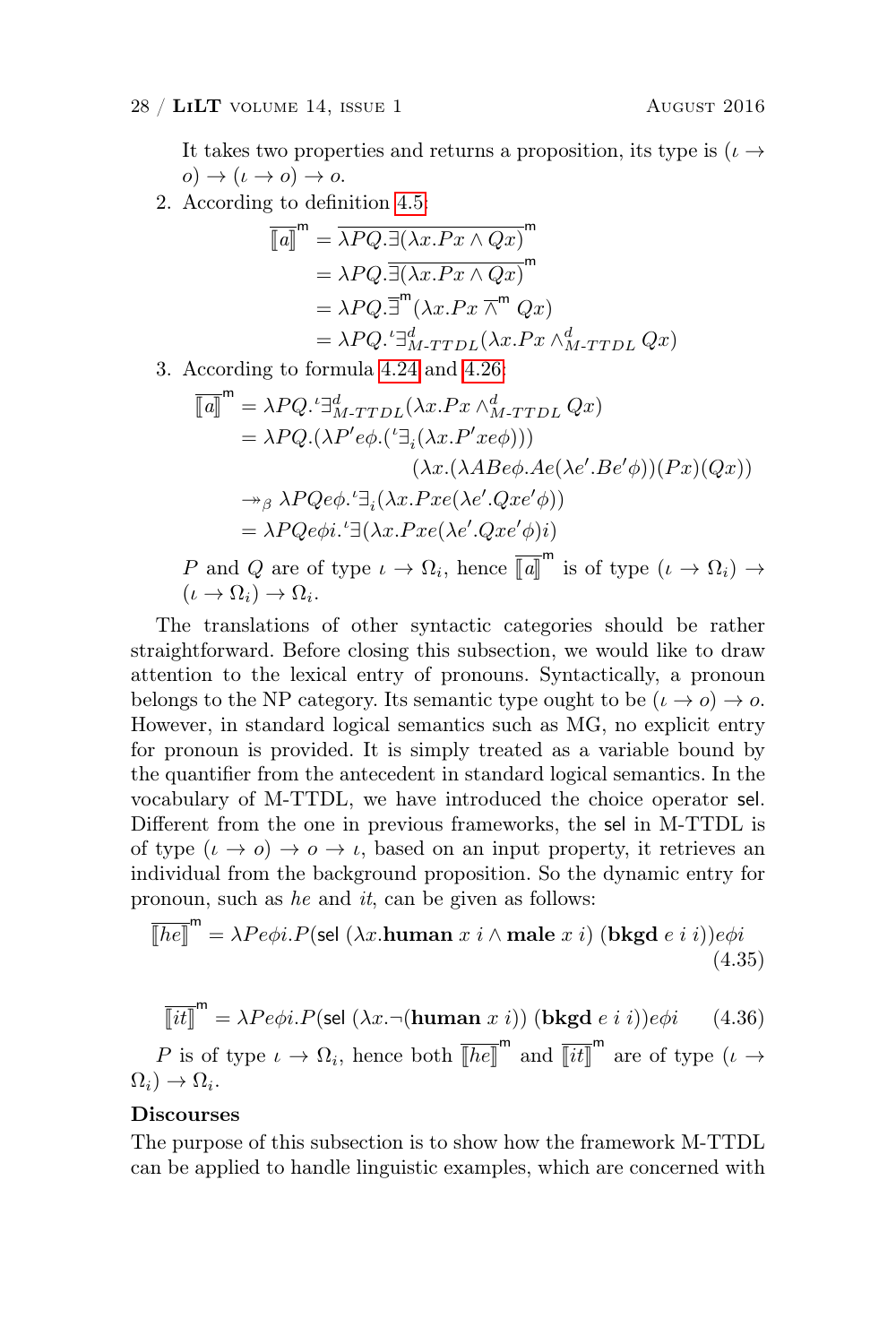It takes two properties and returns a proposition, its type is $(\iota \to o) \to (\iota \to o) \to o$.

2. According to definition 4.5:

$$
\begin{aligned}
\overline{[\![a]\!]}^{\mathsf{m}} &= \overline{\lambda PQ.\exists(\lambda x.Px \land Qx)}^{\mathsf{m}} \\
&= \lambda PQ.\overline{\exists(\lambda x.Px \land Qx)}^{\mathsf{m}} \\
&= \lambda PQ.\overline{\exists}^{\mathsf{m}}(\lambda x.Px \mathbin{\overline{\land}^{\mathsf{m}}} Qx) \\
&= \lambda PQ.{}^{\iota}\exists^{d}_{M\text{-}TTDL}(\lambda x.Px \land^{d}_{M\text{-}TTDL} Qx)
\end{aligned}
$$

3. According to formula 4.24 and 4.26:

$$
\begin{aligned}
\overline{[\![a]\!]}^{\mathsf{m}} &= \lambda PQ.{}^{\iota}\exists^{d}_{M\text{-}TTDL}(\lambda x.Px \land^{d}_{M\text{-}TTDL} Qx) \\
&= \lambda PQ.(\lambda P'e\phi.({}^{\iota}\exists_{i}(\lambda x.P'xe\phi))) \\
&\qquad\qquad (\lambda x.(\lambda ABe\phi.Ae(\lambda e'.Be'\phi))(Px)(Qx)) \\
&\twoheadrightarrow_{\beta} \lambda PQe\phi.{}^{\iota}\exists_{i}(\lambda x.Pxe(\lambda e'.Qxe'\phi)) \\
&= \lambda PQe\phi i.{}^{\iota}\exists(\lambda x.Pxe(\lambda e'.Qxe'\phi)i)
\end{aligned}
$$

$P$ and $Q$ are of type $\iota \to \Omega_i$, hence $\overline{[\![a]\!]}^{\mathsf{m}}$ is of type $(\iota \to \Omega_i) \to (\iota \to \Omega_i) \to \Omega_i$.

The translations of other syntactic categories should be rather straightforward. Before closing this subsection, we would like to draw attention to the lexical entry of pronouns. Syntactically, a pronoun belongs to the NP category. Its semantic type ought to be $(\iota \to o) \to o$. However, in standard logical semantics such as MG, no explicit entry for pronoun is provided. It is simply treated as a variable bound by the quantifier from the antecedent in standard logical semantics. In the vocabulary of M-TTDL, we have introduced the choice operator $\mathsf{sel}$. Different from the one in previous frameworks, the $\mathsf{sel}$ in M-TTDL is of type $(\iota \to o) \to o \to \iota$, based on an input property, it retrieves an individual from the background proposition. So the dynamic entry for pronoun, such as *he* and *it*, can be given as follows:

$$
\overline{[\![he]\!]}^{\mathsf{m}} = \lambda Pe\phi i.P(\mathsf{sel}\ (\lambda x.\mathbf{human}\ x\ i \land \mathbf{male}\ x\ i)\ (\mathbf{bkgd}\ e\ i\ i))e\phi i \tag{4.35}
$$

$$
\overline{[\![it]\!]}^{\mathsf{m}} = \lambda Pe\phi i.P(\mathsf{sel}\ (\lambda x.\neg(\mathbf{human}\ x\ i))\ (\mathbf{bkgd}\ e\ i\ i))e\phi i \tag{4.36}
$$

$P$ is of type $\iota \to \Omega_i$, hence both $\overline{[\![he]\!]}^{\mathsf{m}}$ and $\overline{[\![it]\!]}^{\mathsf{m}}$ are of type $(\iota \to \Omega_i) \to \Omega_i$.

**Discourses**

The purpose of this subsection is to show how the framework M-TTDL can be applied to handle linguistic examples, which are concerned with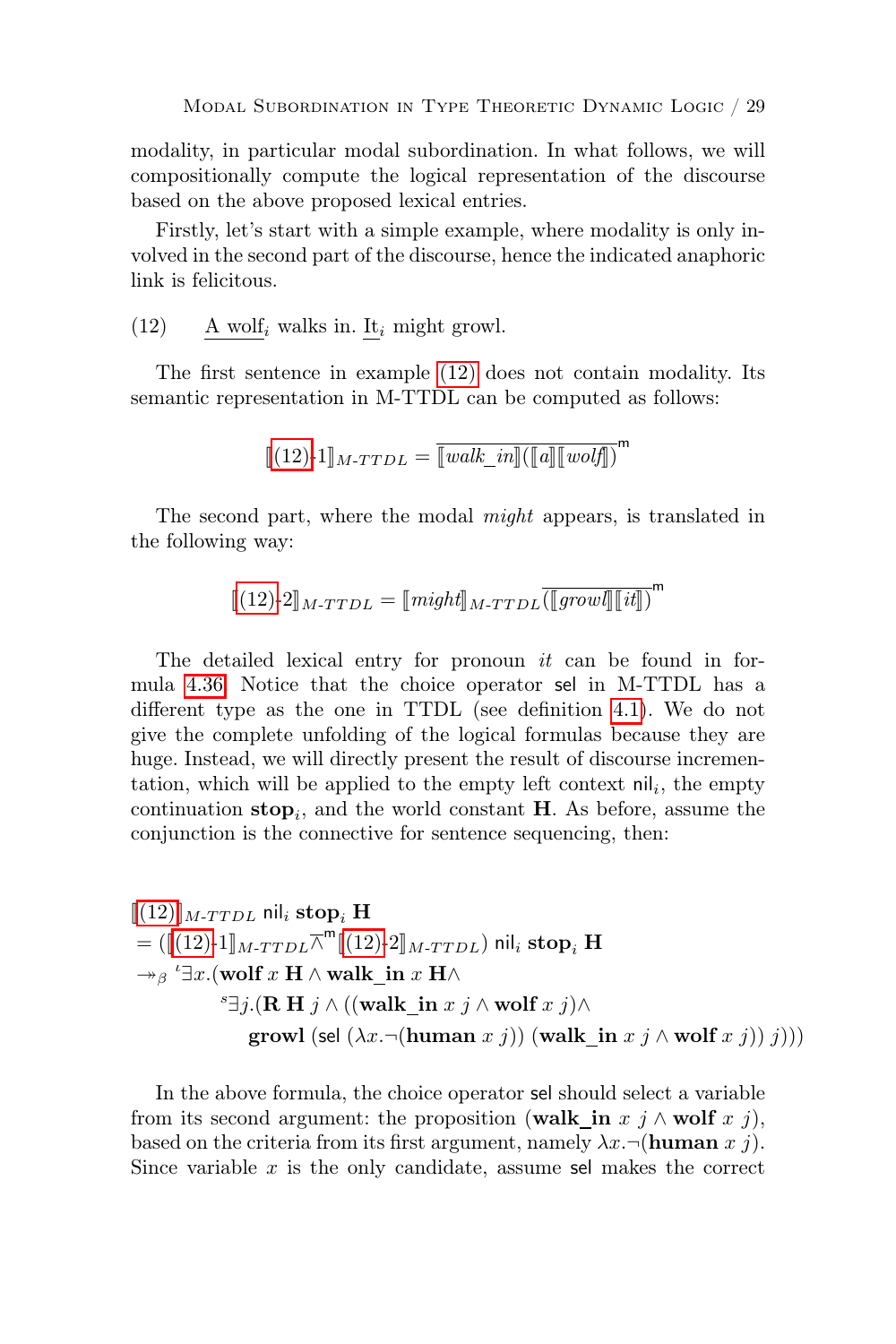modality, in particular modal subordination. In what follows, we will compositionally compute the logical representation of the discourse based on the above proposed lexical entries.

Firstly, let's start with a simple example, where modality is only involved in the second part of the discourse, hence the indicated anaphoric link is felicitous.

(12) A wolf$_i$ walks in. It$_i$ might growl.

The first sentence in example (12) does not contain modality. Its semantic representation in M-TTDL can be computed as follows:

$$[\![(12)\text{-}1]\!]_{M\text{-}TTDL} = \overline{[\![walk\_in]\!]([\![a]\!][\![wolf]\!])}^{\mathsf{m}}$$

The second part, where the modal *might* appears, is translated in the following way:

$$[\![(12)\text{-}2]\!]_{M\text{-}TTDL} = [\![might]\!]_{M\text{-}TTDL}\overline{([\![growl]\!][\![it]\!])}^{\mathsf{m}}$$

The detailed lexical entry for pronoun *it* can be found in formula 4.36. Notice that the choice operator $\mathsf{sel}$ in M-TTDL has a different type as the one in TTDL (see definition 4.1). We do not give the complete unfolding of the logical formulas because they are huge. Instead, we will directly present the result of discourse incrementation, which will be applied to the empty left context $\mathsf{nil}_i$, the empty continuation $\mathbf{stop}_i$, and the world constant $\mathbf{H}$. As before, assume the conjunction is the connective for sentence sequencing, then:

$$
\begin{aligned}
&[\![(12)]\!]_{M\text{-}TTDL}\ \mathsf{nil}_i\ \mathbf{stop}_i\ \mathbf{H} \\
&= ([\![(12)\text{-}1]\!]_{M\text{-}TTDL}\overline{\wedge}^{\mathsf{m}}[\![(12)\text{-}2]\!]_{M\text{-}TTDL})\ \mathsf{nil}_i\ \mathbf{stop}_i\ \mathbf{H} \\
&\twoheadrightarrow_\beta\ {}^{\iota}\exists x.(\mathbf{wolf}\ x\ \mathbf{H} \wedge \mathbf{walk\_in}\ x\ \mathbf{H} \wedge \\
&\qquad\quad {}^{s}\exists j.(\mathbf{R}\ \mathbf{H}\ j \wedge ((\mathbf{walk\_in}\ x\ j \wedge \mathbf{wolf}\ x\ j) \wedge \\
&\qquad\qquad \mathbf{growl}\ (\mathsf{sel}\ (\lambda x.\neg(\mathbf{human}\ x\ j))\ (\mathbf{walk\_in}\ x\ j \wedge \mathbf{wolf}\ x\ j))\ j)))
\end{aligned}
$$

In the above formula, the choice operator $\mathsf{sel}$ should select a variable from its second argument: the proposition $(\mathbf{walk\_in}\ x\ j \wedge \mathbf{wolf}\ x\ j)$, based on the criteria from its first argument, namely $\lambda x.\neg(\mathbf{human}\ x\ j)$. Since variable $x$ is the only candidate, assume $\mathsf{sel}$ makes the correct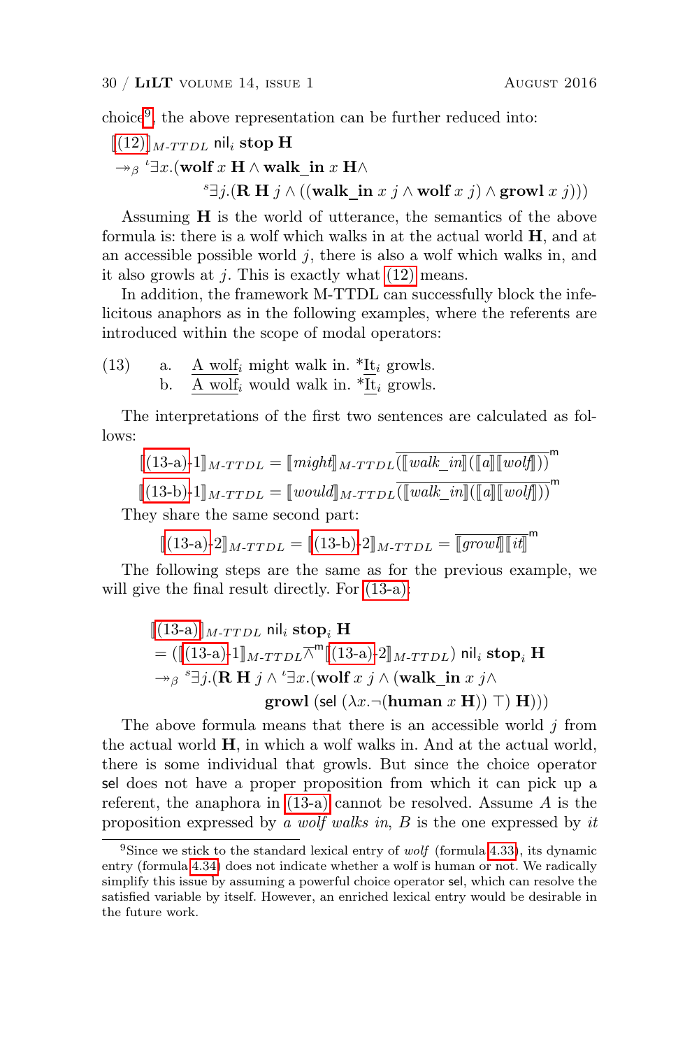choice[9], the above representation can be further reduced into:

$$\llbracket(12)\rrbracket_{M\text{-}TTDL}\ \mathsf{nil}_i\ \mathbf{stop}\ \mathbf{H}$$
$$\twoheadrightarrow_\beta\ {}^{t}\exists x.(\mathbf{wolf}\ x\ \mathbf{H} \wedge \mathbf{walk\_in}\ x\ \mathbf{H} \wedge$$
$$ {}^{s}\exists j.(\mathbf{R}\ \mathbf{H}\ j \wedge ((\mathbf{walk\_in}\ x\ j \wedge \mathbf{wolf}\ x\ j) \wedge \mathbf{growl}\ x\ j)))$$

Assuming $\mathbf{H}$ is the world of utterance, the semantics of the above formula is: there is a wolf which walks in at the actual world $\mathbf{H}$, and at an accessible possible world $j$, there is also a wolf which walks in, and it also growls at $j$. This is exactly what (12) means.

In addition, the framework M-TTDL can successfully block the infelicitous anaphors as in the following examples, where the referents are introduced within the scope of modal operators:

(13) a. A wolf$_i$ might walk in. *It$_i$ growls.
 b. A wolf$_i$ would walk in. *It$_i$ growls.

The interpretations of the first two sentences are calculated as follows:

$$\llbracket(13\text{-a})\text{-}1\rrbracket_{M\text{-}TTDL} = \llbracket might\rrbracket_{M\text{-}TTDL}\overline{(\llbracket walk\_in\rrbracket(\llbracket a\rrbracket\llbracket wolf\rrbracket))}^{\mathsf{m}}$$
$$\llbracket(13\text{-b})\text{-}1\rrbracket_{M\text{-}TTDL} = \llbracket would\rrbracket_{M\text{-}TTDL}\overline{(\llbracket walk\_in\rrbracket(\llbracket a\rrbracket\llbracket wolf\rrbracket))}^{\mathsf{m}}$$

They share the same second part:

$$\llbracket(13\text{-a})\text{-}2\rrbracket_{M\text{-}TTDL} = \llbracket(13\text{-b})\text{-}2\rrbracket_{M\text{-}TTDL} = \overline{\llbracket growl\rrbracket\llbracket it\rrbracket}^{\mathsf{m}}$$

The following steps are the same as for the previous example, we will give the final result directly. For (13-a):

$$\llbracket(13\text{-a})\rrbracket_{M\text{-}TTDL}\ \mathsf{nil}_i\ \mathbf{stop}_i\ \mathbf{H}$$
$$= (\llbracket(13\text{-a})\text{-}1\rrbracket_{M\text{-}TTDL}\overline{\wedge}^{\mathsf{m}}\llbracket(13\text{-a})\text{-}2\rrbracket_{M\text{-}TTDL})\ \mathsf{nil}_i\ \mathbf{stop}_i\ \mathbf{H}$$
$$\twoheadrightarrow_\beta\ {}^{s}\exists j.(\mathbf{R}\ \mathbf{H}\ j \wedge {}^{t}\exists x.(\mathbf{wolf}\ x\ j \wedge (\mathbf{walk\_in}\ x\ j \wedge$$
$$\mathbf{growl}\ (\mathsf{sel}\ (\lambda x.\neg(\mathbf{human}\ x\ \mathbf{H}))\ \top)\ \mathbf{H})))$$

The above formula means that there is an accessible world $j$ from the actual world $\mathbf{H}$, in which a wolf walks in. And at the actual world, there is some individual that growls. But since the choice operator $\mathsf{sel}$ does not have a proper proposition from which it can pick up a referent, the anaphora in (13-a) cannot be resolved. Assume $A$ is the proposition expressed by *a wolf walks in*, $B$ is the one expressed by *it*

[9] Since we stick to the standard lexical entry of *wolf* (formula 4.33), its dynamic entry (formula 4.34) does not indicate whether a wolf is human or not. We radically simplify this issue by assuming a powerful choice operator $\mathsf{sel}$, which can resolve the satisfied variable by itself. However, an enriched lexical entry would be desirable in the future work.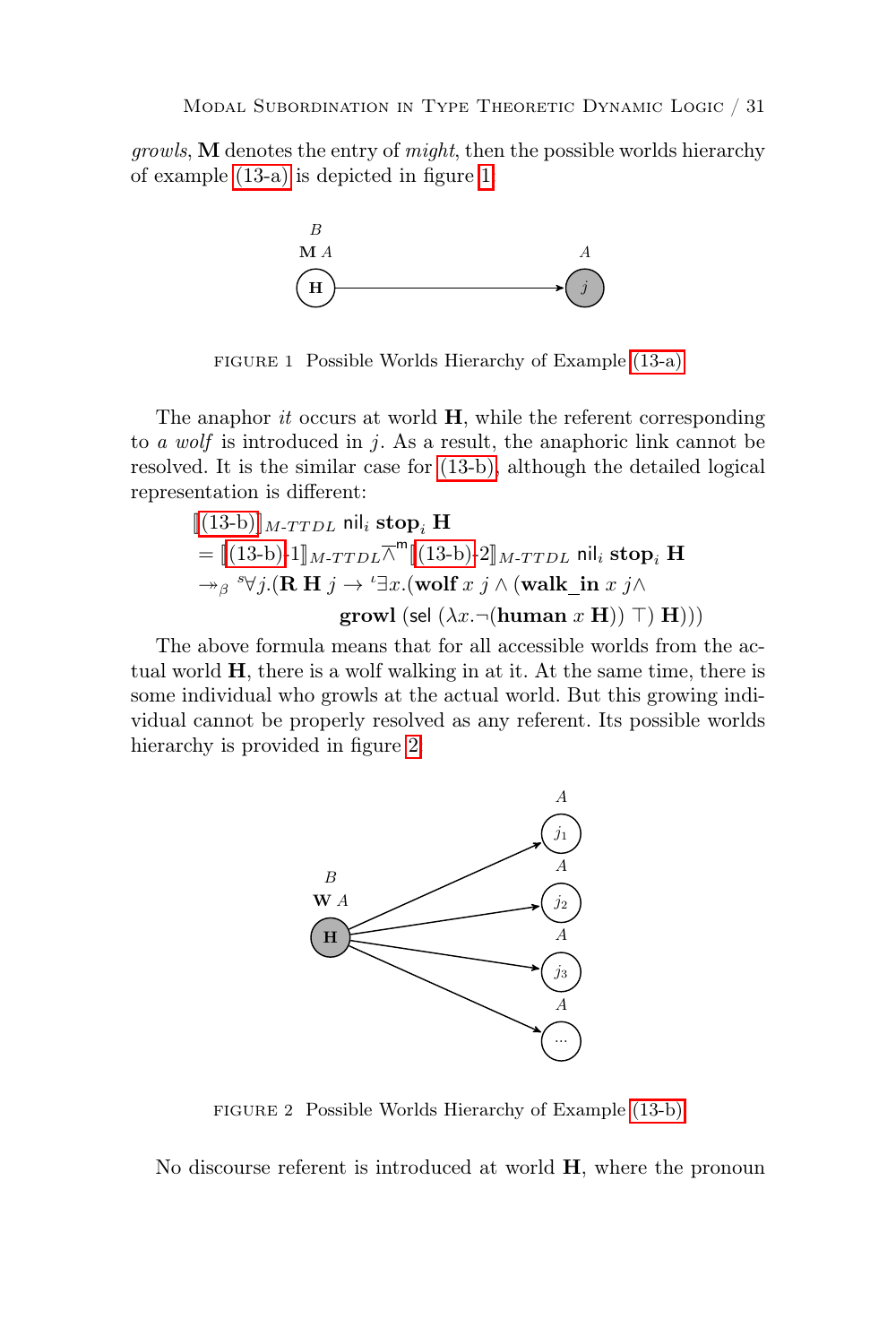*growls*, $\mathbf{M}$ denotes the entry of *might*, then the possible worlds hierarchy of example (13-a) is depicted in figure 1.

FIGURE 1 Possible Worlds Hierarchy of Example (13-a)

The anaphor *it* occurs at world $\mathbf{H}$, while the referent corresponding to *a wolf* is introduced in $j$. As a result, the anaphoric link cannot be resolved. It is the similar case for (13-b), although the detailed logical representation is different:

$$
\begin{aligned}
&[\![(13\text{-b})]\!]_{M\text{-}TTDL}\ \mathsf{nil}_i\ \mathbf{stop}_i\ \mathbf{H} \\
&= [\![(13\text{-b})\text{-}1]\!]_{M\text{-}TTDL} \overline{\wedge}^{\mathsf{m}} [\![(13\text{-b})\text{-}2]\!]_{M\text{-}TTDL}\ \mathsf{nil}_i\ \mathbf{stop}_i\ \mathbf{H} \\
&\twoheadrightarrow_\beta\ {}^{s}\forall j.(\mathbf{R}\ \mathbf{H}\ j \rightarrow {}^{\iota}\exists x.(\mathbf{wolf}\ x\ j \wedge (\mathbf{walk\_in}\ x\ j \wedge \\
&\qquad\qquad \mathbf{growl}\ (\mathsf{sel}\ (\lambda x.\neg(\mathbf{human}\ x\ \mathbf{H}))\ \top)\ \mathbf{H})))
\end{aligned}
$$

The above formula means that for all accessible worlds from the actual world $\mathbf{H}$, there is a wolf walking in at it. At the same time, there is some individual who growls at the actual world. But this growing individual cannot be properly resolved as any referent. Its possible worlds hierarchy is provided in figure 2.

FIGURE 2 Possible Worlds Hierarchy of Example (13-b)

No discourse referent is introduced at world $\mathbf{H}$, where the pronoun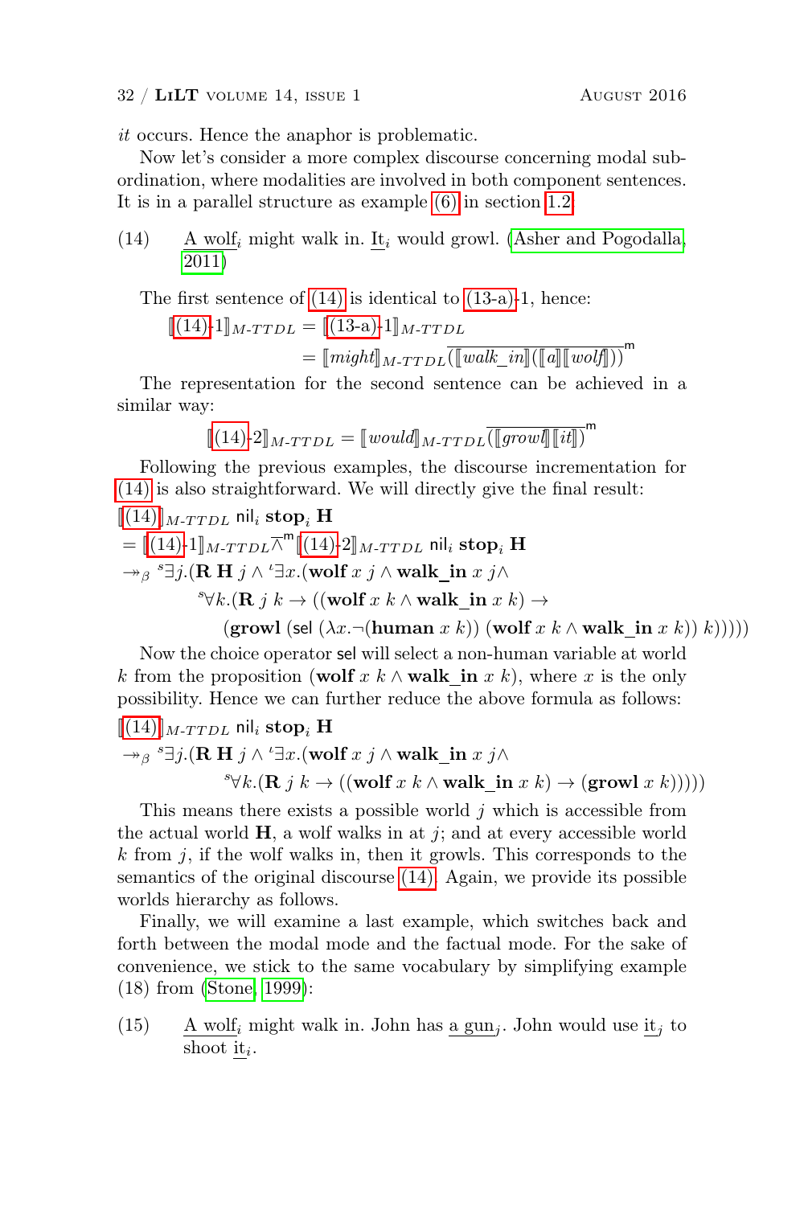*it* occurs. Hence the anaphor is problematic.

Now let's consider a more complex discourse concerning modal subordination, where modalities are involved in both component sentences. It is in a parallel structure as example (6) in section 1.2.

(14) A wolf$_i$ might walk in. It$_i$ would growl. (Asher and Pogodalla, 2011)

The first sentence of (14) is identical to (13-a)-1, hence:

$$[\![(14)\text{-}1]\!]_{M\text{-}TTDL} = [\![(13\text{-a})\text{-}1]\!]_{M\text{-}TTDL}$$
$$= [\![might]\!]_{M\text{-}TTDL}\overline{([\![walk\_in]\!]([\![a]\!][\![wolf]\!]))}^{\mathsf{m}}$$

The representation for the second sentence can be achieved in a similar way:

$$[\![(14)\text{-}2]\!]_{M\text{-}TTDL} = [\![would]\!]_{M\text{-}TTDL}\overline{([\![growl]\!][\![it]\!])}^{\mathsf{m}}$$

Following the previous examples, the discourse incrementation for (14) is also straightforward. We will directly give the final result:

$$[\![(14)]\!]_{M\text{-}TTDL}\ \mathsf{nil}_i\ \mathbf{stop}_i\ \mathbf{H}$$
$$= [\![(14)\text{-}1]\!]_{M\text{-}TTDL}\overline{\wedge}^{\mathsf{m}}[\![(14)\text{-}2]\!]_{M\text{-}TTDL}\ \mathsf{nil}_i\ \mathbf{stop}_i\ \mathbf{H}$$
$$\twoheadrightarrow_\beta\ {}^{s}\exists j.(\mathbf{R}\ \mathbf{H}\ j \wedge {}^{t}\exists x.(\mathbf{wolf}\ x\ j \wedge \mathbf{walk\_in}\ x\ j \wedge$$
$${}^{s}\forall k.(\mathbf{R}\ j\ k \rightarrow ((\mathbf{wolf}\ x\ k \wedge \mathbf{walk\_in}\ x\ k) \rightarrow$$
$$(\mathbf{growl}\ (\mathsf{sel}\ (\lambda x.\neg(\mathbf{human}\ x\ k))\ (\mathbf{wolf}\ x\ k \wedge \mathbf{walk\_in}\ x\ k))\ k)))))$$

Now the choice operator $\mathsf{sel}$ will select a non-human variable at world $k$ from the proposition ($\mathbf{wolf}\ x\ k \wedge \mathbf{walk\_in}\ x\ k$), where $x$ is the only possibility. Hence we can further reduce the above formula as follows:

$$[\![(14)]\!]_{M\text{-}TTDL}\ \mathsf{nil}_i\ \mathbf{stop}_i\ \mathbf{H}$$
$$\twoheadrightarrow_\beta\ {}^{s}\exists j.(\mathbf{R}\ \mathbf{H}\ j \wedge {}^{t}\exists x.(\mathbf{wolf}\ x\ j \wedge \mathbf{walk\_in}\ x\ j \wedge$$
$${}^{s}\forall k.(\mathbf{R}\ j\ k \rightarrow ((\mathbf{wolf}\ x\ k \wedge \mathbf{walk\_in}\ x\ k) \rightarrow (\mathbf{growl}\ x\ k)))))$$

This means there exists a possible world $j$ which is accessible from the actual world $\mathbf{H}$, a wolf walks in at $j$; and at every accessible world $k$ from $j$, if the wolf walks in, then it growls. This corresponds to the semantics of the original discourse (14). Again, we provide its possible worlds hierarchy as follows.

Finally, we will examine a last example, which switches back and forth between the modal mode and the factual mode. For the sake of convenience, we stick to the same vocabulary by simplifying example (18) from (Stone, 1999):

(15) A wolf$_i$ might walk in. John has a gun$_j$. John would use it$_j$ to shoot it$_i$.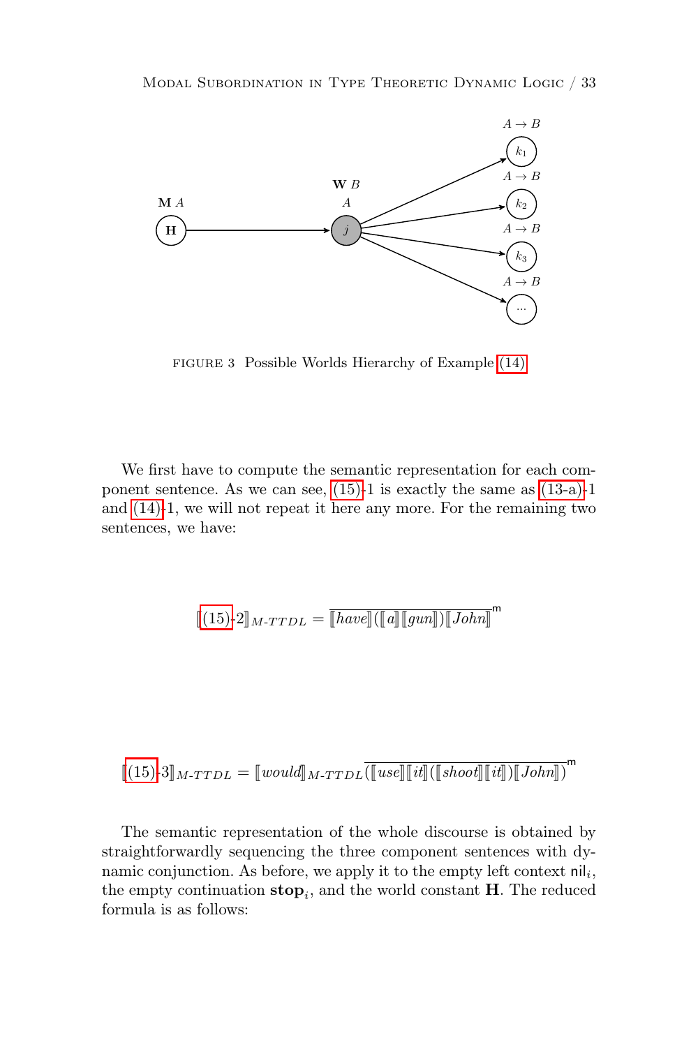FIGURE 3 Possible Worlds Hierarchy of Example (14)

We first have to compute the semantic representation for each component sentence. As we can see, (15)-1 is exactly the same as (13-a)-1 and (14)-1, we will not repeat it here any more. For the remaining two sentences, we have:

$$[\![(15)\text{-}2]\!]_{M\text{-}TTDL} = \overline{[\![have]\!]([\![a]\!][\![gun]\!])[\![John]\!]}^{\mathsf{m}}$$

$$[\![(15)\text{-}3]\!]_{M\text{-}TTDL} = [\![would]\!]_{M\text{-}TTDL}\overline{([\![use]\!][\![it]\!]([\![shoot]\!][\![it]\!])[\![John]\!])}^{\mathsf{m}}$$

The semantic representation of the whole discourse is obtained by straightforwardly sequencing the three component sentences with dynamic conjunction. As before, we apply it to the empty left context $\mathsf{nil}_i$, the empty continuation $\mathbf{stop}_i$, and the world constant $\mathbf{H}$. The reduced formula is as follows: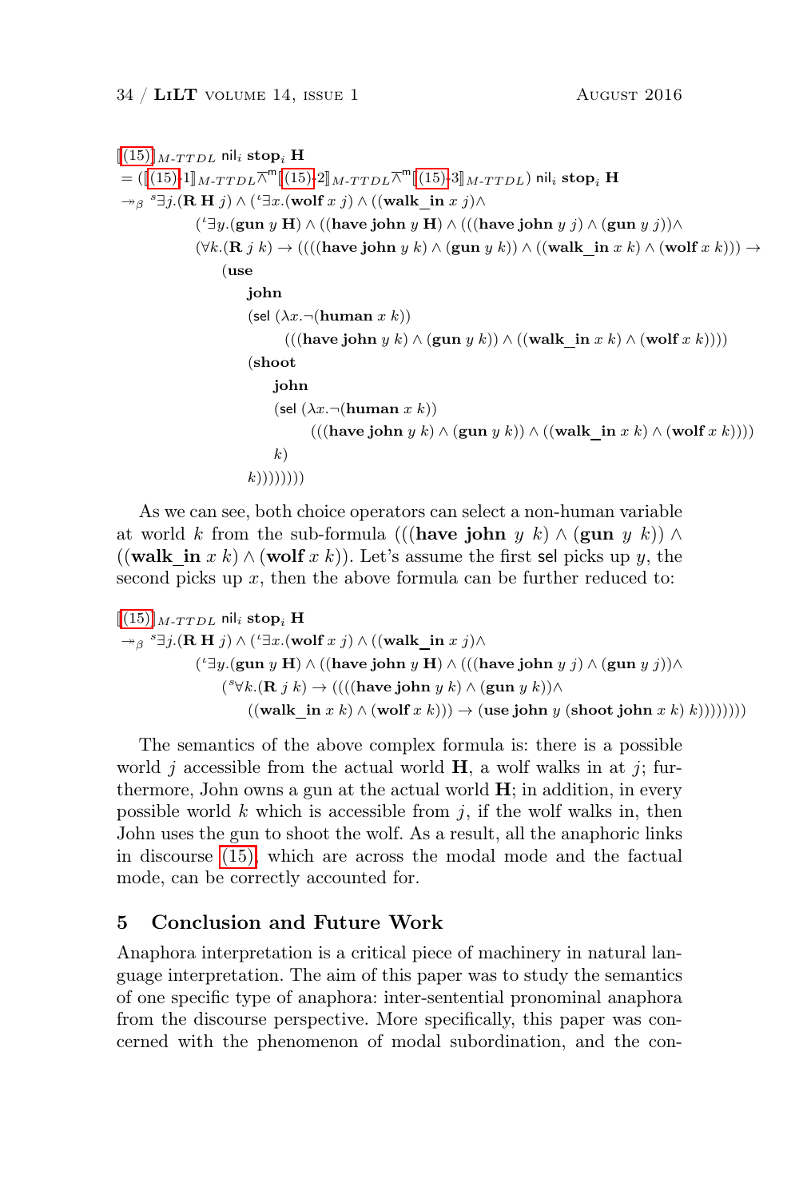$$
\begin{aligned}
&[\![(15)]\!]_{M\text{-}TTDL}\ \mathsf{nil}_i\ \mathbf{stop}_i\ \mathbf{H} \\
&= ([\![(15)\text{-}1]\!]_{M\text{-}TTDL} \overline{\wedge}^{\mathsf{m}} [\![(15)\text{-}2]\!]_{M\text{-}TTDL} \overline{\wedge}^{\mathsf{m}} [\![(15)\text{-}3]\!]_{M\text{-}TTDL})\ \mathsf{nil}_i\ \mathbf{stop}_i\ \mathbf{H} \\
&\twoheadrightarrow_\beta\ {}^{s}\exists j.(\mathbf{R}\ \mathbf{H}\ j) \wedge ({}^{t}\exists x.(\mathbf{wolf}\ x\ j) \wedge ((\mathbf{walk\_in}\ x\ j) \wedge \\
&\qquad ({}^{t}\exists y.(\mathbf{gun}\ y\ \mathbf{H}) \wedge ((\mathbf{have}\ \mathbf{john}\ y\ \mathbf{H}) \wedge (((\mathbf{have}\ \mathbf{john}\ y\ j) \wedge (\mathbf{gun}\ y\ j)) \wedge \\
&\qquad (\forall k.(\mathbf{R}\ j\ k) \rightarrow ((((\mathbf{have}\ \mathbf{john}\ y\ k) \wedge (\mathbf{gun}\ y\ k)) \wedge ((\mathbf{walk\_in}\ x\ k) \wedge (\mathbf{wolf}\ x\ k))) \rightarrow \\
&\qquad\quad (\mathbf{use} \\
&\qquad\qquad \mathbf{john} \\
&\qquad\qquad (\mathsf{sel}\ (\lambda x.\neg(\mathbf{human}\ x\ k)) \\
&\qquad\qquad\qquad (((\mathbf{have}\ \mathbf{john}\ y\ k) \wedge (\mathbf{gun}\ y\ k)) \wedge ((\mathbf{walk\_in}\ x\ k) \wedge (\mathbf{wolf}\ x\ k)))) \\
&\qquad\qquad (\mathbf{shoot} \\
&\qquad\qquad\quad \mathbf{john} \\
&\qquad\qquad\quad (\mathsf{sel}\ (\lambda x.\neg(\mathbf{human}\ x\ k)) \\
&\qquad\qquad\qquad\quad (((\mathbf{have}\ \mathbf{john}\ y\ k) \wedge (\mathbf{gun}\ y\ k)) \wedge ((\mathbf{walk\_in}\ x\ k) \wedge (\mathbf{wolf}\ x\ k)))) \\
&\qquad\qquad\quad k) \\
&\qquad\qquad k))))))))
\end{aligned}
$$

As we can see, both choice operators can select a non-human variable at world $k$ from the sub-formula $(((\mathbf{have\ john}\ y\ k) \wedge (\mathbf{gun}\ y\ k)) \wedge ((\mathbf{walk\_in}\ x\ k) \wedge (\mathbf{wolf}\ x\ k))$. Let's assume the first $\mathsf{sel}$ picks up $y$, the second picks up $x$, then the above formula can be further reduced to:

$$
\begin{aligned}
&[\![(15)]\!]_{M\text{-}TTDL}\ \mathsf{nil}_i\ \mathbf{stop}_i\ \mathbf{H} \\
&\twoheadrightarrow_\beta\ {}^{s}\exists j.(\mathbf{R}\ \mathbf{H}\ j) \wedge ({}^{t}\exists x.(\mathbf{wolf}\ x\ j) \wedge ((\mathbf{walk\_in}\ x\ j) \wedge \\
&\qquad ({}^{t}\exists y.(\mathbf{gun}\ y\ \mathbf{H}) \wedge ((\mathbf{have}\ \mathbf{john}\ y\ \mathbf{H}) \wedge (((\mathbf{have}\ \mathbf{john}\ y\ j) \wedge (\mathbf{gun}\ y\ j)) \wedge \\
&\qquad\quad ({}^{s}\forall k.(\mathbf{R}\ j\ k) \rightarrow ((((\mathbf{have}\ \mathbf{john}\ y\ k) \wedge (\mathbf{gun}\ y\ k)) \wedge \\
&\qquad\qquad ((\mathbf{walk\_in}\ x\ k) \wedge (\mathbf{wolf}\ x\ k))) \rightarrow (\mathbf{use}\ \mathbf{john}\ y\ (\mathbf{shoot}\ \mathbf{john}\ x\ k)\ k))))))))
\end{aligned}
$$

The semantics of the above complex formula is: there is a possible world $j$ accessible from the actual world $\mathbf{H}$, a wolf walks in at $j$; furthermore, John owns a gun at the actual world $\mathbf{H}$; in addition, in every possible world $k$ which is accessible from $j$, if the wolf walks in, then John uses the gun to shoot the wolf. As a result, all the anaphoric links in discourse (15), which are across the modal mode and the factual mode, can be correctly accounted for.

## 5 Conclusion and Future Work

Anaphora interpretation is a critical piece of machinery in natural language interpretation. The aim of this paper was to study the semantics of one specific type of anaphora: inter-sentential pronominal anaphora from the discourse perspective. More specifically, this paper was concerned with the phenomenon of modal subordination, and the con-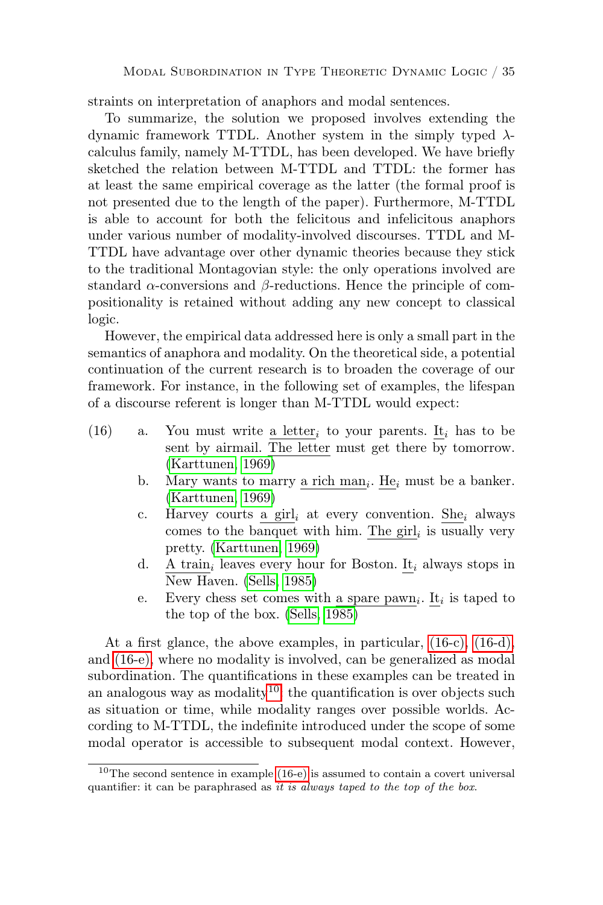straints on interpretation of anaphors and modal sentences.

To summarize, the solution we proposed involves extending the dynamic framework TTDL. Another system in the simply typed $\lambda$-calculus family, namely M-TTDL, has been developed. We have briefly sketched the relation between M-TTDL and TTDL: the former has at least the same empirical coverage as the latter (the formal proof is not presented due to the length of the paper). Furthermore, M-TTDL is able to account for both the felicitous and infelicitous anaphors under various number of modality-involved discourses. TTDL and M-TTDL have advantage over other dynamic theories because they stick to the traditional Montagovian style: the only operations involved are standard $\alpha$-conversions and $\beta$-reductions. Hence the principle of compositionality is retained without adding any new concept to classical logic.

However, the empirical data addressed here is only a small part in the semantics of anaphora and modality. On the theoretical side, a potential continuation of the current research is to broaden the coverage of our framework. For instance, in the following set of examples, the lifespan of a discourse referent is longer than M-TTDL would expect:

(16)
- a. You must write a letter$_i$ to your parents. It$_i$ has to be sent by airmail. The letter must get there by tomorrow. (Karttunen, 1969)
- b. Mary wants to marry a rich man$_i$. He$_i$ must be a banker. (Karttunen, 1969)
- c. Harvey courts a girl$_i$ at every convention. She$_i$ always comes to the banquet with him. The girl$_i$ is usually very pretty. (Karttunen, 1969)
- d. A train$_i$ leaves every hour for Boston. It$_i$ always stops in New Haven. (Sells, 1985)
- e. Every chess set comes with a spare pawn$_i$. It$_i$ is taped to the top of the box. (Sells, 1985)

At a first glance, the above examples, in particular, (16-c), (16-d), and (16-e), where no modality is involved, can be generalized as modal subordination. The quantifications in these examples can be treated in an analogous way as modality[10]: the quantification is over objects such as situation or time, while modality ranges over possible worlds. According to M-TTDL, the indefinite introduced under the scope of some modal operator is accessible to subsequent modal context. However,

[10] The second sentence in example (16-e) is assumed to contain a covert universal quantifier: it can be paraphrased as *it is always taped to the top of the box*.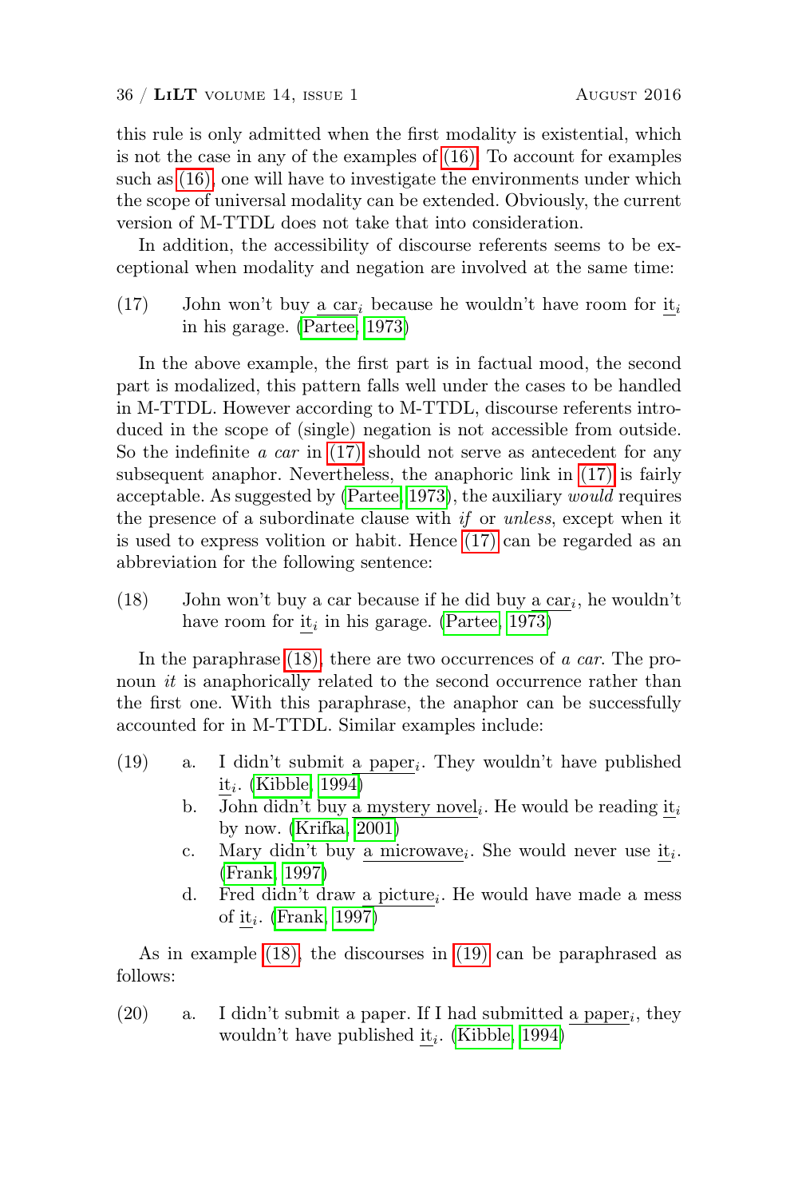this rule is only admitted when the first modality is existential, which is not the case in any of the examples of (16). To account for examples such as (16), one will have to investigate the environments under which the scope of universal modality can be extended. Obviously, the current version of M-TTDL does not take that into consideration.

In addition, the accessibility of discourse referents seems to be exceptional when modality and negation are involved at the same time:

(17) John won't buy a car$_i$ because he wouldn't have room for it$_i$ in his garage. (Partee, 1973)

In the above example, the first part is in factual mood, the second part is modalized, this pattern falls well under the cases to be handled in M-TTDL. However according to M-TTDL, discourse referents introduced in the scope of (single) negation is not accessible from outside. So the indefinite *a car* in (17) should not serve as antecedent for any subsequent anaphor. Nevertheless, the anaphoric link in (17) is fairly acceptable. As suggested by (Partee, 1973), the auxiliary *would* requires the presence of a subordinate clause with *if* or *unless*, except when it is used to express volition or habit. Hence (17) can be regarded as an abbreviation for the following sentence:

(18) John won't buy a car because if he did buy a car$_i$, he wouldn't have room for it$_i$ in his garage. (Partee, 1973)

In the paraphrase (18), there are two occurrences of *a car*. The pronoun *it* is anaphorically related to the second occurrence rather than the first one. With this paraphrase, the anaphor can be successfully accounted for in M-TTDL. Similar examples include:

(19)
  a. I didn't submit a paper$_i$. They wouldn't have published it$_i$. (Kibble, 1994)
  b. John didn't buy a mystery novel$_i$. He would be reading it$_i$ by now. (Krifka, 2001)
  c. Mary didn't buy a microwave$_i$. She would never use it$_i$. (Frank, 1997)
  d. Fred didn't draw a picture$_i$. He would have made a mess of it$_i$. (Frank, 1997)

As in example (18), the discourses in (19) can be paraphrased as follows:

(20)
  a. I didn't submit a paper. If I had submitted a paper$_i$, they wouldn't have published it$_i$. (Kibble, 1994)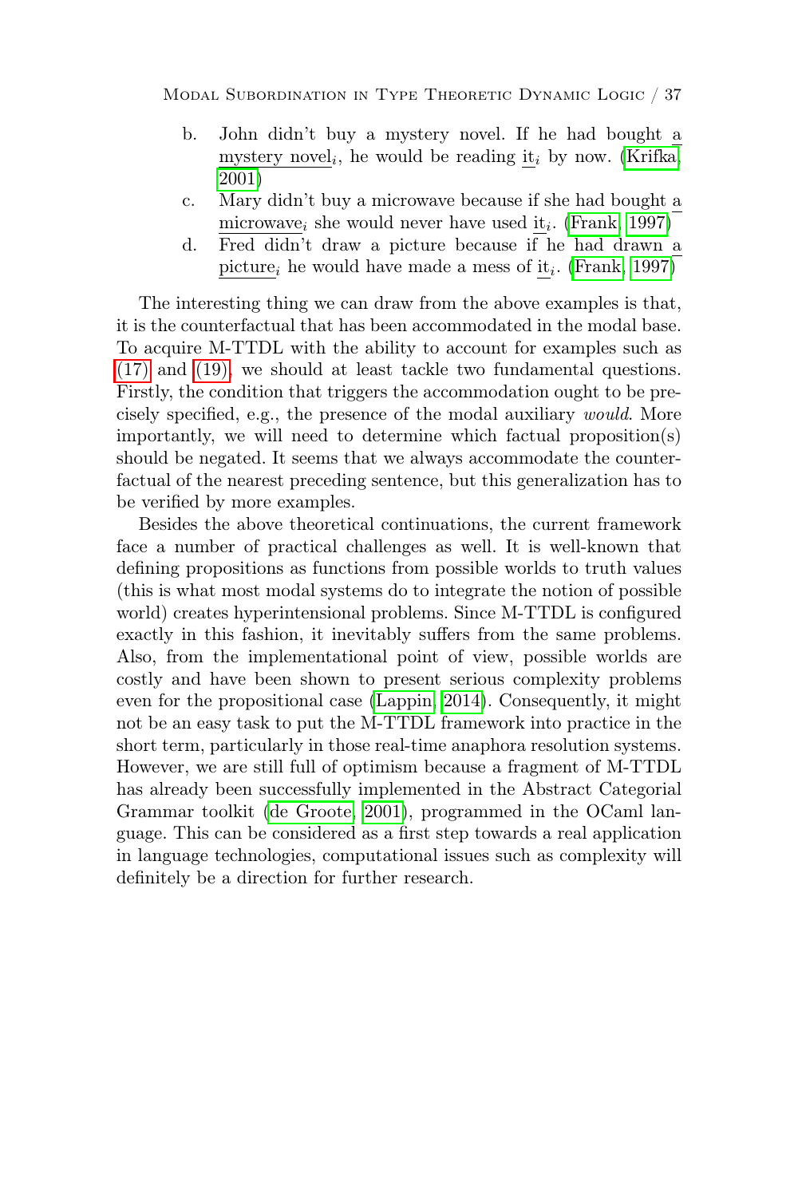b. John didn't buy a mystery novel. If he had bought a mystery novel$_i$, he would be reading it$_i$ by now. (Krifka, 2001)

c. Mary didn't buy a microwave because if she had bought a microwave$_i$ she would never have used it$_i$. (Frank, 1997)

d. Fred didn't draw a picture because if he had drawn a picture$_i$ he would have made a mess of it$_i$. (Frank, 1997)

The interesting thing we can draw from the above examples is that, it is the counterfactual that has been accommodated in the modal base. To acquire M-TTDL with the ability to account for examples such as (17) and (19), we should at least tackle two fundamental questions. Firstly, the condition that triggers the accommodation ought to be precisely specified, e.g., the presence of the modal auxiliary *would*. More importantly, we will need to determine which factual proposition(s) should be negated. It seems that we always accommodate the counterfactual of the nearest preceding sentence, but this generalization has to be verified by more examples.

Besides the above theoretical continuations, the current framework face a number of practical challenges as well. It is well-known that defining propositions as functions from possible worlds to truth values (this is what most modal systems do to integrate the notion of possible world) creates hyperintensional problems. Since M-TTDL is configured exactly in this fashion, it inevitably suffers from the same problems. Also, from the implementational point of view, possible worlds are costly and have been shown to present serious complexity problems even for the propositional case (Lappin, 2014). Consequently, it might not be an easy task to put the M-TTDL framework into practice in the short term, particularly in those real-time anaphora resolution systems. However, we are still full of optimism because a fragment of M-TTDL has already been successfully implemented in the Abstract Categorial Grammar toolkit (de Groote, 2001), programmed in the OCaml language. This can be considered as a first step towards a real application in language technologies, computational issues such as complexity will definitely be a direction for further research.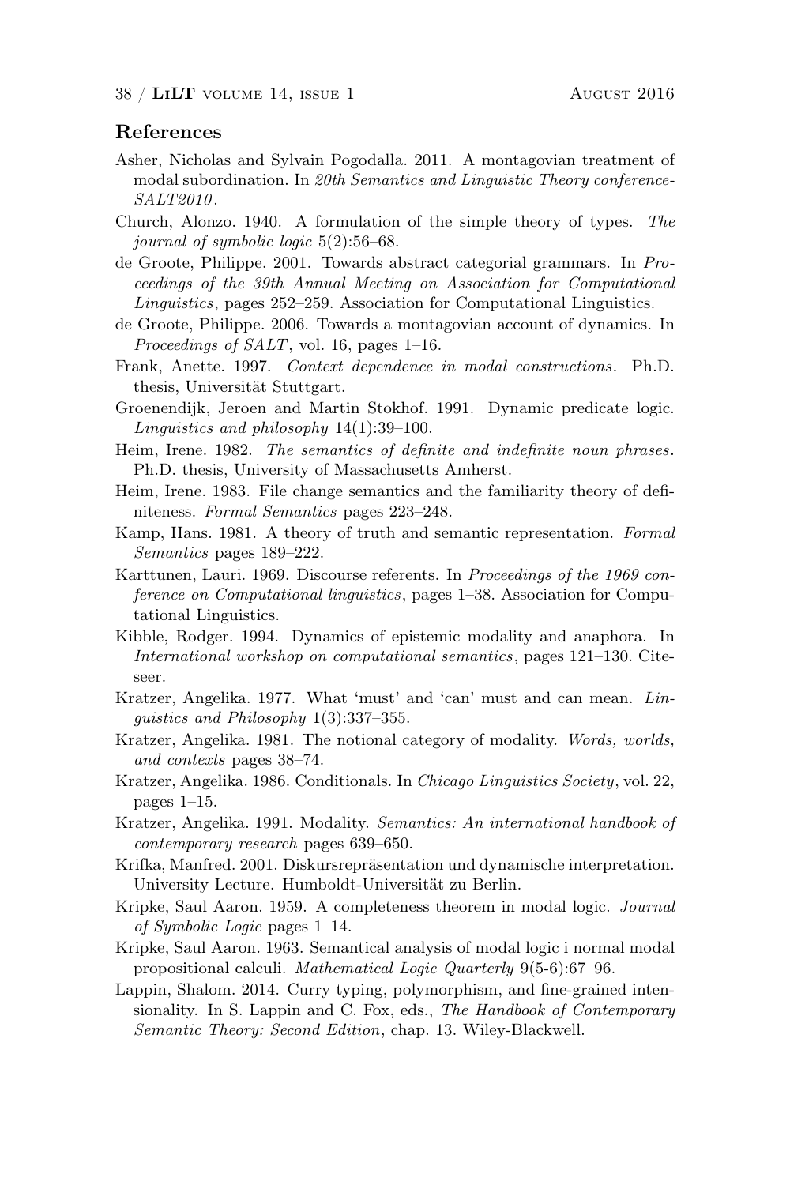## References

Asher, Nicholas and Sylvain Pogodalla. 2011. A montagovian treatment of modal subordination. In *20th Semantics and Linguistic Theory conference-SALT2010*.

Church, Alonzo. 1940. A formulation of the simple theory of types. *The journal of symbolic logic* 5(2):56–68.

de Groote, Philippe. 2001. Towards abstract categorial grammars. In *Proceedings of the 39th Annual Meeting on Association for Computational Linguistics*, pages 252–259. Association for Computational Linguistics.

de Groote, Philippe. 2006. Towards a montagovian account of dynamics. In *Proceedings of SALT*, vol. 16, pages 1–16.

Frank, Anette. 1997. *Context dependence in modal constructions*. Ph.D. thesis, Universität Stuttgart.

Groenendijk, Jeroen and Martin Stokhof. 1991. Dynamic predicate logic. *Linguistics and philosophy* 14(1):39–100.

Heim, Irene. 1982. *The semantics of definite and indefinite noun phrases*. Ph.D. thesis, University of Massachusetts Amherst.

Heim, Irene. 1983. File change semantics and the familiarity theory of definiteness. *Formal Semantics* pages 223–248.

Kamp, Hans. 1981. A theory of truth and semantic representation. *Formal Semantics* pages 189–222.

Karttunen, Lauri. 1969. Discourse referents. In *Proceedings of the 1969 conference on Computational linguistics*, pages 1–38. Association for Computational Linguistics.

Kibble, Rodger. 1994. Dynamics of epistemic modality and anaphora. In *International workshop on computational semantics*, pages 121–130. Citeseer.

Kratzer, Angelika. 1977. What 'must' and 'can' must and can mean. *Linguistics and Philosophy* 1(3):337–355.

Kratzer, Angelika. 1981. The notional category of modality. *Words, worlds, and contexts* pages 38–74.

Kratzer, Angelika. 1986. Conditionals. In *Chicago Linguistics Society*, vol. 22, pages 1–15.

Kratzer, Angelika. 1991. Modality. *Semantics: An international handbook of contemporary research* pages 639–650.

Krifka, Manfred. 2001. Diskursrepräsentation und dynamische interpretation. University Lecture. Humboldt-Universität zu Berlin.

Kripke, Saul Aaron. 1959. A completeness theorem in modal logic. *Journal of Symbolic Logic* pages 1–14.

Kripke, Saul Aaron. 1963. Semantical analysis of modal logic i normal modal propositional calculi. *Mathematical Logic Quarterly* 9(5-6):67–96.

Lappin, Shalom. 2014. Curry typing, polymorphism, and fine-grained intensionality. In S. Lappin and C. Fox, eds., *The Handbook of Contemporary Semantic Theory: Second Edition*, chap. 13. Wiley-Blackwell.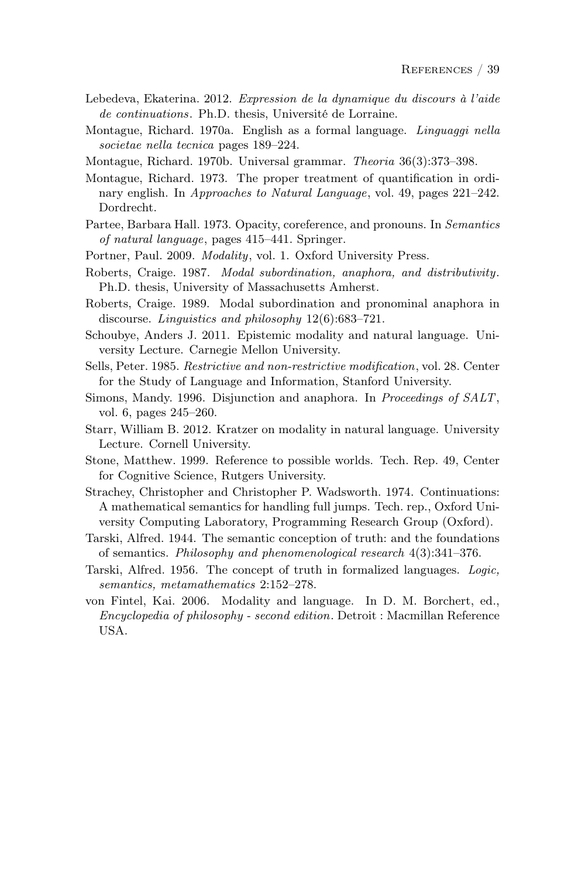Lebedeva, Ekaterina. 2012. *Expression de la dynamique du discours à l'aide de continuations*. Ph.D. thesis, Université de Lorraine.

Montague, Richard. 1970a. English as a formal language. *Linguaggi nella societae nella tecnica* pages 189–224.

Montague, Richard. 1970b. Universal grammar. *Theoria* 36(3):373–398.

Montague, Richard. 1973. The proper treatment of quantification in ordinary english. In *Approaches to Natural Language*, vol. 49, pages 221–242. Dordrecht.

Partee, Barbara Hall. 1973. Opacity, coreference, and pronouns. In *Semantics of natural language*, pages 415–441. Springer.

Portner, Paul. 2009. *Modality*, vol. 1. Oxford University Press.

Roberts, Craige. 1987. *Modal subordination, anaphora, and distributivity*. Ph.D. thesis, University of Massachusetts Amherst.

Roberts, Craige. 1989. Modal subordination and pronominal anaphora in discourse. *Linguistics and philosophy* 12(6):683–721.

Schoubye, Anders J. 2011. Epistemic modality and natural language. University Lecture. Carnegie Mellon University.

Sells, Peter. 1985. *Restrictive and non-restrictive modification*, vol. 28. Center for the Study of Language and Information, Stanford University.

Simons, Mandy. 1996. Disjunction and anaphora. In *Proceedings of SALT*, vol. 6, pages 245–260.

Starr, William B. 2012. Kratzer on modality in natural language. University Lecture. Cornell University.

Stone, Matthew. 1999. Reference to possible worlds. Tech. Rep. 49, Center for Cognitive Science, Rutgers University.

Strachey, Christopher and Christopher P. Wadsworth. 1974. Continuations: A mathematical semantics for handling full jumps. Tech. rep., Oxford University Computing Laboratory, Programming Research Group (Oxford).

Tarski, Alfred. 1944. The semantic conception of truth: and the foundations of semantics. *Philosophy and phenomenological research* 4(3):341–376.

Tarski, Alfred. 1956. The concept of truth in formalized languages. *Logic, semantics, metamathematics* 2:152–278.

von Fintel, Kai. 2006. Modality and language. In D. M. Borchert, ed., *Encyclopedia of philosophy - second edition*. Detroit : Macmillan Reference USA.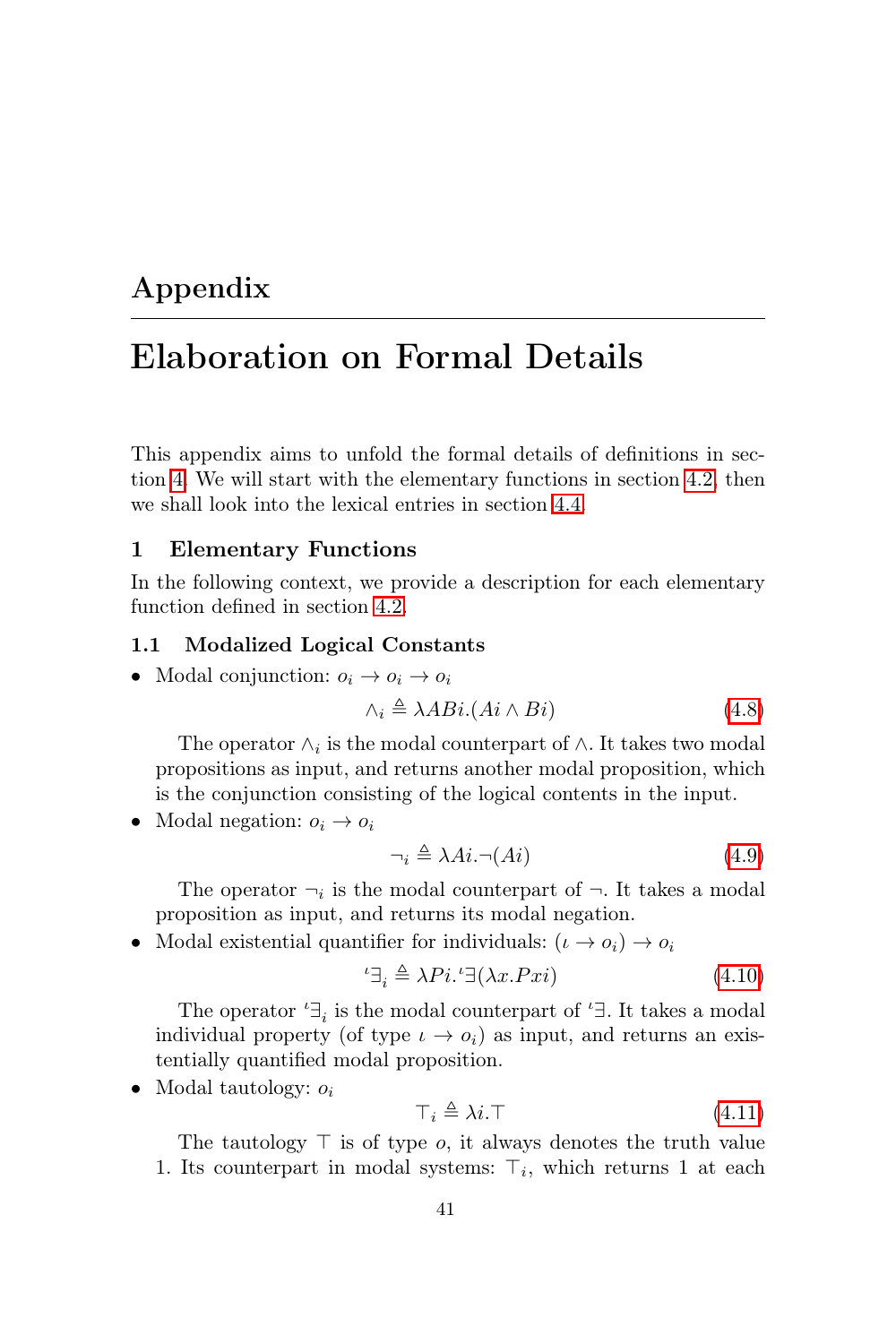# Appendix

# Elaboration on Formal Details

This appendix aims to unfold the formal details of definitions in section 4. We will start with the elementary functions in section 4.2, then we shall look into the lexical entries in section 4.4.

## 1 Elementary Functions

In the following context, we provide a description for each elementary function defined in section 4.2.

### 1.1 Modalized Logical Constants

- Modal conjunction: $o_i \to o_i \to o_i$

$$\wedge_i \triangleq \lambda ABi.(Ai \wedge Bi) \tag{4.8}$$

  The operator $\wedge_i$ is the modal counterpart of $\wedge$. It takes two modal propositions as input, and returns another modal proposition, which is the conjunction consisting of the logical contents in the input.

- Modal negation: $o_i \to o_i$

$$\neg_i \triangleq \lambda Ai.\neg(Ai) \tag{4.9}$$

  The operator $\neg_i$ is the modal counterpart of $\neg$. It takes a modal proposition as input, and returns its modal negation.

- Modal existential quantifier for individuals: $(\iota \to o_i) \to o_i$

$${}^{\iota}\exists_i \triangleq \lambda Pi.{}^{\iota}\exists(\lambda x.Pxi) \tag{4.10}$$

  The operator ${}^{\iota}\exists_i$ is the modal counterpart of ${}^{\iota}\exists$. It takes a modal individual property (of type $\iota \to o_i$) as input, and returns an existentially quantified modal proposition.

- Modal tautology: $o_i$

$$\top_i \triangleq \lambda i.\top \tag{4.11}$$

  The tautology $\top$ is of type $o$, it always denotes the truth value 1. Its counterpart in modal systems: $\top_i$, which returns 1 at each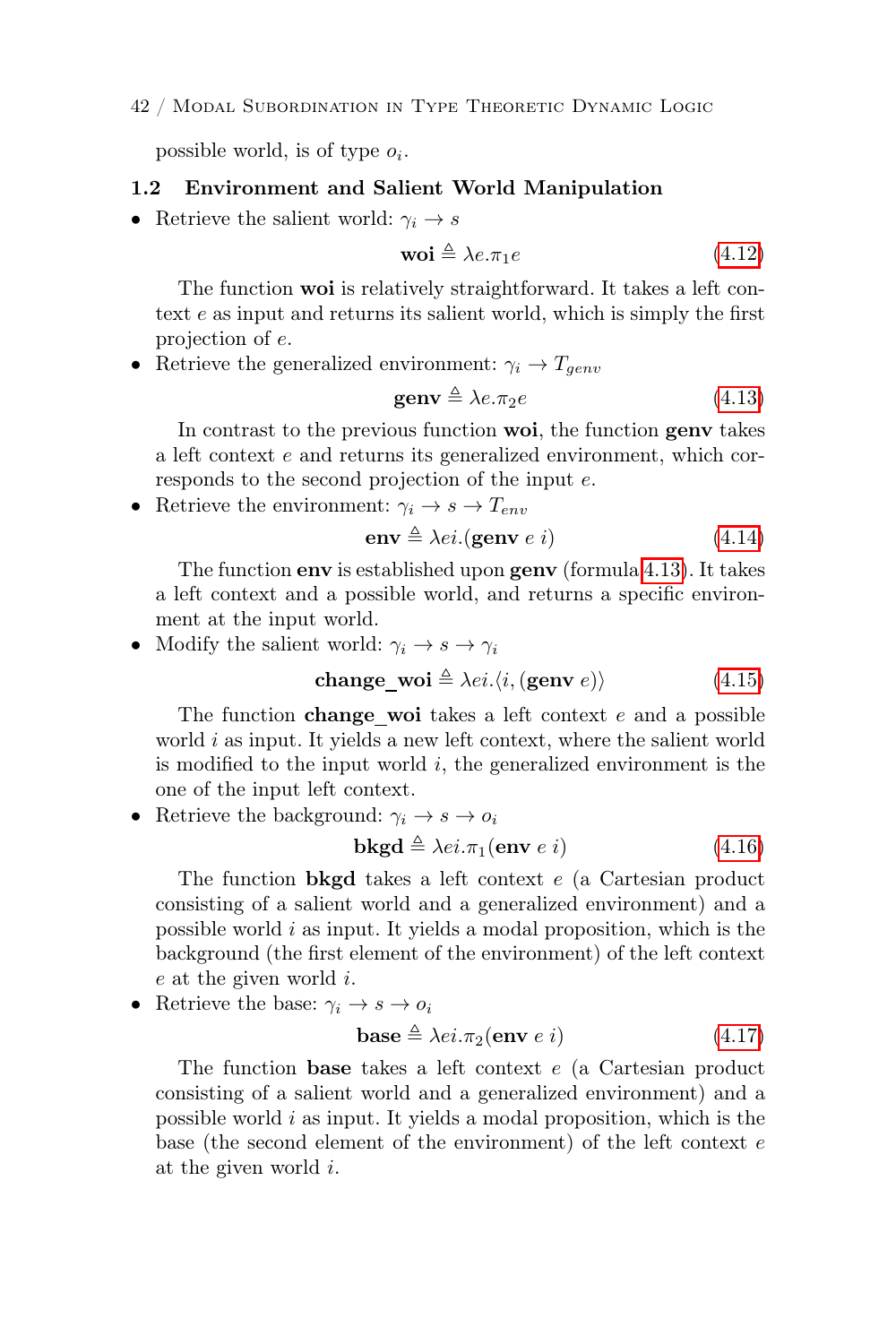possible world, is of type $o_i$.

### 1.2 Environment and Salient World Manipulation

- Retrieve the salient world: $\gamma_i \to s$

$$\textbf{woi} \triangleq \lambda e.\pi_1 e \tag{4.12}$$

The function **woi** is relatively straightforward. It takes a left context $e$ as input and returns its salient world, which is simply the first projection of $e$.

- Retrieve the generalized environment: $\gamma_i \to T_{genv}$

$$\textbf{genv} \triangleq \lambda e.\pi_2 e \tag{4.13}$$

In contrast to the previous function **woi**, the function **genv** takes a left context $e$ and returns its generalized environment, which corresponds to the second projection of the input $e$.

- Retrieve the environment: $\gamma_i \to s \to T_{env}$

$$\textbf{env} \triangleq \lambda ei.(\textbf{genv}\ e\ i) \tag{4.14}$$

The function **env** is established upon **genv** (formula 4.13). It takes a left context and a possible world, and returns a specific environment at the input world.

- Modify the salient world: $\gamma_i \to s \to \gamma_i$

$$\textbf{change\_woi} \triangleq \lambda ei.\langle i, (\textbf{genv}\ e)\rangle \tag{4.15}$$

The function **change_woi** takes a left context $e$ and a possible world $i$ as input. It yields a new left context, where the salient world is modified to the input world $i$, the generalized environment is the one of the input left context.

- Retrieve the background: $\gamma_i \to s \to o_i$

$$\textbf{bkgd} \triangleq \lambda ei.\pi_1(\textbf{env}\ e\ i) \tag{4.16}$$

The function **bkgd** takes a left context $e$ (a Cartesian product consisting of a salient world and a generalized environment) and a possible world $i$ as input. It yields a modal proposition, which is the background (the first element of the environment) of the left context $e$ at the given world $i$.

- Retrieve the base: $\gamma_i \to s \to o_i$

$$\textbf{base} \triangleq \lambda ei.\pi_2(\textbf{env}\ e\ i) \tag{4.17}$$

The function **base** takes a left context $e$ (a Cartesian product consisting of a salient world and a generalized environment) and a possible world $i$ as input. It yields a modal proposition, which is the base (the second element of the environment) of the left context $e$ at the given world $i$.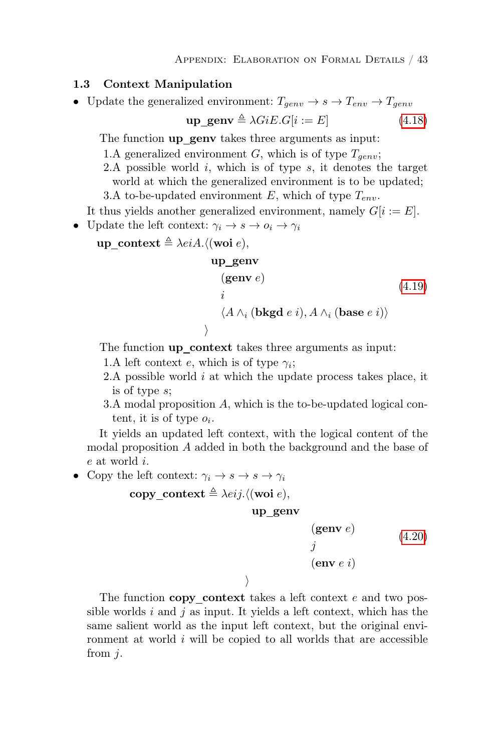## 1.3 Context Manipulation

- Update the generalized environment: $T_{genv} \to s \to T_{env} \to T_{genv}$

$$\textbf{up\_genv} \triangleq \lambda GiE.G[i := E] \tag{4.18}$$

The function **up_genv** takes three arguments as input:

1. A generalized environment $G$, which is of type $T_{genv}$;
2. A possible world $i$, which is of type $s$, it denotes the target world at which the generalized environment is to be updated;
3. A to-be-updated environment $E$, which of type $T_{env}$.

It thus yields another generalized environment, namely $G[i := E]$.

- Update the left context: $\gamma_i \to s \to o_i \to \gamma_i$

$$\textbf{up\_context} \triangleq \lambda eiA.\langle(\textbf{woi}\ e), \quad \textbf{up\_genv}\ (\textbf{genv}\ e)\ i\ \langle A \wedge_i (\textbf{bkgd}\ e\ i), A \wedge_i (\textbf{base}\ e\ i)\rangle \rangle \tag{4.19}$$

The function **up_context** takes three arguments as input:

1. A left context $e$, which is of type $\gamma_i$;
2. A possible world $i$ at which the update process takes place, it is of type $s$;
3. A modal proposition $A$, which is the to-be-updated logical content, it is of type $o_i$.

It yields an updated left context, with the logical content of the modal proposition $A$ added in both the background and the base of $e$ at world $i$.

- Copy the left context: $\gamma_i \to s \to s \to \gamma_i$

$$\textbf{copy\_context} \triangleq \lambda eij.\langle(\textbf{woi}\ e), \quad \textbf{up\_genv}\ (\textbf{genv}\ e)\ j\ (\textbf{env}\ e\ i) \rangle \tag{4.20}$$

The function **copy_context** takes a left context $e$ and two possible worlds $i$ and $j$ as input. It yields a left context, which has the same salient world as the input left context, but the original environment at world $i$ will be copied to all worlds that are accessible from $j$.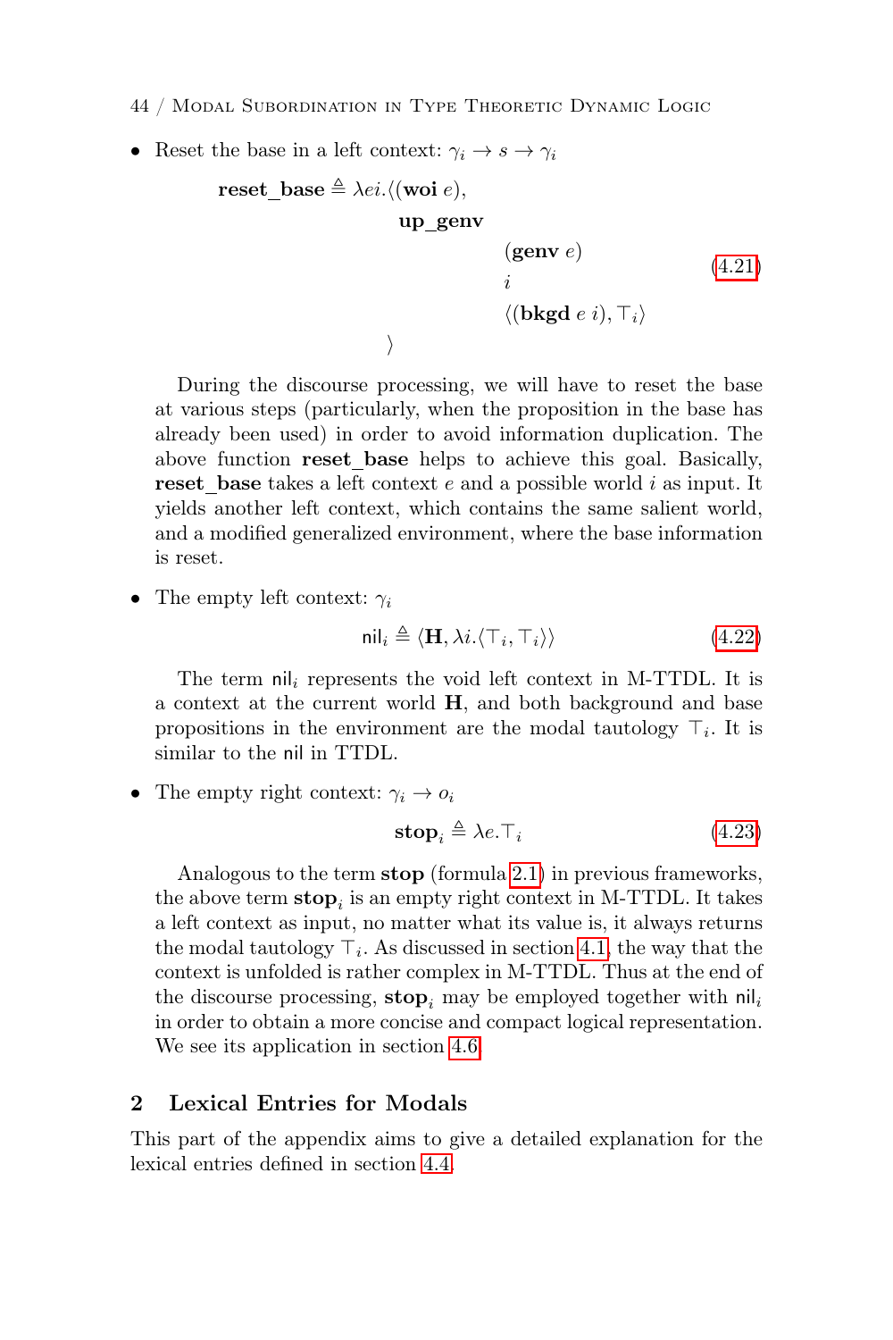- Reset the base in a left context: $\gamma_i \rightarrow s \rightarrow \gamma_i$

$$
\begin{array}{l}
\textbf{reset\_base} \triangleq \lambda ei.\langle (\textbf{woi}\ e), \\
\qquad\qquad \textbf{up\_genv} \\
\qquad\qquad\qquad (\textbf{genv}\ e) \\
\qquad\qquad\qquad i \\
\qquad\qquad\qquad \langle (\textbf{bkgd}\ e\ i), \top_i \rangle \\
\qquad\qquad \rangle
\end{array}
\tag{4.21}
$$

During the discourse processing, we will have to reset the base at various steps (particularly, when the proposition in the base has already been used) in order to avoid information duplication. The above function **reset_base** helps to achieve this goal. Basically, **reset_base** takes a left context $e$ and a possible world $i$ as input. It yields another left context, which contains the same salient world, and a modified generalized environment, where the base information is reset.

- The empty left context: $\gamma_i$

$$
\mathsf{nil}_i \triangleq \langle \mathbf{H}, \lambda i.\langle \top_i, \top_i \rangle \rangle \tag{4.22}
$$

The term $\mathsf{nil}_i$ represents the void left context in M-TTDL. It is a context at the current world $\mathbf{H}$, and both background and base propositions in the environment are the modal tautology $\top_i$. It is similar to the $\mathsf{nil}$ in TTDL.

- The empty right context: $\gamma_i \rightarrow o_i$

$$
\mathbf{stop}_i \triangleq \lambda e.\top_i \tag{4.23}
$$

Analogous to the term **stop** (formula 2.1) in previous frameworks, the above term $\mathbf{stop}_i$ is an empty right context in M-TTDL. It takes a left context as input, no matter what its value is, it always returns the modal tautology $\top_i$. As discussed in section 4.1, the way that the context is unfolded is rather complex in M-TTDL. Thus at the end of the discourse processing, $\mathbf{stop}_i$ may be employed together with $\mathsf{nil}_i$ in order to obtain a more concise and compact logical representation. We see its application in section 4.6.

## 2 Lexical Entries for Modals

This part of the appendix aims to give a detailed explanation for the lexical entries defined in section 4.4.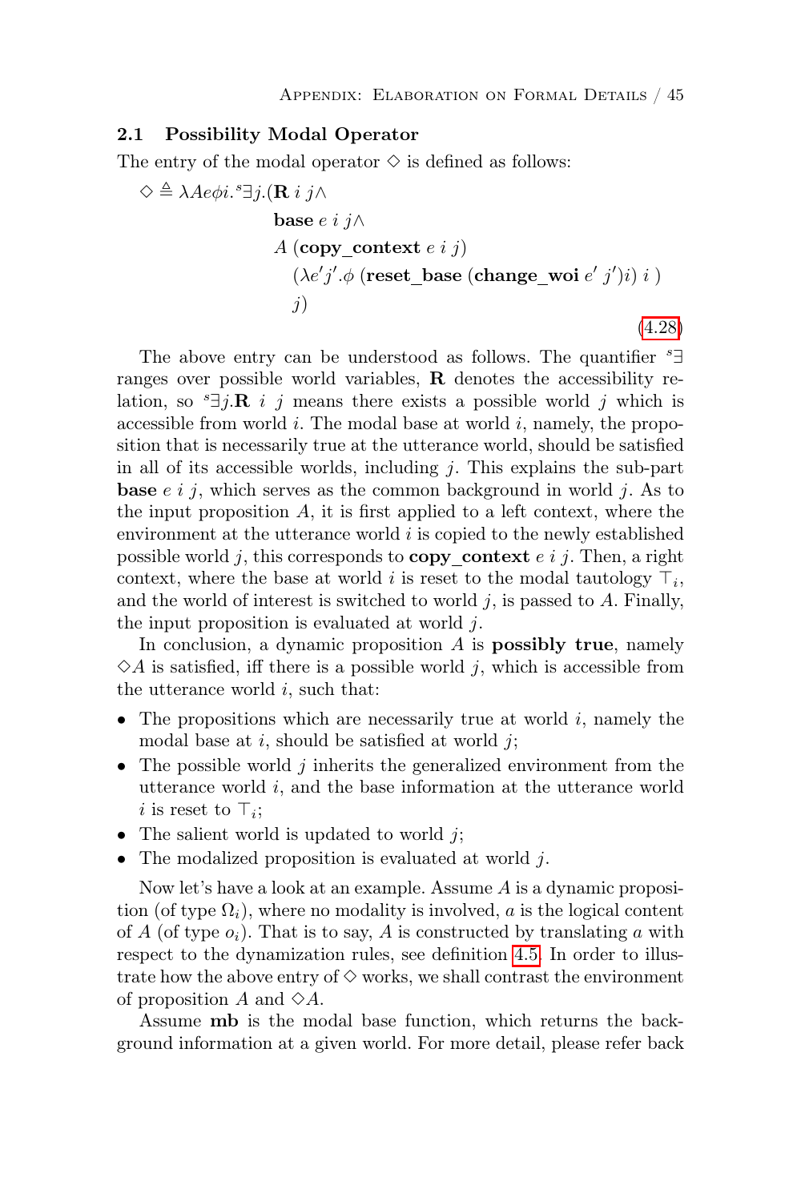## 2.1 Possibility Modal Operator

The entry of the modal operator $\diamond$ is defined as follows:

$$
\begin{aligned}
\diamond \triangleq \lambda A e \phi i. {}^{s}\exists j.(&\mathbf{R}\ i\ j \wedge \\
&\mathbf{base}\ e\ i\ j \wedge \\
&A\ (\mathbf{copy\_context}\ e\ i\ j) \\
&\quad (\lambda e' j'.\phi\ (\mathbf{reset\_base}\ (\mathbf{change\_woi}\ e'\ j') i)\ i\ ) \\
&\quad j)
\end{aligned}
\tag{4.28}
$$

The above entry can be understood as follows. The quantifier ${}^{s}\exists$ ranges over possible world variables, $\mathbf{R}$ denotes the accessibility relation, so ${}^{s}\exists j.\mathbf{R}\ i\ j$ means there exists a possible world $j$ which is accessible from world $i$. The modal base at world $i$, namely, the proposition that is necessarily true at the utterance world, should be satisfied in all of its accessible worlds, including $j$. This explains the sub-part **base** $e\ i\ j$, which serves as the common background in world $j$. As to the input proposition $A$, it is first applied to a left context, where the environment at the utterance world $i$ is copied to the newly established possible world $j$, this corresponds to **copy_context** $e\ i\ j$. Then, a right context, where the base at world $i$ is reset to the modal tautology $\top_i$, and the world of interest is switched to world $j$, is passed to $A$. Finally, the input proposition is evaluated at world $j$.

In conclusion, a dynamic proposition $A$ is **possibly true**, namely $\diamond A$ is satisfied, iff there is a possible world $j$, which is accessible from the utterance world $i$, such that:

- The propositions which are necessarily true at world $i$, namely the modal base at $i$, should be satisfied at world $j$;
- The possible world $j$ inherits the generalized environment from the utterance world $i$, and the base information at the utterance world $i$ is reset to $\top_i$;
- The salient world is updated to world $j$;
- The modalized proposition is evaluated at world $j$.

Now let's have a look at an example. Assume $A$ is a dynamic proposition (of type $\Omega_i$), where no modality is involved, $a$ is the logical content of $A$ (of type $o_i$). That is to say, $A$ is constructed by translating $a$ with respect to the dynamization rules, see definition 4.5. In order to illustrate how the above entry of $\diamond$ works, we shall contrast the environment of proposition $A$ and $\diamond A$.

Assume **mb** is the modal base function, which returns the background information at a given world. For more detail, please refer back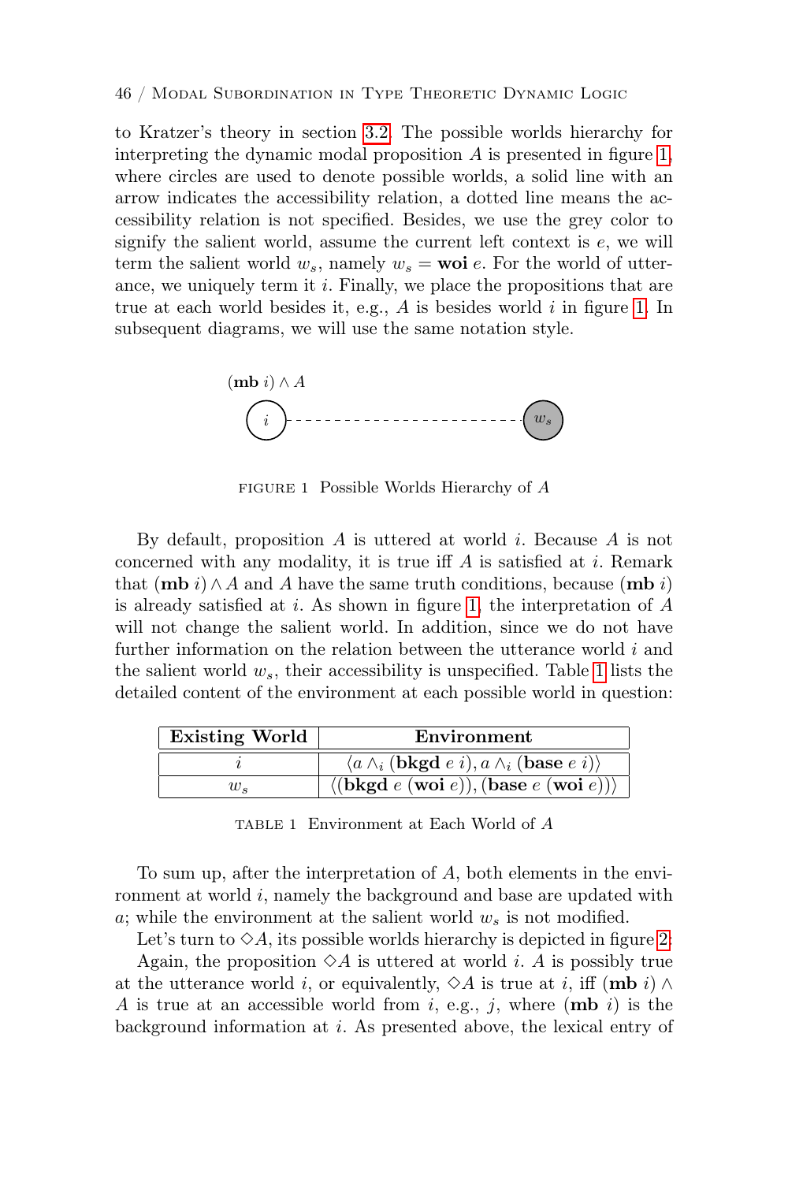to Kratzer's theory in section 3.2. The possible worlds hierarchy for interpreting the dynamic modal proposition $A$ is presented in figure 1, where circles are used to denote possible worlds, a solid line with an arrow indicates the accessibility relation, a dotted line means the accessibility relation is not specified. Besides, we use the grey color to signify the salient world, assume the current left context is $e$, we will term the salient world $w_s$, namely $w_s = \textbf{woi}\ e$. For the world of utterance, we uniquely term it $i$. Finally, we place the propositions that are true at each world besides it, e.g., $A$ is besides world $i$ in figure 1. In subsequent diagrams, we will use the same notation style.

$(\textbf{mb}\ i) \wedge A$

FIGURE 1 Possible Worlds Hierarchy of $A$

By default, proposition $A$ is uttered at world $i$. Because $A$ is not concerned with any modality, it is true iff $A$ is satisfied at $i$. Remark that $(\textbf{mb}\ i) \wedge A$ and $A$ have the same truth conditions, because $(\textbf{mb}\ i)$ is already satisfied at $i$. As shown in figure 1, the interpretation of $A$ will not change the salient world. In addition, since we do not have further information on the relation between the utterance world $i$ and the salient world $w_s$, their accessibility is unspecified. Table 1 lists the detailed content of the environment at each possible world in question:

| Existing World | Environment |
|---|---|
| $i$ | $\langle a \wedge_i (\textbf{bkgd}\ e\ i), a \wedge_i (\textbf{base}\ e\ i)\rangle$ |
| $w_s$ | $\langle(\textbf{bkgd}\ e\ (\textbf{woi}\ e)), (\textbf{base}\ e\ (\textbf{woi}\ e))\rangle$ |

TABLE 1 Environment at Each World of $A$

To sum up, after the interpretation of $A$, both elements in the environment at world $i$, namely the background and base are updated with $a$; while the environment at the salient world $w_s$ is not modified.

Let's turn to $\Diamond A$, its possible worlds hierarchy is depicted in figure 2.

Again, the proposition $\Diamond A$ is uttered at world $i$. $A$ is possibly true at the utterance world $i$, or equivalently, $\Diamond A$ is true at $i$, iff $(\textbf{mb}\ i) \wedge A$ is true at an accessible world from $i$, e.g., $j$, where $(\textbf{mb}\ i)$ is the background information at $i$. As presented above, the lexical entry of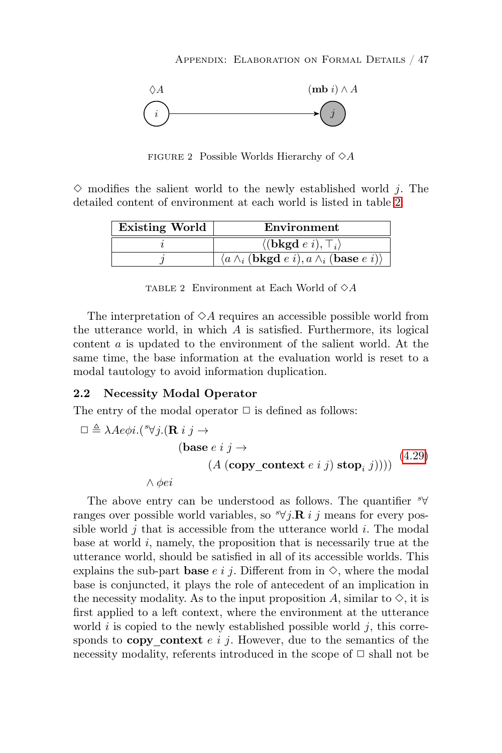$\Diamond A$ $\qquad\qquad\qquad\qquad\qquad$ $(\mathbf{mb}\ i) \wedge A$

$i \longrightarrow j$

FIGURE 2 Possible Worlds Hierarchy of $\Diamond A$

$\Diamond$ modifies the salient world to the newly established world $j$. The detailed content of environment at each world is listed in table 2.

| Existing World | Environment |
|---|---|
| $i$ | $\langle (\mathbf{bkgd}\ e\ i), \top_i \rangle$ |
| $j$ | $\langle a \wedge_i (\mathbf{bkgd}\ e\ i), a \wedge_i (\mathbf{base}\ e\ i) \rangle$ |

TABLE 2 Environment at Each World of $\Diamond A$

The interpretation of $\Diamond A$ requires an accessible possible world from the utterance world, in which $A$ is satisfied. Furthermore, its logical content $a$ is updated to the environment of the salient world. At the same time, the base information at the evaluation world is reset to a modal tautology to avoid information duplication.

### 2.2 Necessity Modal Operator

The entry of the modal operator $\Box$ is defined as follows:

$$\begin{aligned}\Box \triangleq \lambda Ae\phi i.({}^{s}\forall j.(\mathbf{R}\ i\ j \rightarrow \\ &(\mathbf{base}\ e\ i\ j \rightarrow \\ &\quad (A\ (\mathbf{copy\_context}\ e\ i\ j)\ \mathbf{stop}_i\ j)))) \\ \wedge\ \phi e i\end{aligned} \tag{4.29}$$

The above entry can be understood as follows. The quantifier ${}^{s}\forall$ ranges over possible world variables, so ${}^{s}\forall j.\mathbf{R}\ i\ j$ means for every possible world $j$ that is accessible from the utterance world $i$. The modal base at world $i$, namely, the proposition that is necessarily true at the utterance world, should be satisfied in all of its accessible worlds. This explains the sub-part **base** $e\ i\ j$. Different from in $\Diamond$, where the modal base is conjuncted, it plays the role of antecedent of an implication in the necessity modality. As to the input proposition $A$, similar to $\Diamond$, it is first applied to a left context, where the environment at the utterance world $i$ is copied to the newly established possible world $j$, this corresponds to **copy_context** $e\ i\ j$. However, due to the semantics of the necessity modality, referents introduced in the scope of $\Box$ shall not be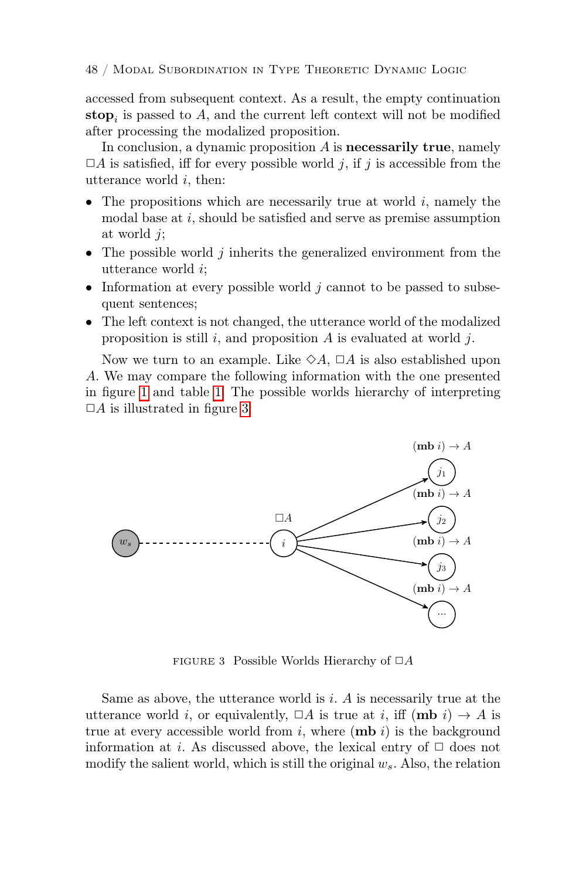accessed from subsequent context. As a result, the empty continuation $\mathbf{stop}_i$ is passed to $A$, and the current left context will not be modified after processing the modalized proposition.

In conclusion, a dynamic proposition $A$ is **necessarily true**, namely $\Box A$ is satisfied, iff for every possible world $j$, if $j$ is accessible from the utterance world $i$, then:

- The propositions which are necessarily true at world $i$, namely the modal base at $i$, should be satisfied and serve as premise assumption at world $j$;
- The possible world $j$ inherits the generalized environment from the utterance world $i$;
- Information at every possible world $j$ cannot to be passed to subsequent sentences;
- The left context is not changed, the utterance world of the modalized proposition is still $i$, and proposition $A$ is evaluated at world $j$.

Now we turn to an example. Like $\Diamond A$, $\Box A$ is also established upon $A$. We may compare the following information with the one presented in figure 1 and table 1. The possible worlds hierarchy of interpreting $\Box A$ is illustrated in figure 3.

FIGURE 3 Possible Worlds Hierarchy of $\Box A$

Same as above, the utterance world is $i$. $A$ is necessarily true at the utterance world $i$, or equivalently, $\Box A$ is true at $i$, iff $(\mathbf{mb}\ i) \rightarrow A$ is true at every accessible world from $i$, where $(\mathbf{mb}\ i)$ is the background information at $i$. As discussed above, the lexical entry of $\Box$ does not modify the salient world, which is still the original $w_s$. Also, the relation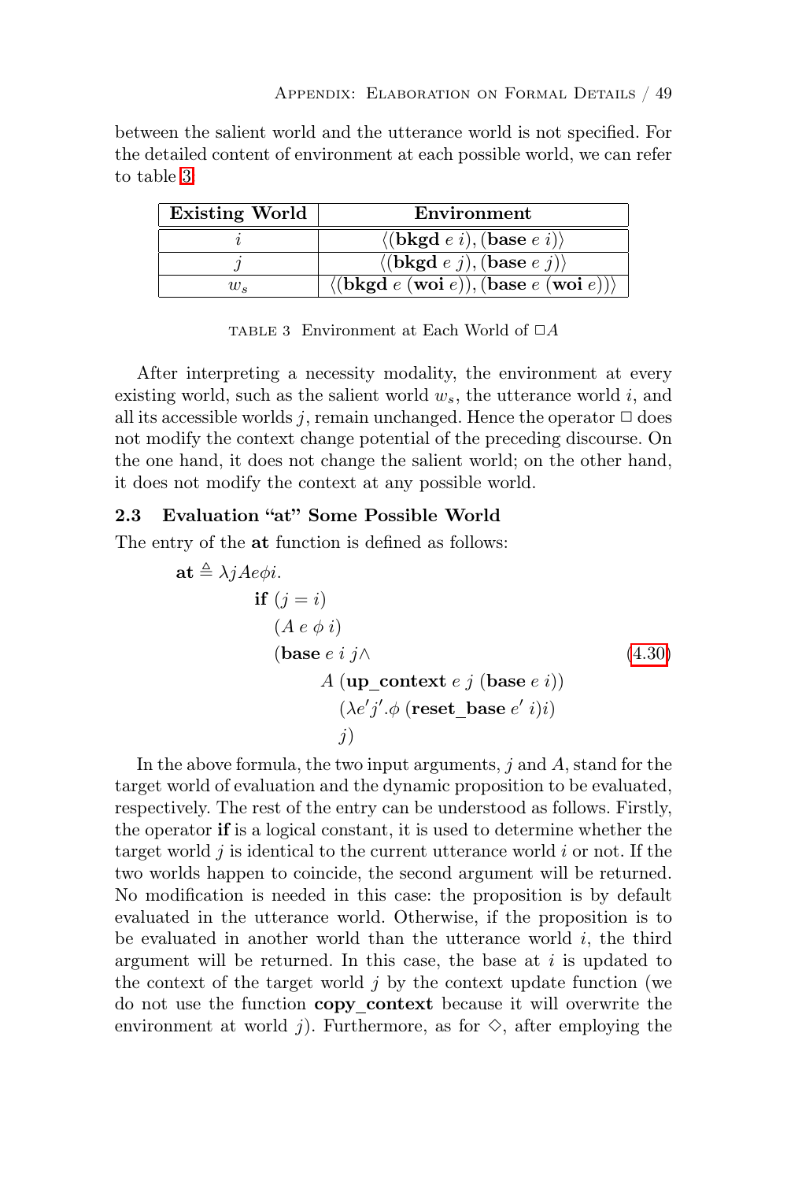between the salient world and the utterance world is not specified. For the detailed content of environment at each possible world, we can refer to table 3.

| Existing World | Environment |
|---|---|
| $i$ | $\langle(\textbf{bkgd}\ e\ i), (\textbf{base}\ e\ i)\rangle$ |
| $j$ | $\langle(\textbf{bkgd}\ e\ j), (\textbf{base}\ e\ j)\rangle$ |
| $w_s$ | $\langle(\textbf{bkgd}\ e\ (\textbf{woi}\ e)), (\textbf{base}\ e\ (\textbf{woi}\ e))\rangle$ |

TABLE 3 Environment at Each World of $\Box A$

After interpreting a necessity modality, the environment at every existing world, such as the salient world $w_s$, the utterance world $i$, and all its accessible worlds $j$, remain unchanged. Hence the operator $\Box$ does not modify the context change potential of the preceding discourse. On the one hand, it does not change the salient world; on the other hand, it does not modify the context at any possible world.

### 2.3 Evaluation "at" Some Possible World

The entry of the **at** function is defined as follows:

$$
\begin{aligned}
\textbf{at} \triangleq\ & \lambda j A e \phi i. \\
& \quad \textbf{if}\ (j = i) \\
& \quad\quad (A\ e\ \phi\ i) \\
& \quad\quad (\textbf{base}\ e\ i\ j \wedge \\
& \quad\quad\quad A\ (\textbf{up\_context}\ e\ j\ (\textbf{base}\ e\ i)) \\
& \quad\quad\quad\quad (\lambda e' j'.\phi\ (\textbf{reset\_base}\ e'\ i) i) \\
& \quad\quad\quad\quad j)
\end{aligned} \tag{4.30}
$$

In the above formula, the two input arguments, $j$ and $A$, stand for the target world of evaluation and the dynamic proposition to be evaluated, respectively. The rest of the entry can be understood as follows. Firstly, the operator **if** is a logical constant, it is used to determine whether the target world $j$ is identical to the current utterance world $i$ or not. If the two worlds happen to coincide, the second argument will be returned. No modification is needed in this case: the proposition is by default evaluated in the utterance world. Otherwise, if the proposition is to be evaluated in another world than the utterance world $i$, the third argument will be returned. In this case, the base at $i$ is updated to the context of the target world $j$ by the context update function (we do not use the function **copy_context** because it will overwrite the environment at world $j$). Furthermore, as for $\Diamond$, after employing the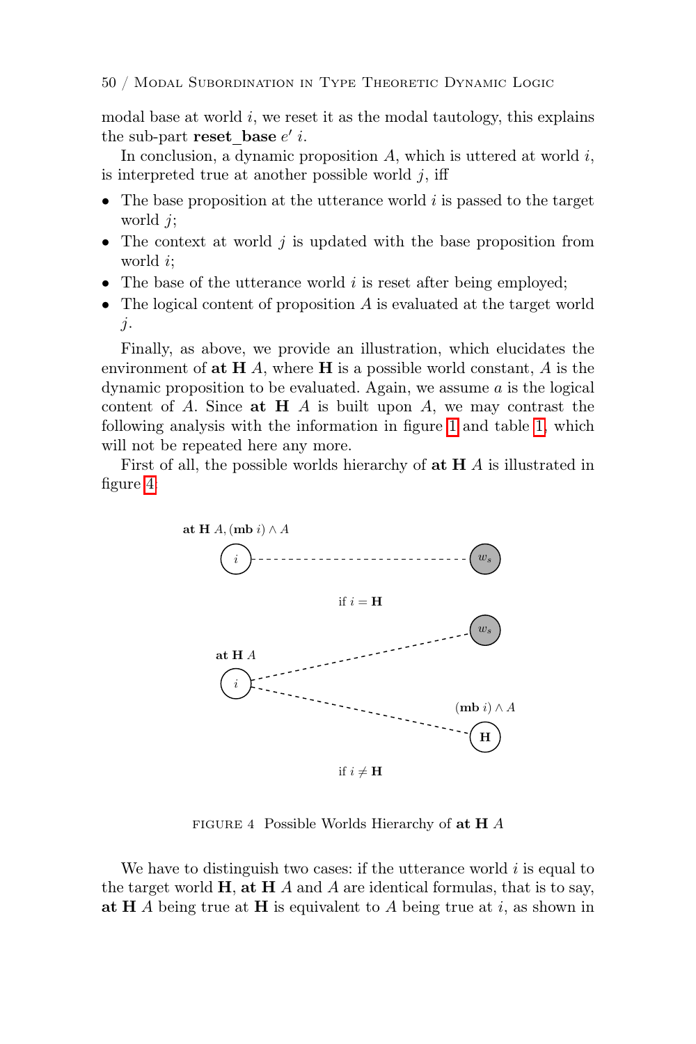modal base at world $i$, we reset it as the modal tautology, this explains the sub-part **reset_base** $e'$ $i$.

In conclusion, a dynamic proposition $A$, which is uttered at world $i$, is interpreted true at another possible world $j$, iff

- The base proposition at the utterance world $i$ is passed to the target world $j$;
- The context at world $j$ is updated with the base proposition from world $i$;
- The base of the utterance world $i$ is reset after being employed;
- The logical content of proposition $A$ is evaluated at the target world $j$.

Finally, as above, we provide an illustration, which elucidates the environment of **at H** $A$, where **H** is a possible world constant, $A$ is the dynamic proposition to be evaluated. Again, we assume $a$ is the logical content of $A$. Since **at H** $A$ is built upon $A$, we may contrast the following analysis with the information in figure 1 and table 1, which will not be repeated here any more.

First of all, the possible worlds hierarchy of **at H** $A$ is illustrated in figure 4:

**at H** $A$, $(\mathbf{mb}\ i) \wedge A$

$i$ - - - - - $w_s$

if $i = \mathbf{H}$

**at H** $A$ — $i$ - - - $w_s$; $i$ - - - **H** $(\mathbf{mb}\ i) \wedge A$

if $i \neq \mathbf{H}$

FIGURE 4 Possible Worlds Hierarchy of **at H** $A$

We have to distinguish two cases: if the utterance world $i$ is equal to the target world **H**, **at H** $A$ and $A$ are identical formulas, that is to say, **at H** $A$ being true at **H** is equivalent to $A$ being true at $i$, as shown in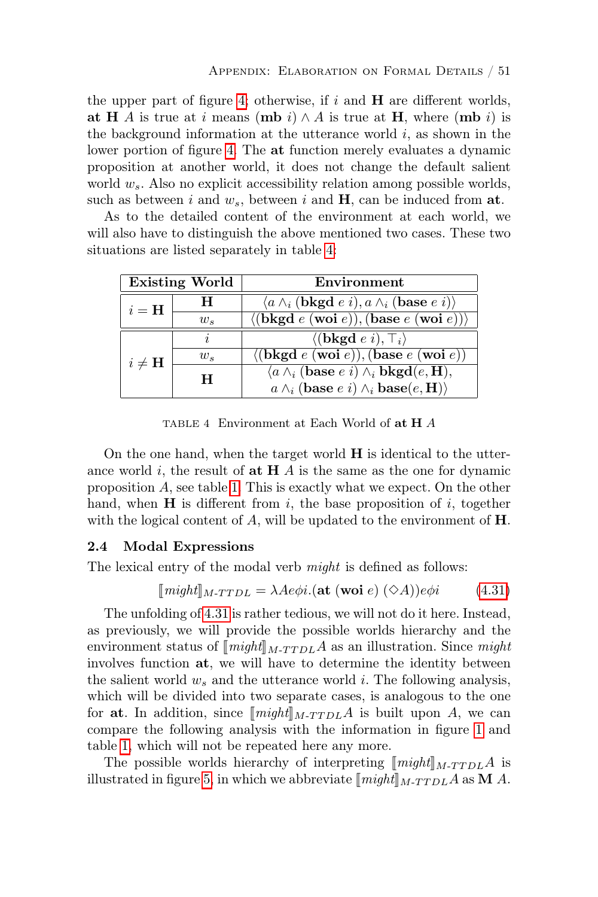the upper part of figure 4; otherwise, if $i$ and $\mathbf{H}$ are different worlds, $\mathbf{at}\ \mathbf{H}\ A$ is true at $i$ means $(\mathbf{mb}\ i) \wedge A$ is true at $\mathbf{H}$, where $(\mathbf{mb}\ i)$ is the background information at the utterance world $i$, as shown in the lower portion of figure 4. The **at** function merely evaluates a dynamic proposition at another world, it does not change the default salient world $w_s$. Also no explicit accessibility relation among possible worlds, such as between $i$ and $w_s$, between $i$ and $\mathbf{H}$, can be induced from **at**.

As to the detailed content of the environment at each world, we will also have to distinguish the above mentioned two cases. These two situations are listed separately in table 4:

| Existing World | | Environment |
|---|---|---|
| $i = \mathbf{H}$ | $\mathbf{H}$ | $\langle a \wedge_i (\mathbf{bkgd}\ e\ i), a \wedge_i (\mathbf{base}\ e\ i)\rangle$ |
| | $w_s$ | $\langle(\mathbf{bkgd}\ e\ (\mathbf{woi}\ e)), (\mathbf{base}\ e\ (\mathbf{woi}\ e))\rangle$ |
| $i \neq \mathbf{H}$ | $i$ | $\langle(\mathbf{bkgd}\ e\ i), \top_i\rangle$ |
| | $w_s$ | $\langle(\mathbf{bkgd}\ e\ (\mathbf{woi}\ e)), (\mathbf{base}\ e\ (\mathbf{woi}\ e))\rangle$ |
| | $\mathbf{H}$ | $\langle a \wedge_i (\mathbf{base}\ e\ i) \wedge_i \mathbf{bkgd}(e, \mathbf{H}),$ $a \wedge_i (\mathbf{base}\ e\ i) \wedge_i \mathbf{base}(e, \mathbf{H})\rangle$ |

TABLE 4 Environment at Each World of **at H** $A$

On the one hand, when the target world $\mathbf{H}$ is identical to the utterance world $i$, the result of $\mathbf{at}\ \mathbf{H}\ A$ is the same as the one for dynamic proposition $A$, see table 1. This is exactly what we expect. On the other hand, when $\mathbf{H}$ is different from $i$, the base proposition of $i$, together with the logical content of $A$, will be updated to the environment of $\mathbf{H}$.

### 2.4 Modal Expressions

The lexical entry of the modal verb *might* is defined as follows:

$$[\![might]\!]_{M\text{-}TTDL} = \lambda Ae\phi i.(\mathbf{at}\ (\mathbf{woi}\ e)\ (\Diamond A))e\phi i \qquad (4.31)$$

The unfolding of 4.31 is rather tedious, we will not do it here. Instead, as previously, we will provide the possible worlds hierarchy and the environment status of $[\![might]\!]_{M\text{-}TTDL}A$ as an illustration. Since *might* involves function **at**, we will have to determine the identity between the salient world $w_s$ and the utterance world $i$. The following analysis, which will be divided into two separate cases, is analogous to the one for **at**. In addition, since $[\![might]\!]_{M\text{-}TTDL}A$ is built upon $A$, we can compare the following analysis with the information in figure 1 and table 1, which will not be repeated here any more.

The possible worlds hierarchy of interpreting $[\![might]\!]_{M\text{-}TTDL}A$ is illustrated in figure 5, in which we abbreviate $[\![might]\!]_{M\text{-}TTDL}A$ as $\mathbf{M}\ A$.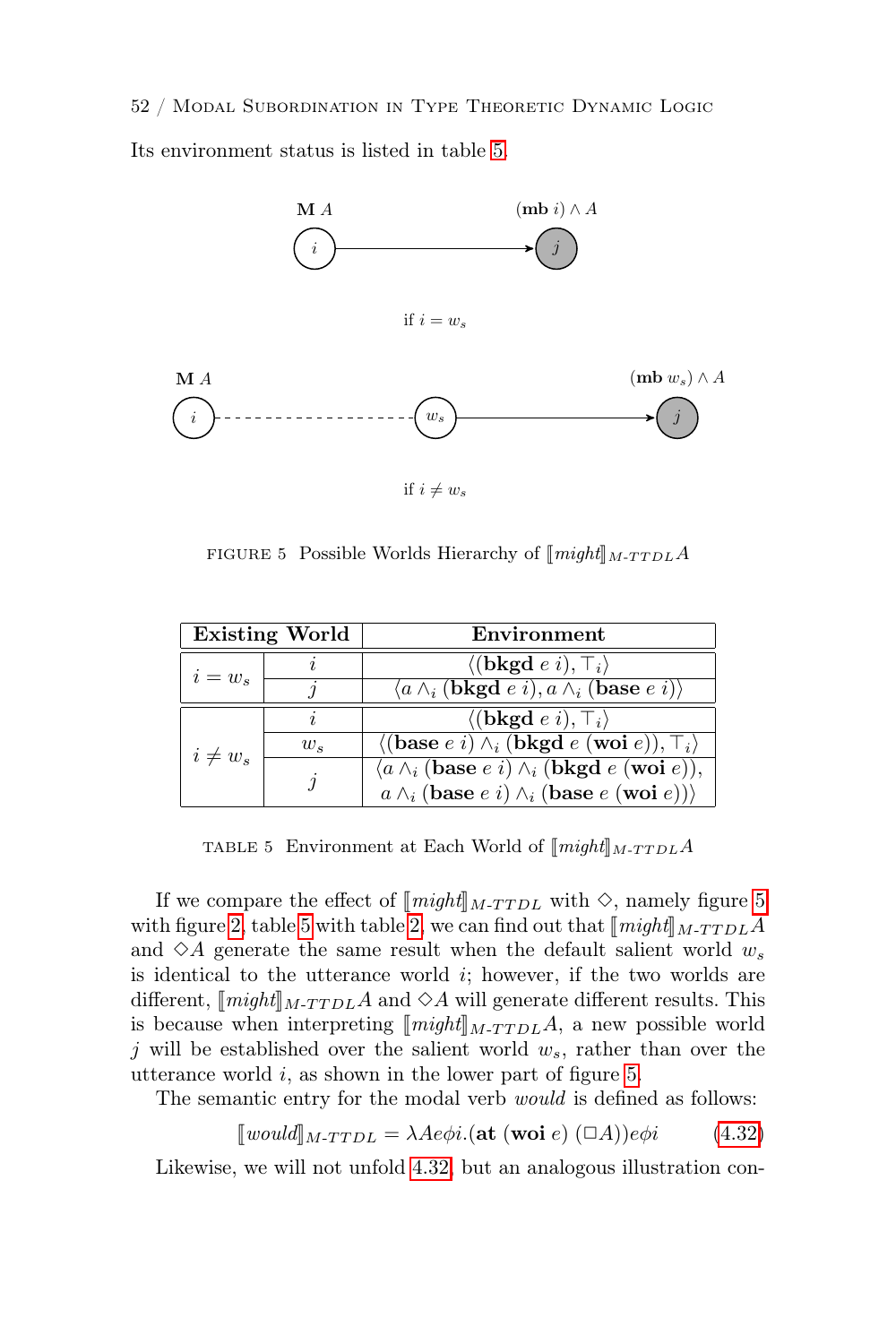Its environment status is listed in table 5.

M $A$ — $(\mathbf{mb}\ i) \wedge A$

if $i = w_s$

M $A$ — $(\mathbf{mb}\ w_s) \wedge A$

if $i \neq w_s$

FIGURE 5 Possible Worlds Hierarchy of $[\![might]\!]_{M\text{-}TTDL} A$

| Existing World | | Environment |
|---|---|---|
| $i = w_s$ | $i$ | $\langle (\mathbf{bkgd}\ e\ i), \top_i \rangle$ |
| | $j$ | $\langle a \wedge_i (\mathbf{bkgd}\ e\ i), a \wedge_i (\mathbf{base}\ e\ i) \rangle$ |
| $i \neq w_s$ | $i$ | $\langle (\mathbf{bkgd}\ e\ i), \top_i \rangle$ |
| | $w_s$ | $\langle (\mathbf{base}\ e\ i) \wedge_i (\mathbf{bkgd}\ e\ (\mathbf{woi}\ e)), \top_i \rangle$ |
| | $j$ | $\langle a \wedge_i (\mathbf{base}\ e\ i) \wedge_i (\mathbf{bkgd}\ e\ (\mathbf{woi}\ e)),$ $a \wedge_i (\mathbf{base}\ e\ i) \wedge_i (\mathbf{base}\ e\ (\mathbf{woi}\ e)) \rangle$ |

TABLE 5 Environment at Each World of $[\![might]\!]_{M\text{-}TTDL} A$

If we compare the effect of $[\![might]\!]_{M\text{-}TTDL}$ with $\Diamond$, namely figure 5 with figure 2, table 5 with table 2, we can find out that $[\![might]\!]_{M\text{-}TTDL} A$ and $\Diamond A$ generate the same result when the default salient world $w_s$ is identical to the utterance world $i$; however, if the two worlds are different, $[\![might]\!]_{M\text{-}TTDL} A$ and $\Diamond A$ will generate different results. This is because when interpreting $[\![might]\!]_{M\text{-}TTDL} A$, a new possible world $j$ will be established over the salient world $w_s$, rather than over the utterance world $i$, as shown in the lower part of figure 5.

The semantic entry for the modal verb *would* is defined as follows:

$$[\![would]\!]_{M\text{-}TTDL} = \lambda A e \phi i.(\mathbf{at}\ (\mathbf{woi}\ e)\ (\Box A))e\phi i \qquad (4.32)$$

Likewise, we will not unfold 4.32, but an analogous illustration con-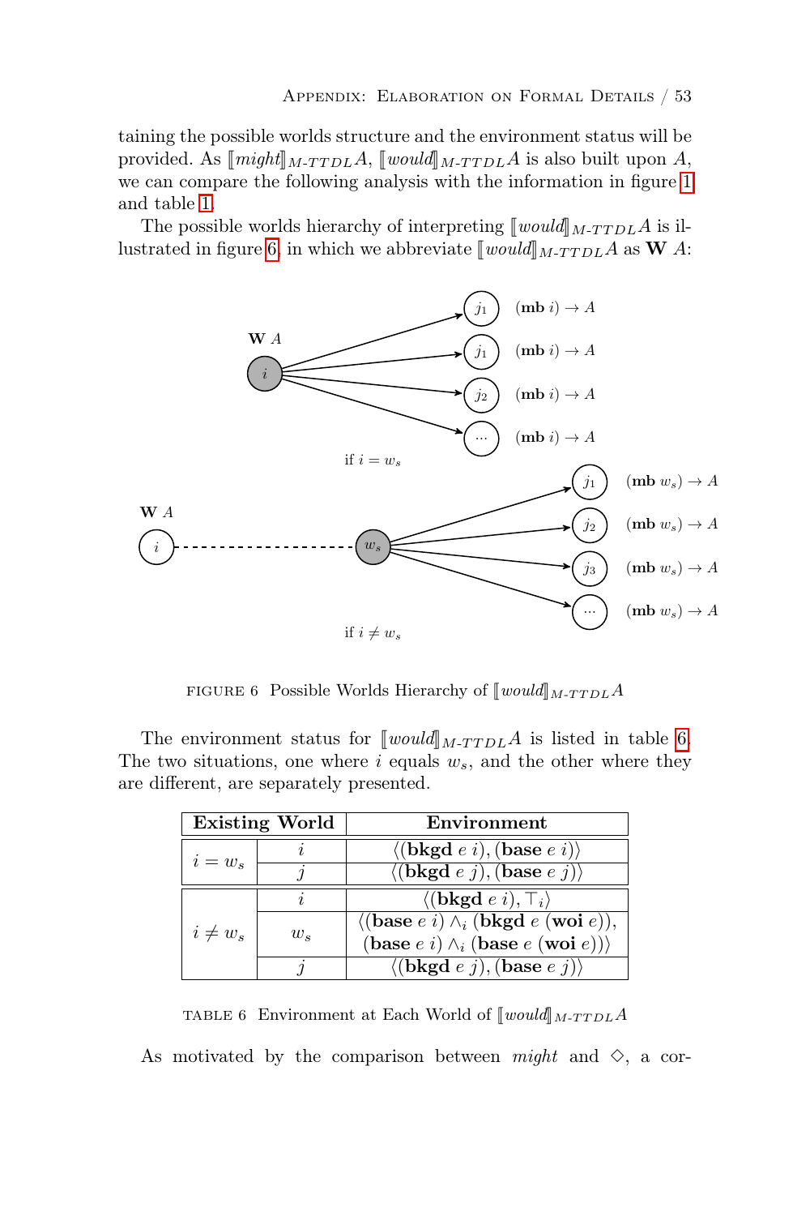taining the possible worlds structure and the environment status will be provided. As $[\![might]\!]_{M\text{-}TTDL}A$, $[\![would]\!]_{M\text{-}TTDL}A$ is also built upon $A$, we can compare the following analysis with the information in figure 1 and table 1.

The possible worlds hierarchy of interpreting $[\![would]\!]_{M\text{-}TTDL}A$ is illustrated in figure 6, in which we abbreviate $[\![would]\!]_{M\text{-}TTDL}A$ as $\mathbf{W}\ A$:

FIGURE 6 Possible Worlds Hierarchy of $[\![would]\!]_{M\text{-}TTDL}A$

The environment status for $[\![would]\!]_{M\text{-}TTDL}A$ is listed in table 6. The two situations, one where $i$ equals $w_s$, and the other where they are different, are separately presented.

| **Existing World** | | **Environment** |
|---|---|---|
| $i = w_s$ | $i$ | $\langle(\mathbf{bkgd}\ e\ i), (\mathbf{base}\ e\ i)\rangle$ |
| | $j$ | $\langle(\mathbf{bkgd}\ e\ j), (\mathbf{base}\ e\ j)\rangle$ |
| $i \neq w_s$ | $i$ | $\langle(\mathbf{bkgd}\ e\ i), \top_i\rangle$ |
| | $w_s$ | $\langle(\mathbf{base}\ e\ i) \wedge_i (\mathbf{bkgd}\ e\ (\mathbf{woi}\ e)),$ $(\mathbf{base}\ e\ i) \wedge_i (\mathbf{base}\ e\ (\mathbf{woi}\ e))\rangle$ |
| | $j$ | $\langle(\mathbf{bkgd}\ e\ j), (\mathbf{base}\ e\ j)\rangle$ |

TABLE 6 Environment at Each World of $[\![would]\!]_{M\text{-}TTDL}A$

As motivated by the comparison between *might* and $\Diamond$, a cor-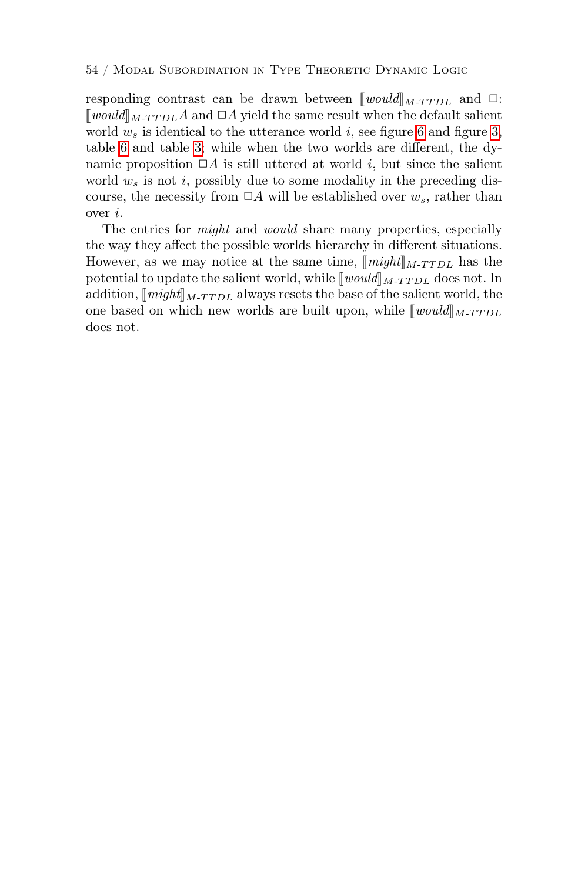responding contrast can be drawn between $[\![would]\!]_{M\text{-}TTDL}$ and $\Box$: $[\![would]\!]_{M\text{-}TTDL}A$ and $\Box A$ yield the same result when the default salient world $w_s$ is identical to the utterance world $i$, see figure 6 and figure 3, table 6 and table 3, while when the two worlds are different, the dynamic proposition $\Box A$ is still uttered at world $i$, but since the salient world $w_s$ is not $i$, possibly due to some modality in the preceding discourse, the necessity from $\Box A$ will be established over $w_s$, rather than over $i$.

The entries for *might* and *would* share many properties, especially the way they affect the possible worlds hierarchy in different situations. However, as we may notice at the same time, $[\![might]\!]_{M\text{-}TTDL}$ has the potential to update the salient world, while $[\![would]\!]_{M\text{-}TTDL}$ does not. In addition, $[\![might]\!]_{M\text{-}TTDL}$ always resets the base of the salient world, the one based on which new worlds are built upon, while $[\![would]\!]_{M\text{-}TTDL}$ does not.